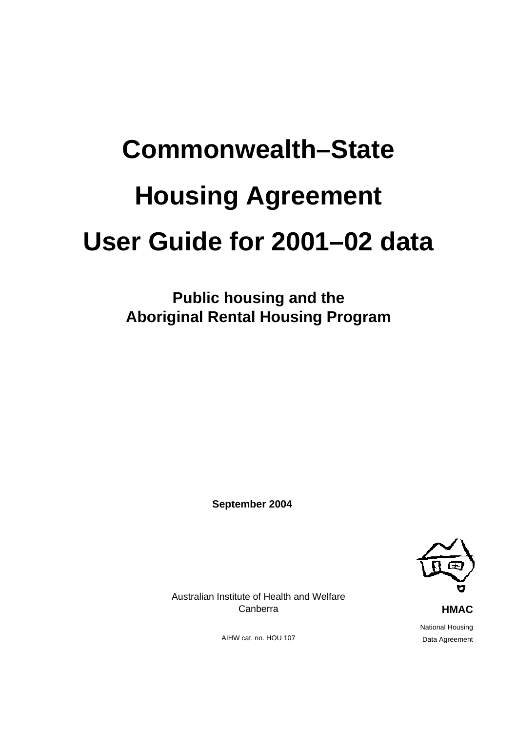# Commonwealth–State Housing Agreement User Guide for 2001–02 data

## Public housing and the Aboriginal Rental Housing Program

**September 2004**

Australian Institute of Health and Welfare
Canberra

AIHW cat. no. HOU 107

**HMAC**

National Housing
Data Agreement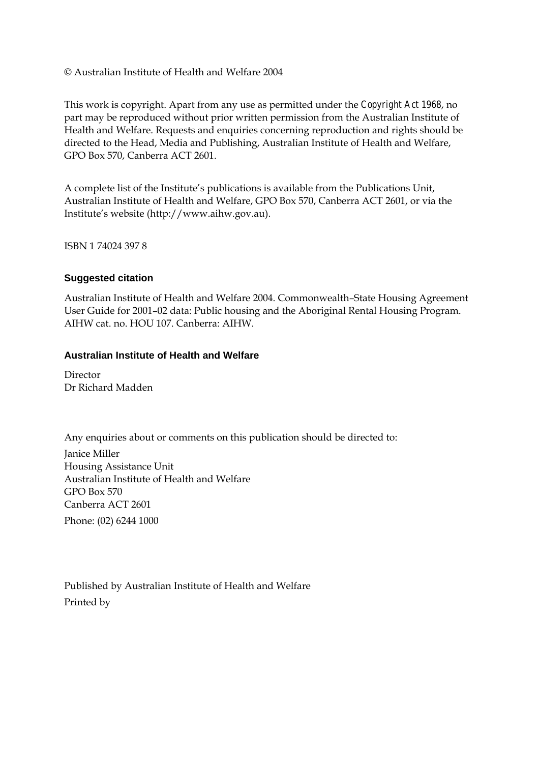© Australian Institute of Health and Welfare 2004

This work is copyright. Apart from any use as permitted under the *Copyright Act 1968*, no part may be reproduced without prior written permission from the Australian Institute of Health and Welfare. Requests and enquiries concerning reproduction and rights should be directed to the Head, Media and Publishing, Australian Institute of Health and Welfare, GPO Box 570, Canberra ACT 2601.

A complete list of the Institute's publications is available from the Publications Unit, Australian Institute of Health and Welfare, GPO Box 570, Canberra ACT 2601, or via the Institute's website (http://www.aihw.gov.au).

ISBN 1 74024 397 8

**Suggested citation**

Australian Institute of Health and Welfare 2004. Commonwealth–State Housing Agreement User Guide for 2001–02 data: Public housing and the Aboriginal Rental Housing Program. AIHW cat. no. HOU 107. Canberra: AIHW.

**Australian Institute of Health and Welfare**

Director
Dr Richard Madden

Any enquiries about or comments on this publication should be directed to:

Janice Miller
Housing Assistance Unit
Australian Institute of Health and Welfare
GPO Box 570
Canberra ACT 2601
Phone: (02) 6244 1000

Published by Australian Institute of Health and Welfare
Printed by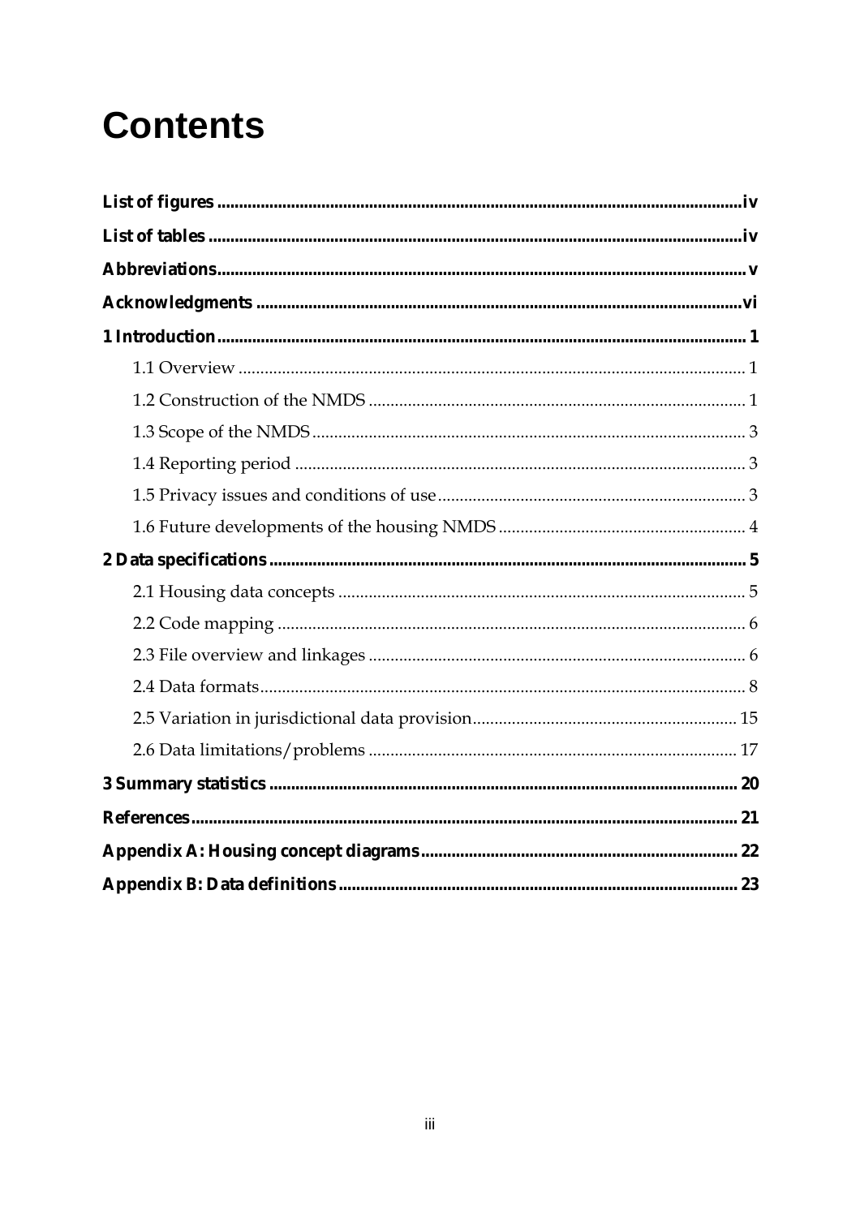# Contents

**List of figures** .......... iv

**List of tables** .......... iv

**Abbreviations** .......... v

**Acknowledgments** .......... vi

**1 Introduction** .......... 1

- 1.1 Overview .......... 1
- 1.2 Construction of the NMDS .......... 1
- 1.3 Scope of the NMDS .......... 3
- 1.4 Reporting period .......... 3
- 1.5 Privacy issues and conditions of use .......... 3
- 1.6 Future developments of the housing NMDS .......... 4

**2 Data specifications** .......... 5

- 2.1 Housing data concepts .......... 5
- 2.2 Code mapping .......... 6
- 2.3 File overview and linkages .......... 6
- 2.4 Data formats .......... 8
- 2.5 Variation in jurisdictional data provision .......... 15
- 2.6 Data limitations/problems .......... 17

**3 Summary statistics** .......... 20

**References** .......... 21

**Appendix A: Housing concept diagrams** .......... 22

**Appendix B: Data definitions** .......... 23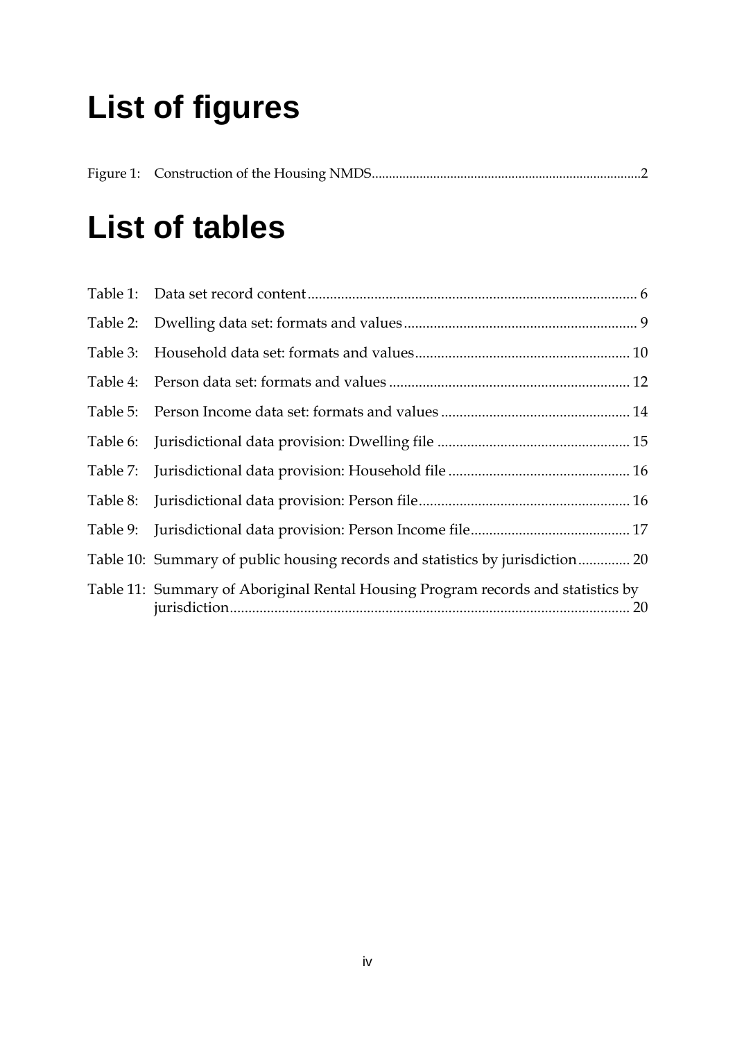# List of figures

Figure 1: Construction of the Housing NMDS.....2

# List of tables

Table 1: Data set record content..... 6

Table 2: Dwelling data set: formats and values..... 9

Table 3: Household data set: formats and values..... 10

Table 4: Person data set: formats and values..... 12

Table 5: Person Income data set: formats and values..... 14

Table 6: Jurisdictional data provision: Dwelling file..... 15

Table 7: Jurisdictional data provision: Household file..... 16

Table 8: Jurisdictional data provision: Person file..... 16

Table 9: Jurisdictional data provision: Person Income file..... 17

Table 10: Summary of public housing records and statistics by jurisdiction..... 20

Table 11: Summary of Aboriginal Rental Housing Program records and statistics by jurisdiction..... 20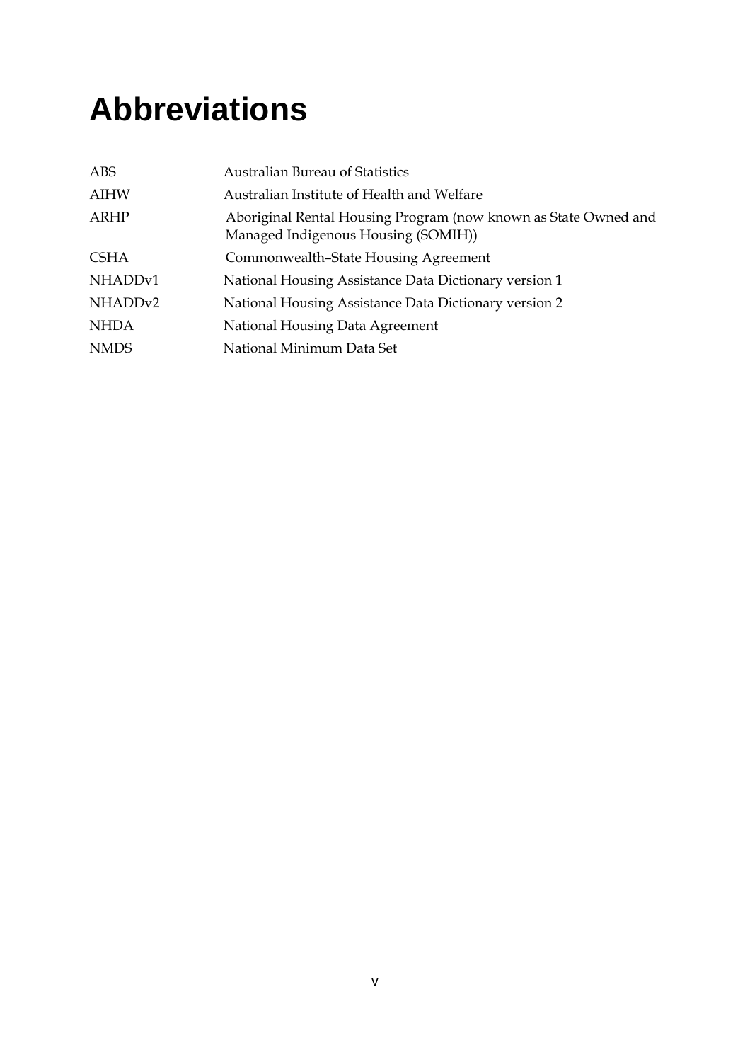# Abbreviations

| | |
|---|---|
| ABS | Australian Bureau of Statistics |
| AIHW | Australian Institute of Health and Welfare |
| ARHP | Aboriginal Rental Housing Program (now known as State Owned and Managed Indigenous Housing (SOMIH)) |
| CSHA | Commonwealth–State Housing Agreement |
| NHADDv1 | National Housing Assistance Data Dictionary version 1 |
| NHADDv2 | National Housing Assistance Data Dictionary version 2 |
| NHDA | National Housing Data Agreement |
| NMDS | National Minimum Data Set |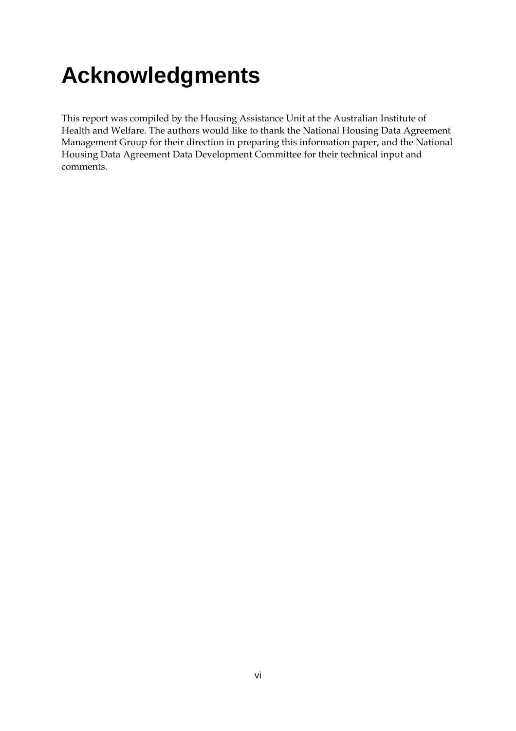# Acknowledgments

This report was compiled by the Housing Assistance Unit at the Australian Institute of Health and Welfare. The authors would like to thank the National Housing Data Agreement Management Group for their direction in preparing this information paper, and the National Housing Data Agreement Data Development Committee for their technical input and comments.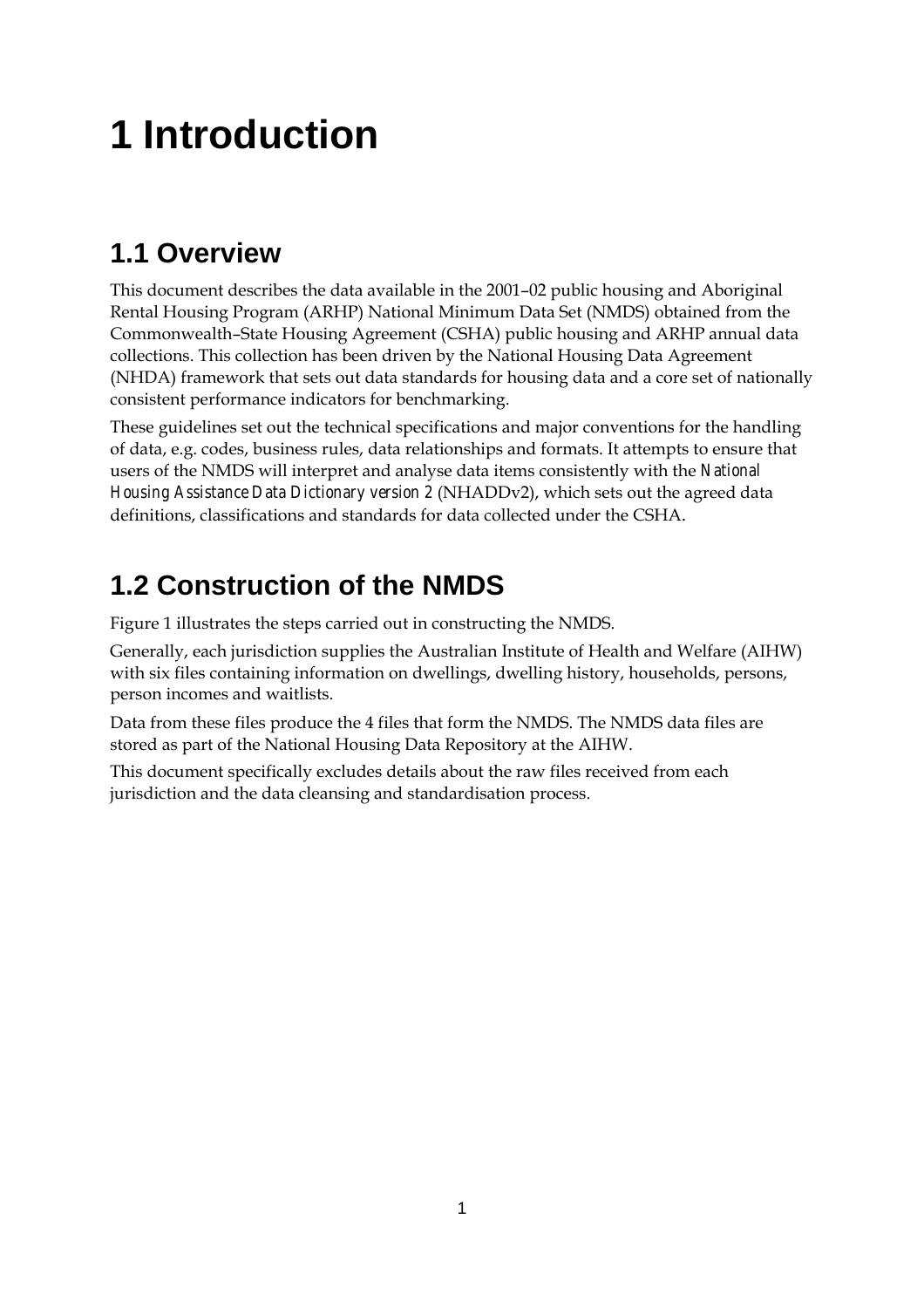# 1 Introduction

## 1.1 Overview

This document describes the data available in the 2001–02 public housing and Aboriginal Rental Housing Program (ARHP) National Minimum Data Set (NMDS) obtained from the Commonwealth–State Housing Agreement (CSHA) public housing and ARHP annual data collections. This collection has been driven by the National Housing Data Agreement (NHDA) framework that sets out data standards for housing data and a core set of nationally consistent performance indicators for benchmarking.

These guidelines set out the technical specifications and major conventions for the handling of data, e.g. codes, business rules, data relationships and formats. It attempts to ensure that users of the NMDS will interpret and analyse data items consistently with the *National Housing Assistance Data Dictionary version 2* (NHADDv2), which sets out the agreed data definitions, classifications and standards for data collected under the CSHA.

## 1.2 Construction of the NMDS

Figure 1 illustrates the steps carried out in constructing the NMDS.

Generally, each jurisdiction supplies the Australian Institute of Health and Welfare (AIHW) with six files containing information on dwellings, dwelling history, households, persons, person incomes and waitlists.

Data from these files produce the 4 files that form the NMDS. The NMDS data files are stored as part of the National Housing Data Repository at the AIHW.

This document specifically excludes details about the raw files received from each jurisdiction and the data cleansing and standardisation process.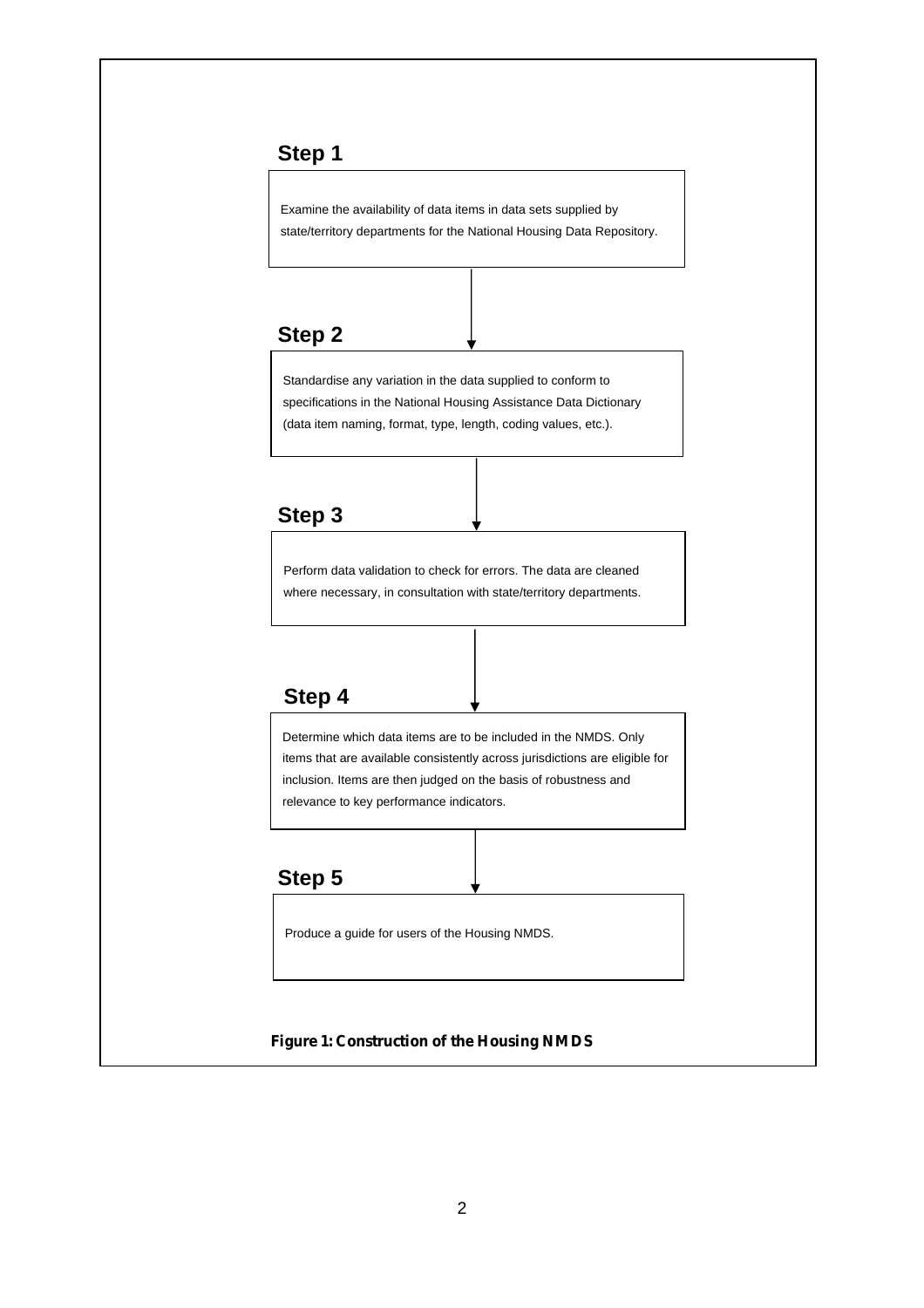**Step 1**

Examine the availability of data items in data sets supplied by state/territory departments for the National Housing Data Repository.

↓

**Step 2**

Standardise any variation in the data supplied to conform to specifications in the National Housing Assistance Data Dictionary (data item naming, format, type, length, coding values, etc.).

↓

**Step 3**

Perform data validation to check for errors. The data are cleaned where necessary, in consultation with state/territory departments.

↓

**Step 4**

Determine which data items are to be included in the NMDS. Only items that are available consistently across jurisdictions are eligible for inclusion. Items are then judged on the basis of robustness and relevance to key performance indicators.

↓

**Step 5**

Produce a guide for users of the Housing NMDS.

**Figure 1: Construction of the Housing NMDS**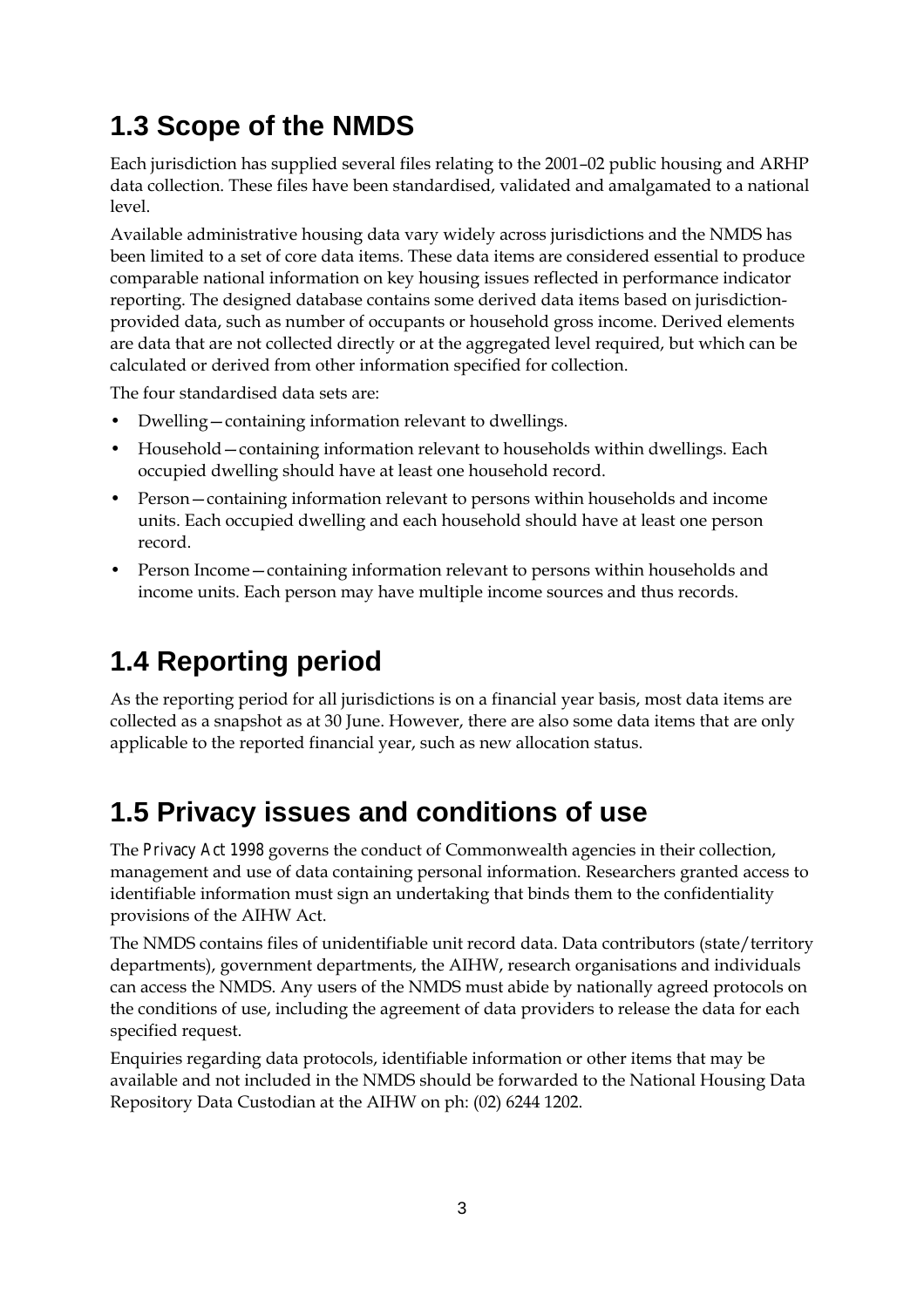## 1.3 Scope of the NMDS

Each jurisdiction has supplied several files relating to the 2001–02 public housing and ARHP data collection. These files have been standardised, validated and amalgamated to a national level.

Available administrative housing data vary widely across jurisdictions and the NMDS has been limited to a set of core data items. These data items are considered essential to produce comparable national information on key housing issues reflected in performance indicator reporting. The designed database contains some derived data items based on jurisdiction-provided data, such as number of occupants or household gross income. Derived elements are data that are not collected directly or at the aggregated level required, but which can be calculated or derived from other information specified for collection.

The four standardised data sets are:

- Dwelling—containing information relevant to dwellings.
- Household—containing information relevant to households within dwellings. Each occupied dwelling should have at least one household record.
- Person—containing information relevant to persons within households and income units. Each occupied dwelling and each household should have at least one person record.
- Person Income—containing information relevant to persons within households and income units. Each person may have multiple income sources and thus records.

## 1.4 Reporting period

As the reporting period for all jurisdictions is on a financial year basis, most data items are collected as a snapshot as at 30 June. However, there are also some data items that are only applicable to the reported financial year, such as new allocation status.

## 1.5 Privacy issues and conditions of use

The *Privacy Act 1998* governs the conduct of Commonwealth agencies in their collection, management and use of data containing personal information. Researchers granted access to identifiable information must sign an undertaking that binds them to the confidentiality provisions of the AIHW Act.

The NMDS contains files of unidentifiable unit record data. Data contributors (state/territory departments), government departments, the AIHW, research organisations and individuals can access the NMDS. Any users of the NMDS must abide by nationally agreed protocols on the conditions of use, including the agreement of data providers to release the data for each specified request.

Enquiries regarding data protocols, identifiable information or other items that may be available and not included in the NMDS should be forwarded to the National Housing Data Repository Data Custodian at the AIHW on ph: (02) 6244 1202.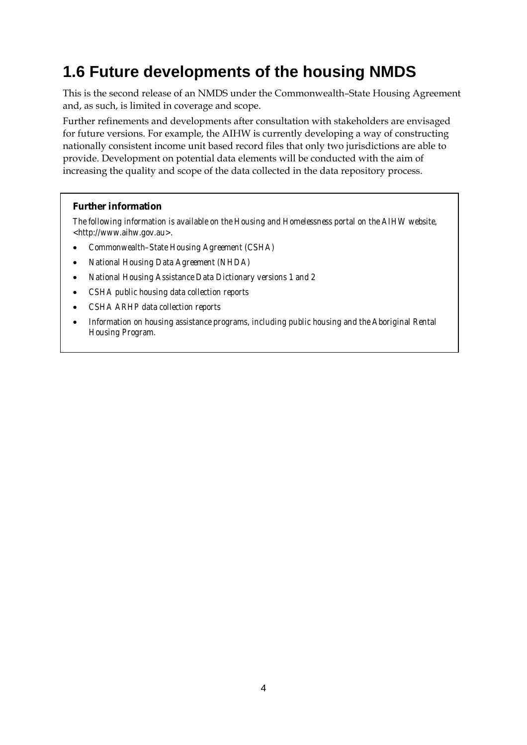## 1.6 Future developments of the housing NMDS

This is the second release of an NMDS under the Commonwealth–State Housing Agreement and, as such, is limited in coverage and scope.

Further refinements and developments after consultation with stakeholders are envisaged for future versions. For example, the AIHW is currently developing a way of constructing nationally consistent income unit based record files that only two jurisdictions are able to provide. Development on potential data elements will be conducted with the aim of increasing the quality and scope of the data collected in the data repository process.

**Further information**

*The following information is available on the Housing and Homelessness portal on the AIHW website, <http://www.aihw.gov.au>.*

- *Commonwealth–State Housing Agreement (CSHA)*
- *National Housing Data Agreement (NHDA)*
- *National Housing Assistance Data Dictionary versions 1 and 2*
- *CSHA public housing data collection reports*
- *CSHA ARHP data collection reports*
- *Information on housing assistance programs, including public housing and the Aboriginal Rental Housing Program.*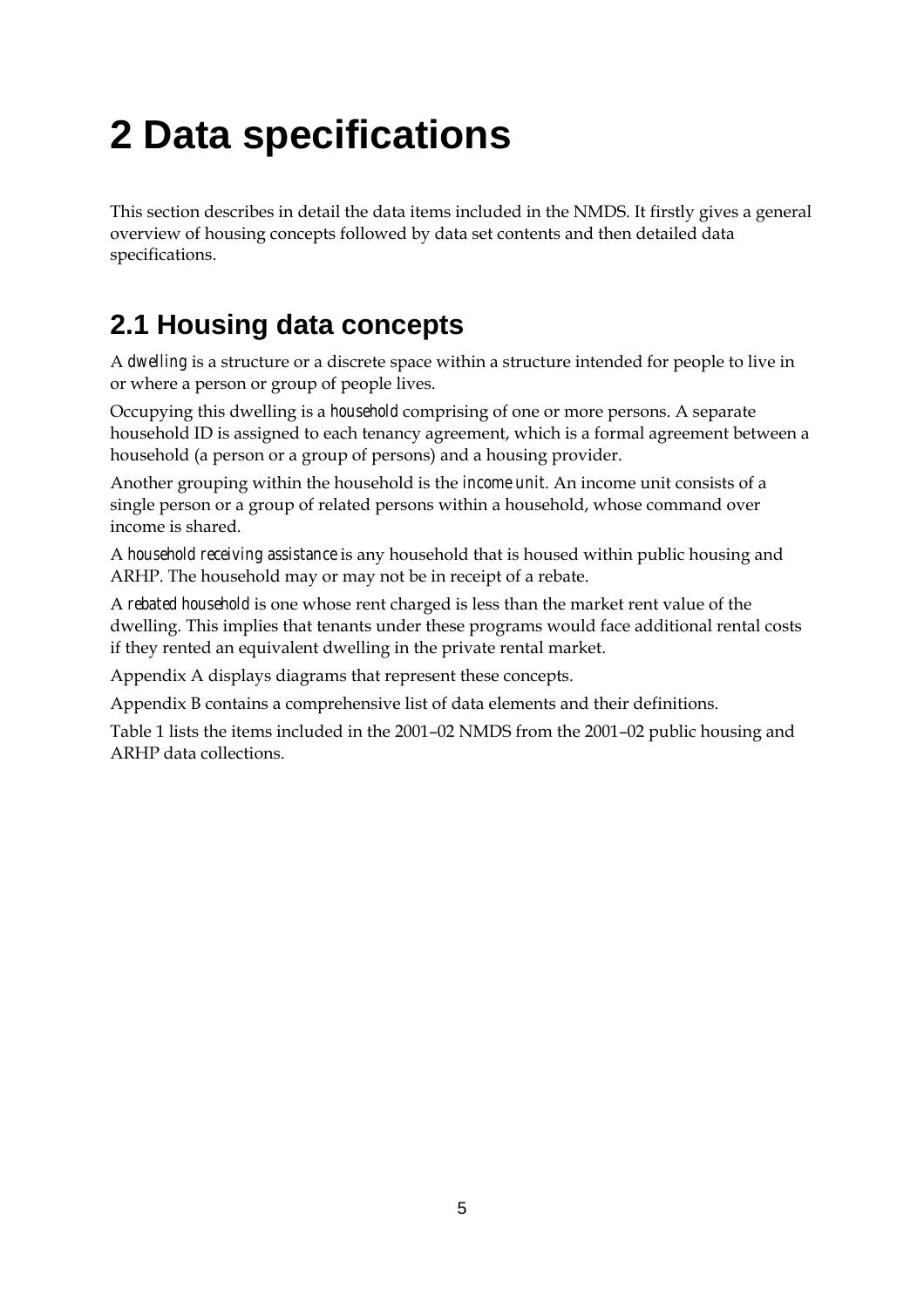# 2 Data specifications

This section describes in detail the data items included in the NMDS. It firstly gives a general overview of housing concepts followed by data set contents and then detailed data specifications.

## 2.1 Housing data concepts

A *dwelling* is a structure or a discrete space within a structure intended for people to live in or where a person or group of people lives.

Occupying this dwelling is a *household* comprising of one or more persons. A separate household ID is assigned to each tenancy agreement, which is a formal agreement between a household (a person or a group of persons) and a housing provider.

Another grouping within the household is the *income unit*. An income unit consists of a single person or a group of related persons within a household, whose command over income is shared.

A *household receiving assistance* is any household that is housed within public housing and ARHP. The household may or may not be in receipt of a rebate.

A *rebated household* is one whose rent charged is less than the market rent value of the dwelling. This implies that tenants under these programs would face additional rental costs if they rented an equivalent dwelling in the private rental market.

Appendix A displays diagrams that represent these concepts.

Appendix B contains a comprehensive list of data elements and their definitions.

Table 1 lists the items included in the 2001–02 NMDS from the 2001–02 public housing and ARHP data collections.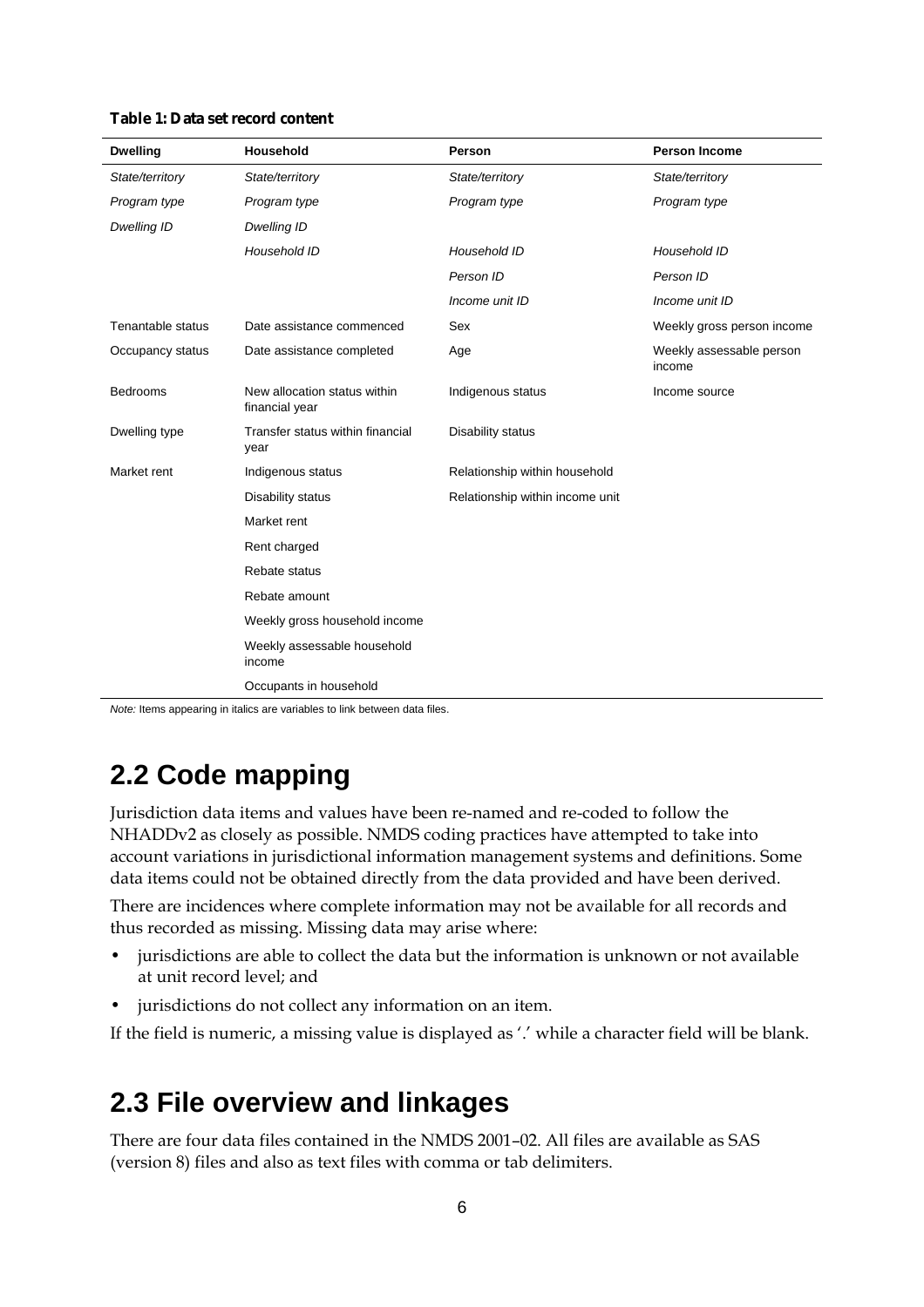**Table 1: Data set record content**

| Dwelling | Household | Person | Person Income |
|---|---|---|---|
| *State/territory* | *State/territory* | *State/territory* | *State/territory* |
| *Program type* | *Program type* | *Program type* | *Program type* |
| *Dwelling ID* | *Dwelling ID* | | |
| | *Household ID* | *Household ID* | *Household ID* |
| | | *Person ID* | *Person ID* |
| | | *Income unit ID* | *Income unit ID* |
| Tenantable status | Date assistance commenced | Sex | Weekly gross person income |
| Occupancy status | Date assistance completed | Age | Weekly assessable person income |
| Bedrooms | New allocation status within financial year | Indigenous status | Income source |
| Dwelling type | Transfer status within financial year | Disability status | |
| Market rent | Indigenous status | Relationship within household | |
| | Disability status | Relationship within income unit | |
| | Market rent | | |
| | Rent charged | | |
| | Rebate status | | |
| | Rebate amount | | |
| | Weekly gross household income | | |
| | Weekly assessable household income | | |
| | Occupants in household | | |

*Note:* Items appearing in italics are variables to link between data files.

## 2.2 Code mapping

Jurisdiction data items and values have been re-named and re-coded to follow the NHADDv2 as closely as possible. NMDS coding practices have attempted to take into account variations in jurisdictional information management systems and definitions. Some data items could not be obtained directly from the data provided and have been derived.

There are incidences where complete information may not be available for all records and thus recorded as missing. Missing data may arise where:

- jurisdictions are able to collect the data but the information is unknown or not available at unit record level; and
- jurisdictions do not collect any information on an item.

If the field is numeric, a missing value is displayed as '.' while a character field will be blank.

## 2.3 File overview and linkages

There are four data files contained in the NMDS 2001–02. All files are available as SAS (version 8) files and also as text files with comma or tab delimiters.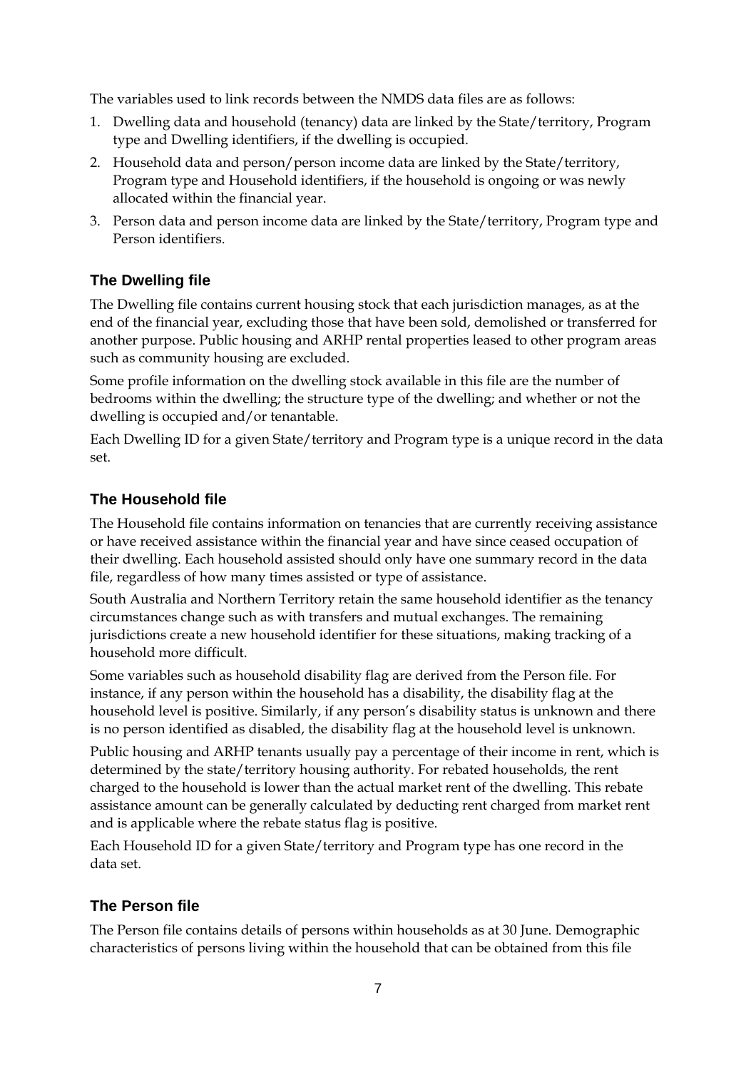The variables used to link records between the NMDS data files are as follows:

1. Dwelling data and household (tenancy) data are linked by the State/territory, Program type and Dwelling identifiers, if the dwelling is occupied.
2. Household data and person/person income data are linked by the State/territory, Program type and Household identifiers, if the household is ongoing or was newly allocated within the financial year.
3. Person data and person income data are linked by the State/territory, Program type and Person identifiers.

### The Dwelling file

The Dwelling file contains current housing stock that each jurisdiction manages, as at the end of the financial year, excluding those that have been sold, demolished or transferred for another purpose. Public housing and ARHP rental properties leased to other program areas such as community housing are excluded.

Some profile information on the dwelling stock available in this file are the number of bedrooms within the dwelling; the structure type of the dwelling; and whether or not the dwelling is occupied and/or tenantable.

Each Dwelling ID for a given State/territory and Program type is a unique record in the data set.

### The Household file

The Household file contains information on tenancies that are currently receiving assistance or have received assistance within the financial year and have since ceased occupation of their dwelling. Each household assisted should only have one summary record in the data file, regardless of how many times assisted or type of assistance.

South Australia and Northern Territory retain the same household identifier as the tenancy circumstances change such as with transfers and mutual exchanges. The remaining jurisdictions create a new household identifier for these situations, making tracking of a household more difficult.

Some variables such as household disability flag are derived from the Person file. For instance, if any person within the household has a disability, the disability flag at the household level is positive. Similarly, if any person's disability status is unknown and there is no person identified as disabled, the disability flag at the household level is unknown.

Public housing and ARHP tenants usually pay a percentage of their income in rent, which is determined by the state/territory housing authority. For rebated households, the rent charged to the household is lower than the actual market rent of the dwelling. This rebate assistance amount can be generally calculated by deducting rent charged from market rent and is applicable where the rebate status flag is positive.

Each Household ID for a given State/territory and Program type has one record in the data set.

### The Person file

The Person file contains details of persons within households as at 30 June. Demographic characteristics of persons living within the household that can be obtained from this file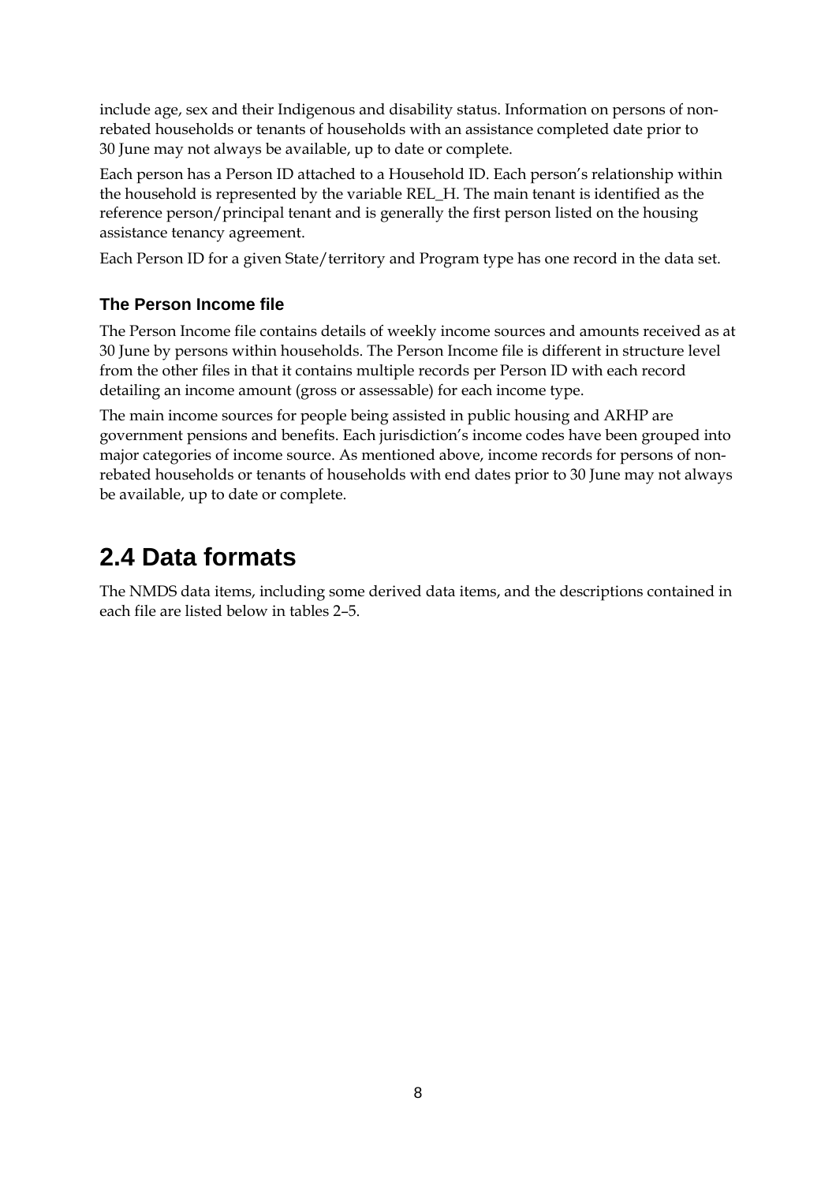include age, sex and their Indigenous and disability status. Information on persons of non-rebated households or tenants of households with an assistance completed date prior to 30 June may not always be available, up to date or complete.

Each person has a Person ID attached to a Household ID. Each person's relationship within the household is represented by the variable REL_H. The main tenant is identified as the reference person/principal tenant and is generally the first person listed on the housing assistance tenancy agreement.

Each Person ID for a given State/territory and Program type has one record in the data set.

### The Person Income file

The Person Income file contains details of weekly income sources and amounts received as at 30 June by persons within households. The Person Income file is different in structure level from the other files in that it contains multiple records per Person ID with each record detailing an income amount (gross or assessable) for each income type.

The main income sources for people being assisted in public housing and ARHP are government pensions and benefits. Each jurisdiction's income codes have been grouped into major categories of income source. As mentioned above, income records for persons of non-rebated households or tenants of households with end dates prior to 30 June may not always be available, up to date or complete.

## 2.4 Data formats

The NMDS data items, including some derived data items, and the descriptions contained in each file are listed below in tables 2–5.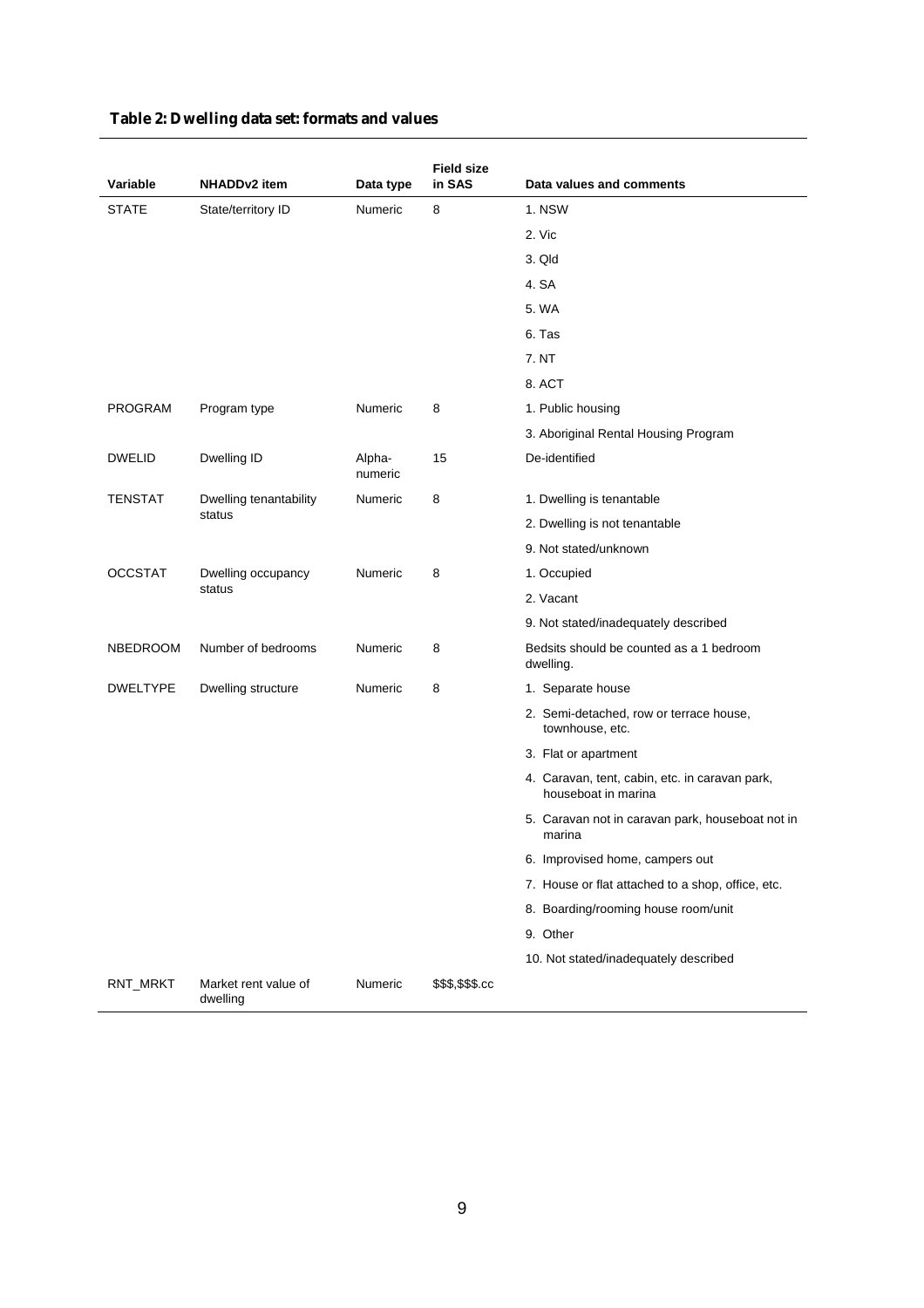**Table 2: Dwelling data set: formats and values**

| Variable | NHADDv2 item | Data type | Field size in SAS | Data values and comments |
|---|---|---|---|---|
| STATE | State/territory ID | Numeric | 8 | 1. NSW |
| | | | | 2. Vic |
| | | | | 3. Qld |
| | | | | 4. SA |
| | | | | 5. WA |
| | | | | 6. Tas |
| | | | | 7. NT |
| | | | | 8. ACT |
| PROGRAM | Program type | Numeric | 8 | 1. Public housing |
| | | | | 3. Aboriginal Rental Housing Program |
| DWELID | Dwelling ID | Alpha-numeric | 15 | De-identified |
| TENSTAT | Dwelling tenantability status | Numeric | 8 | 1. Dwelling is tenantable |
| | | | | 2. Dwelling is not tenantable |
| | | | | 9. Not stated/unknown |
| OCCSTAT | Dwelling occupancy status | Numeric | 8 | 1. Occupied |
| | | | | 2. Vacant |
| | | | | 9. Not stated/inadequately described |
| NBEDROOM | Number of bedrooms | Numeric | 8 | Bedsits should be counted as a 1 bedroom dwelling. |
| DWELTYPE | Dwelling structure | Numeric | 8 | 1. Separate house |
| | | | | 2. Semi-detached, row or terrace house, townhouse, etc. |
| | | | | 3. Flat or apartment |
| | | | | 4. Caravan, tent, cabin, etc. in caravan park, houseboat in marina |
| | | | | 5. Caravan not in caravan park, houseboat not in marina |
| | | | | 6. Improvised home, campers out |
| | | | | 7. House or flat attached to a shop, office, etc. |
| | | | | 8. Boarding/rooming house room/unit |
| | | | | 9. Other |
| | | | | 10. Not stated/inadequately described |
| RNT_MRKT | Market rent value of dwelling | Numeric | $$$,$$$.cc | |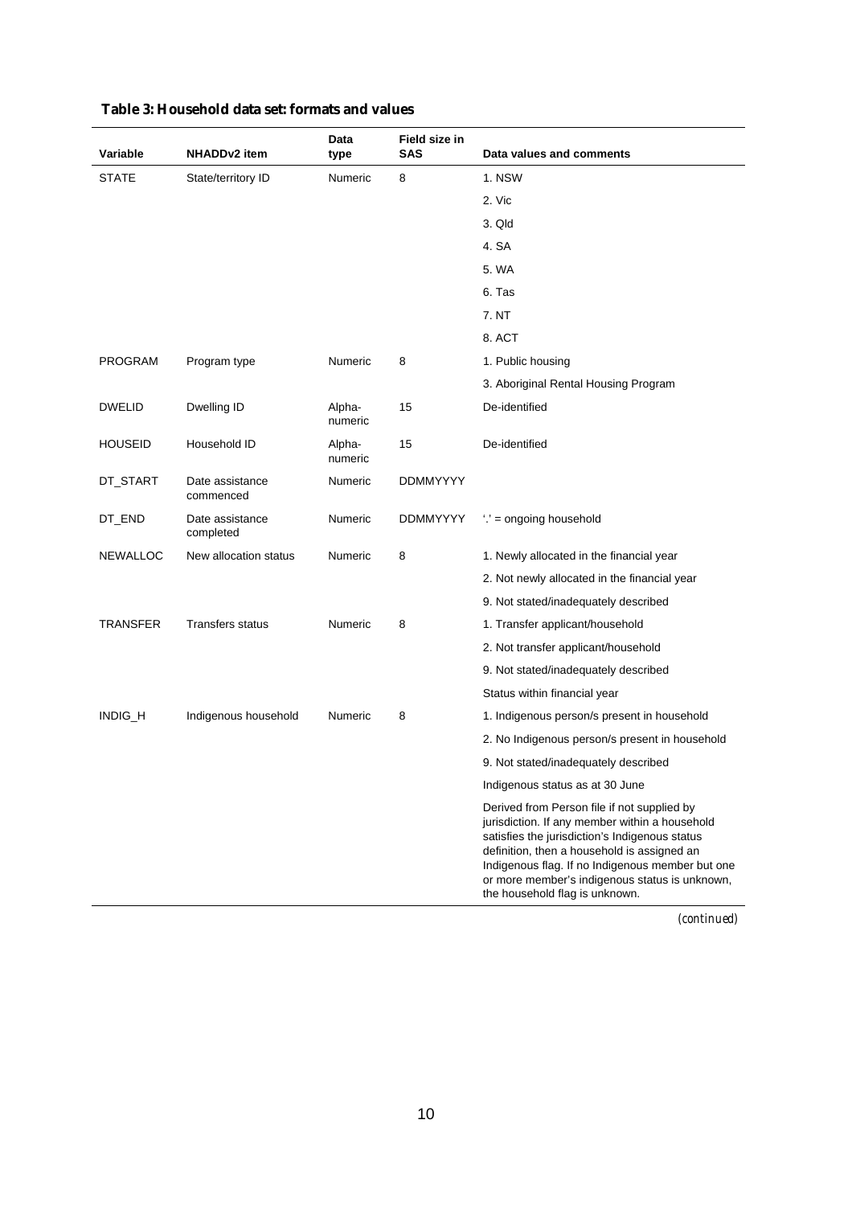**Table 3: Household data set: formats and values**

| Variable | NHADDv2 item | Data type | Field size in SAS | Data values and comments |
|---|---|---|---|---|
| STATE | State/territory ID | Numeric | 8 | 1. NSW |
| | | | | 2. Vic |
| | | | | 3. Qld |
| | | | | 4. SA |
| | | | | 5. WA |
| | | | | 6. Tas |
| | | | | 7. NT |
| | | | | 8. ACT |
| PROGRAM | Program type | Numeric | 8 | 1. Public housing |
| | | | | 3. Aboriginal Rental Housing Program |
| DWELID | Dwelling ID | Alpha-numeric | 15 | De-identified |
| HOUSEID | Household ID | Alpha-numeric | 15 | De-identified |
| DT_START | Date assistance commenced | Numeric | DDMMYYYY | |
| DT_END | Date assistance completed | Numeric | DDMMYYYY | '.' = ongoing household |
| NEWALLOC | New allocation status | Numeric | 8 | 1. Newly allocated in the financial year |
| | | | | 2. Not newly allocated in the financial year |
| | | | | 9. Not stated/inadequately described |
| TRANSFER | Transfers status | Numeric | 8 | 1. Transfer applicant/household |
| | | | | 2. Not transfer applicant/household |
| | | | | 9. Not stated/inadequately described |
| | | | | Status within financial year |
| INDIG_H | Indigenous household | Numeric | 8 | 1. Indigenous person/s present in household |
| | | | | 2. No Indigenous person/s present in household |
| | | | | 9. Not stated/inadequately described |
| | | | | Indigenous status as at 30 June |
| | | | | Derived from Person file if not supplied by jurisdiction. If any member within a household satisfies the jurisdiction's Indigenous status definition, then a household is assigned an Indigenous flag. If no Indigenous member but one or more member's indigenous status is unknown, the household flag is unknown. |

*(continued)*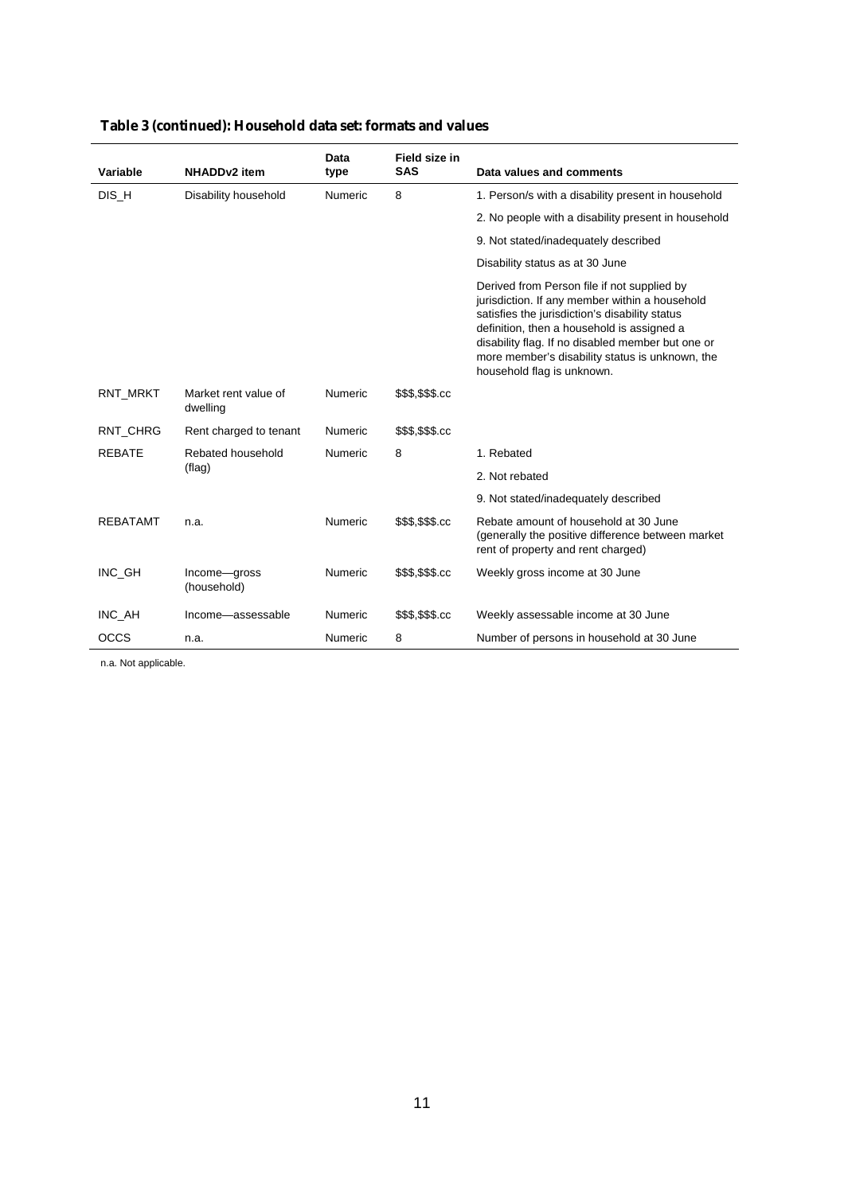**Table 3 (continued): Household data set: formats and values**

| Variable | NHADDv2 item | Data type | Field size in SAS | Data values and comments |
|---|---|---|---|---|
| DIS_H | Disability household | Numeric | 8 | 1. Person/s with a disability present in household |
| | | | | 2. No people with a disability present in household |
| | | | | 9. Not stated/inadequately described |
| | | | | Disability status as at 30 June |
| | | | | Derived from Person file if not supplied by jurisdiction. If any member within a household satisfies the jurisdiction's disability status definition, then a household is assigned a disability flag. If no disabled member but one or more member's disability status is unknown, the household flag is unknown. |
| RNT_MRKT | Market rent value of dwelling | Numeric | $$$,$$$.cc | |
| RNT_CHRG | Rent charged to tenant | Numeric | $$$,$$$.cc | |
| REBATE | Rebated household (flag) | Numeric | 8 | 1. Rebated |
| | | | | 2. Not rebated |
| | | | | 9. Not stated/inadequately described |
| REBATAMT | n.a. | Numeric | $$$,$$$.cc | Rebate amount of household at 30 June (generally the positive difference between market rent of property and rent charged) |
| INC_GH | Income—gross (household) | Numeric | $$$,$$$.cc | Weekly gross income at 30 June |
| INC_AH | Income—assessable | Numeric | $$$,$$$.cc | Weekly assessable income at 30 June |
| OCCS | n.a. | Numeric | 8 | Number of persons in household at 30 June |

n.a. Not applicable.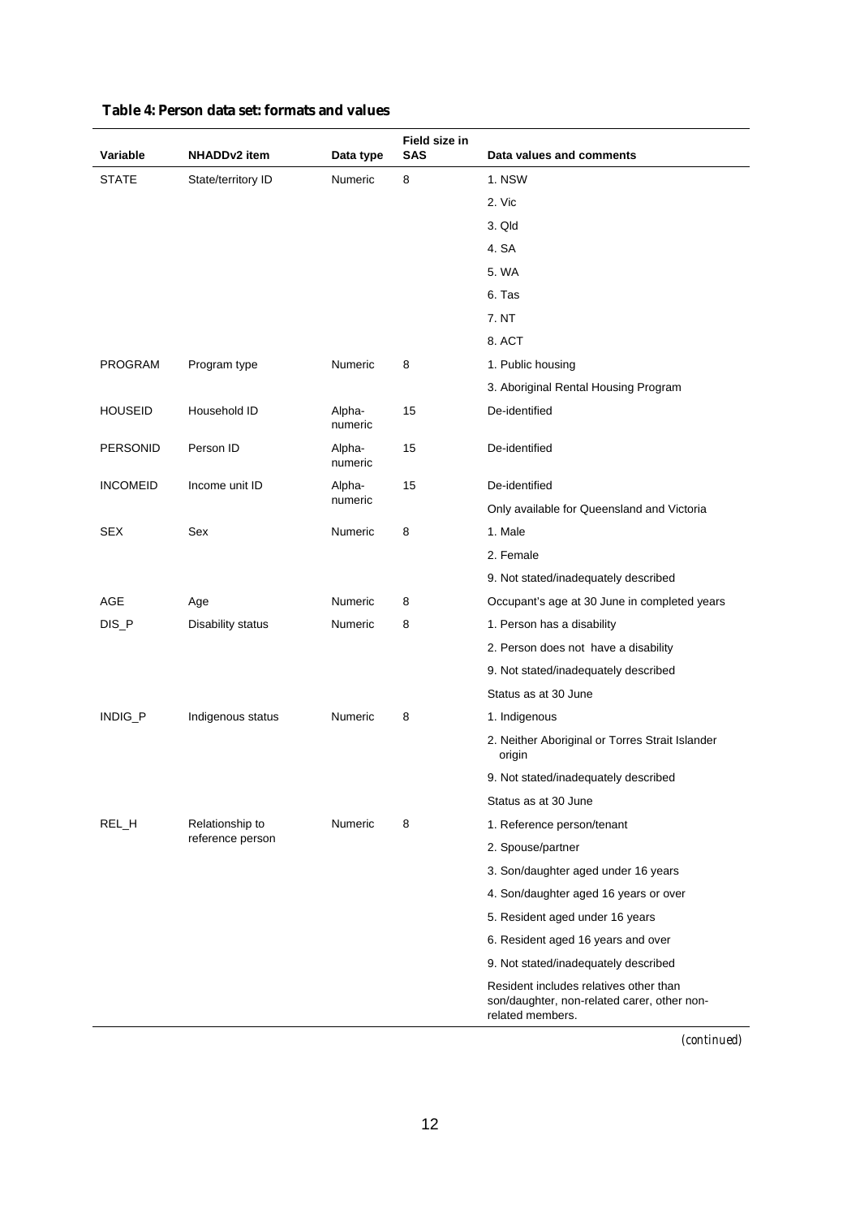**Table 4: Person data set: formats and values**

| Variable | NHADDv2 item | Data type | Field size in SAS | Data values and comments |
|---|---|---|---|---|
| STATE | State/territory ID | Numeric | 8 | 1. NSW |
| | | | | 2. Vic |
| | | | | 3. Qld |
| | | | | 4. SA |
| | | | | 5. WA |
| | | | | 6. Tas |
| | | | | 7. NT |
| | | | | 8. ACT |
| PROGRAM | Program type | Numeric | 8 | 1. Public housing |
| | | | | 3. Aboriginal Rental Housing Program |
| HOUSEID | Household ID | Alpha-numeric | 15 | De-identified |
| PERSONID | Person ID | Alpha-numeric | 15 | De-identified |
| INCOMEID | Income unit ID | Alpha-numeric | 15 | De-identified |
| | | | | Only available for Queensland and Victoria |
| SEX | Sex | Numeric | 8 | 1. Male |
| | | | | 2. Female |
| | | | | 9. Not stated/inadequately described |
| AGE | Age | Numeric | 8 | Occupant's age at 30 June in completed years |
| DIS_P | Disability status | Numeric | 8 | 1. Person has a disability |
| | | | | 2. Person does not have a disability |
| | | | | 9. Not stated/inadequately described |
| | | | | Status as at 30 June |
| INDIG_P | Indigenous status | Numeric | 8 | 1. Indigenous |
| | | | | 2. Neither Aboriginal or Torres Strait Islander origin |
| | | | | 9. Not stated/inadequately described |
| | | | | Status as at 30 June |
| REL_H | Relationship to reference person | Numeric | 8 | 1. Reference person/tenant |
| | | | | 2. Spouse/partner |
| | | | | 3. Son/daughter aged under 16 years |
| | | | | 4. Son/daughter aged 16 years or over |
| | | | | 5. Resident aged under 16 years |
| | | | | 6. Resident aged 16 years and over |
| | | | | 9. Not stated/inadequately described |
| | | | | Resident includes relatives other than son/daughter, non-related carer, other non-related members. |

*(continued)*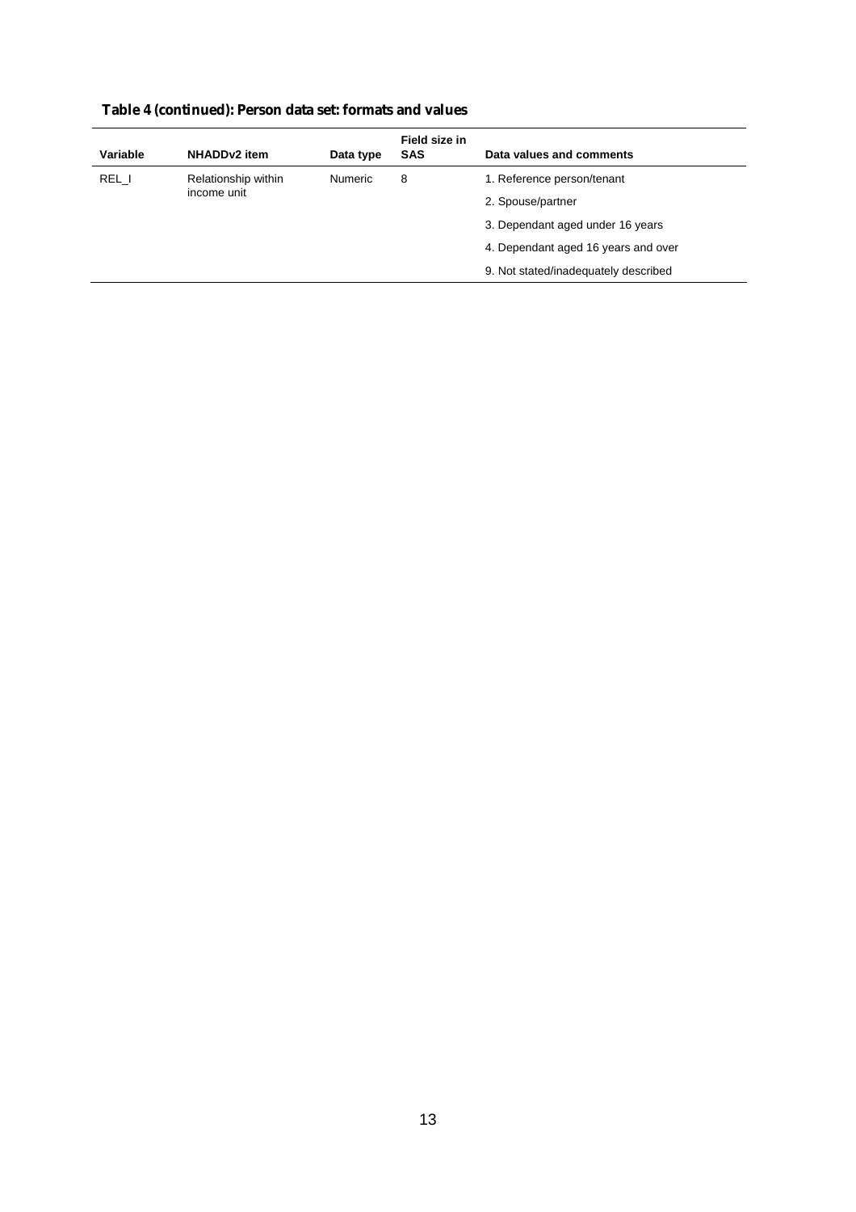**Table 4 (continued): Person data set: formats and values**

| Variable | NHADDv2 item | Data type | Field size in SAS | Data values and comments |
|---|---|---|---|---|
| REL_I | Relationship within income unit | Numeric | 8 | 1. Reference person/tenant |
| | | | | 2. Spouse/partner |
| | | | | 3. Dependant aged under 16 years |
| | | | | 4. Dependant aged 16 years and over |
| | | | | 9. Not stated/inadequately described |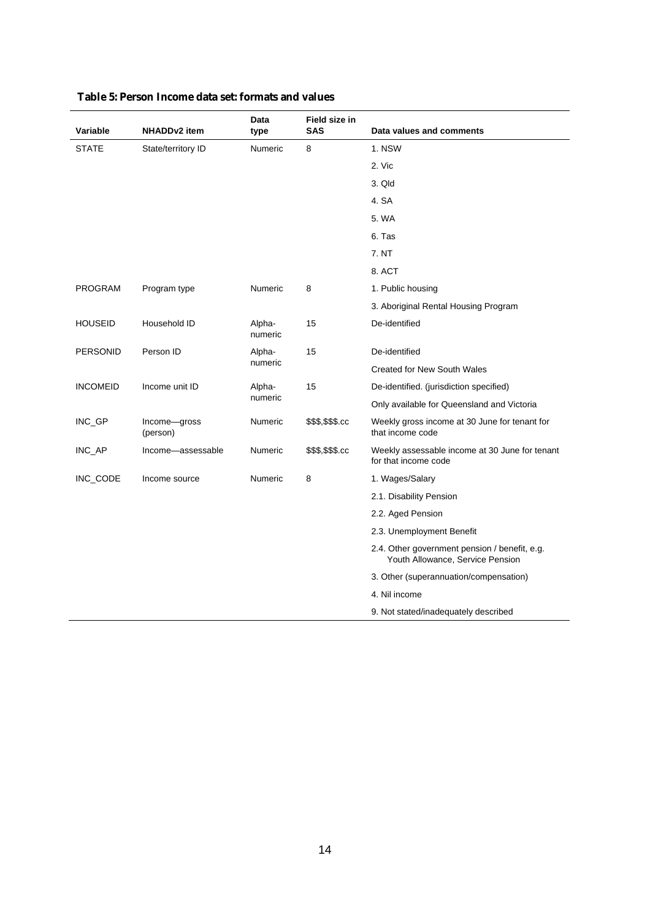**Table 5: Person Income data set: formats and values**

| Variable | NHADDv2 item | Data type | Field size in SAS | Data values and comments |
|---|---|---|---|---|
| STATE | State/territory ID | Numeric | 8 | 1. NSW |
| | | | | 2. Vic |
| | | | | 3. Qld |
| | | | | 4. SA |
| | | | | 5. WA |
| | | | | 6. Tas |
| | | | | 7. NT |
| | | | | 8. ACT |
| PROGRAM | Program type | Numeric | 8 | 1. Public housing |
| | | | | 3. Aboriginal Rental Housing Program |
| HOUSEID | Household ID | Alpha-numeric | 15 | De-identified |
| PERSONID | Person ID | Alpha-numeric | 15 | De-identified |
| | | | | Created for New South Wales |
| INCOMEID | Income unit ID | Alpha-numeric | 15 | De-identified. (jurisdiction specified) |
| | | | | Only available for Queensland and Victoria |
| INC_GP | Income—gross (person) | Numeric | $$$,$$$.cc | Weekly gross income at 30 June for tenant for that income code |
| INC_AP | Income—assessable | Numeric | $$$,$$$.cc | Weekly assessable income at 30 June for tenant for that income code |
| INC_CODE | Income source | Numeric | 8 | 1. Wages/Salary |
| | | | | 2.1. Disability Pension |
| | | | | 2.2. Aged Pension |
| | | | | 2.3. Unemployment Benefit |
| | | | | 2.4. Other government pension / benefit, e.g. Youth Allowance, Service Pension |
| | | | | 3. Other (superannuation/compensation) |
| | | | | 4. Nil income |
| | | | | 9. Not stated/inadequately described |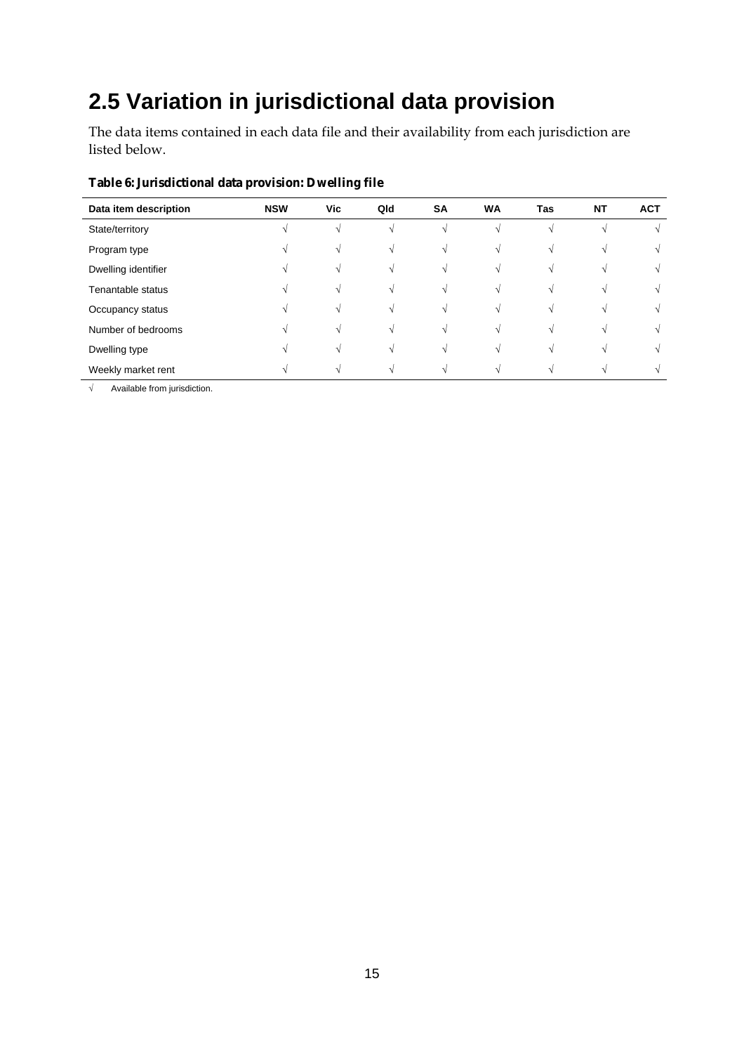## 2.5 Variation in jurisdictional data provision

The data items contained in each data file and their availability from each jurisdiction are listed below.

**Table 6: Jurisdictional data provision: Dwelling file**

| Data item description | NSW | Vic | Qld | SA | WA | Tas | NT | ACT |
|---|---|---|---|---|---|---|---|---|
| State/territory | √ | √ | √ | √ | √ | √ | √ | √ |
| Program type | √ | √ | √ | √ | √ | √ | √ | √ |
| Dwelling identifier | √ | √ | √ | √ | √ | √ | √ | √ |
| Tenantable status | √ | √ | √ | √ | √ | √ | √ | √ |
| Occupancy status | √ | √ | √ | √ | √ | √ | √ | √ |
| Number of bedrooms | √ | √ | √ | √ | √ | √ | √ | √ |
| Dwelling type | √ | √ | √ | √ | √ | √ | √ | √ |
| Weekly market rent | √ | √ | √ | √ | √ | √ | √ | √ |

√ Available from jurisdiction.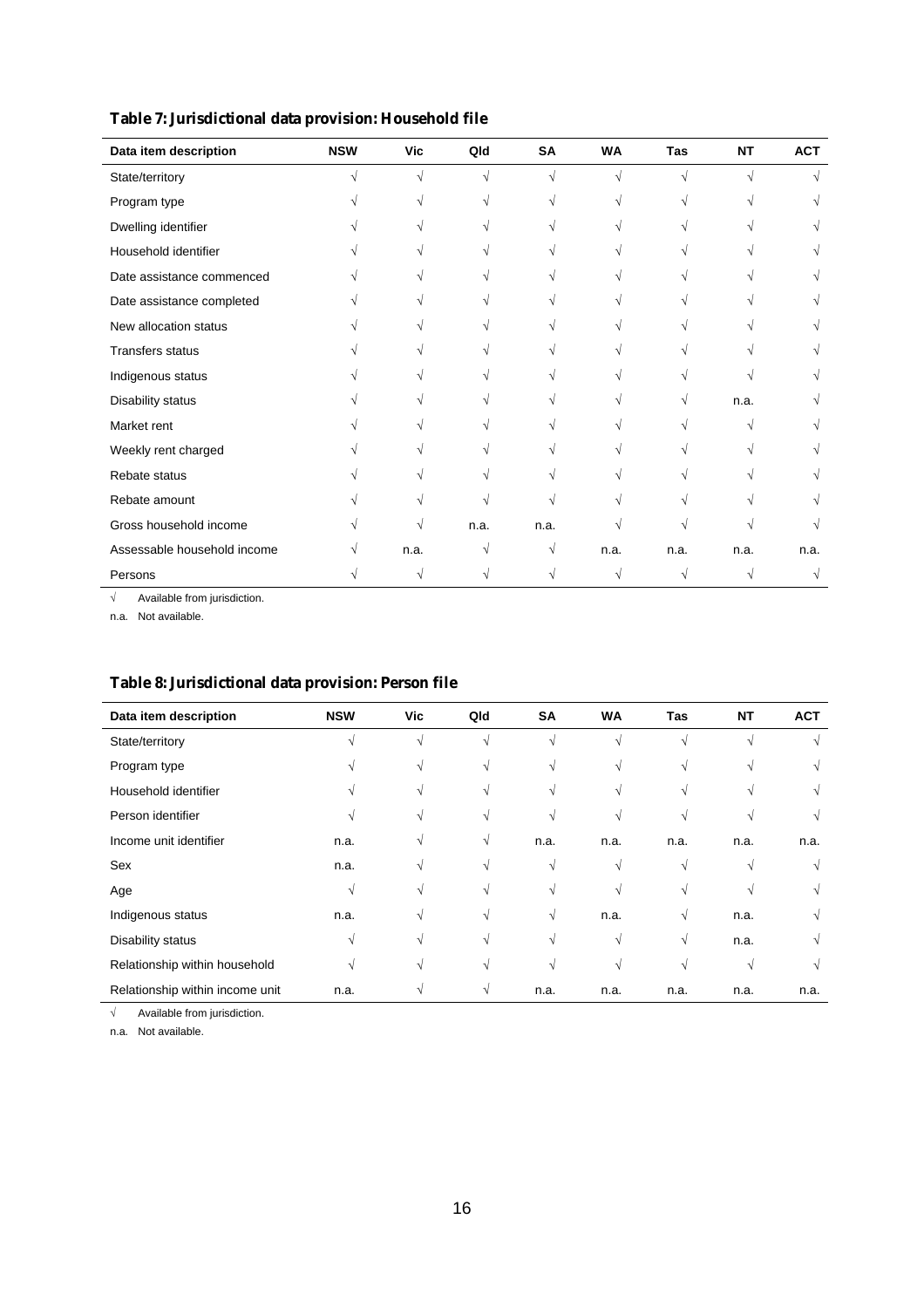**Table 7: Jurisdictional data provision: Household file**

| Data item description | NSW | Vic | Qld | SA | WA | Tas | NT | ACT |
|---|---|---|---|---|---|---|---|---|
| State/territory | √ | √ | √ | √ | √ | √ | √ | √ |
| Program type | √ | √ | √ | √ | √ | √ | √ | √ |
| Dwelling identifier | √ | √ | √ | √ | √ | √ | √ | √ |
| Household identifier | √ | √ | √ | √ | √ | √ | √ | √ |
| Date assistance commenced | √ | √ | √ | √ | √ | √ | √ | √ |
| Date assistance completed | √ | √ | √ | √ | √ | √ | √ | √ |
| New allocation status | √ | √ | √ | √ | √ | √ | √ | √ |
| Transfers status | √ | √ | √ | √ | √ | √ | √ | √ |
| Indigenous status | √ | √ | √ | √ | √ | √ | √ | √ |
| Disability status | √ | √ | √ | √ | √ | √ | n.a. | √ |
| Market rent | √ | √ | √ | √ | √ | √ | √ | √ |
| Weekly rent charged | √ | √ | √ | √ | √ | √ | √ | √ |
| Rebate status | √ | √ | √ | √ | √ | √ | √ | √ |
| Rebate amount | √ | √ | √ | √ | √ | √ | √ | √ |
| Gross household income | √ | √ | n.a. | n.a. | √ | √ | √ | √ |
| Assessable household income | √ | n.a. | √ | √ | n.a. | n.a. | n.a. | n.a. |
| Persons | √ | √ | √ | √ | √ | √ | √ | √ |

√ Available from jurisdiction.

n.a. Not available.

**Table 8: Jurisdictional data provision: Person file**

| Data item description | NSW | Vic | Qld | SA | WA | Tas | NT | ACT |
|---|---|---|---|---|---|---|---|---|
| State/territory | √ | √ | √ | √ | √ | √ | √ | √ |
| Program type | √ | √ | √ | √ | √ | √ | √ | √ |
| Household identifier | √ | √ | √ | √ | √ | √ | √ | √ |
| Person identifier | √ | √ | √ | √ | √ | √ | √ | √ |
| Income unit identifier | n.a. | √ | √ | n.a. | n.a. | n.a. | n.a. | n.a. |
| Sex | n.a. | √ | √ | √ | √ | √ | √ | √ |
| Age | √ | √ | √ | √ | √ | √ | √ | √ |
| Indigenous status | n.a. | √ | √ | √ | n.a. | √ | n.a. | √ |
| Disability status | √ | √ | √ | √ | √ | √ | n.a. | √ |
| Relationship within household | √ | √ | √ | √ | √ | √ | √ | √ |
| Relationship within income unit | n.a. | √ | √ | n.a. | n.a. | n.a. | n.a. | n.a. |

√ Available from jurisdiction.

n.a. Not available.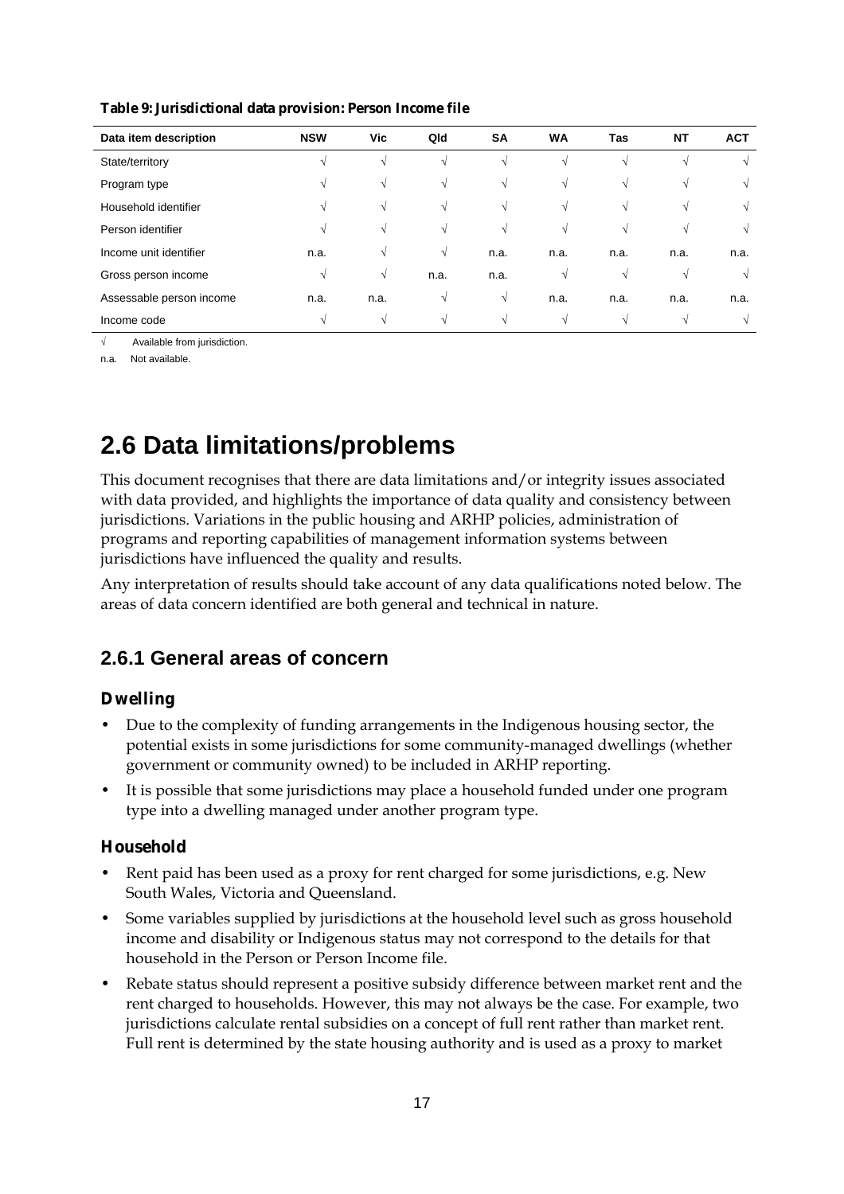**Table 9: Jurisdictional data provision: Person Income file**

| Data item description | NSW | Vic | Qld | SA | WA | Tas | NT | ACT |
|---|---|---|---|---|---|---|---|---|
| State/territory | √ | √ | √ | √ | √ | √ | √ | √ |
| Program type | √ | √ | √ | √ | √ | √ | √ | √ |
| Household identifier | √ | √ | √ | √ | √ | √ | √ | √ |
| Person identifier | √ | √ | √ | √ | √ | √ | √ | √ |
| Income unit identifier | n.a. | √ | √ | n.a. | n.a. | n.a. | n.a. | n.a. |
| Gross person income | √ | √ | n.a. | n.a. | √ | √ | √ | √ |
| Assessable person income | n.a. | n.a. | √ | √ | n.a. | n.a. | n.a. | n.a. |
| Income code | √ | √ | √ | √ | √ | √ | √ | √ |

√ Available from jurisdiction.

n.a. Not available.

# 2.6 Data limitations/problems

This document recognises that there are data limitations and/or integrity issues associated with data provided, and highlights the importance of data quality and consistency between jurisdictions. Variations in the public housing and ARHP policies, administration of programs and reporting capabilities of management information systems between jurisdictions have influenced the quality and results.

Any interpretation of results should take account of any data qualifications noted below. The areas of data concern identified are both general and technical in nature.

## 2.6.1 General areas of concern

### Dwelling

- Due to the complexity of funding arrangements in the Indigenous housing sector, the potential exists in some jurisdictions for some community-managed dwellings (whether government or community owned) to be included in ARHP reporting.
- It is possible that some jurisdictions may place a household funded under one program type into a dwelling managed under another program type.

### Household

- Rent paid has been used as a proxy for rent charged for some jurisdictions, e.g. New South Wales, Victoria and Queensland.
- Some variables supplied by jurisdictions at the household level such as gross household income and disability or Indigenous status may not correspond to the details for that household in the Person or Person Income file.
- Rebate status should represent a positive subsidy difference between market rent and the rent charged to households. However, this may not always be the case. For example, two jurisdictions calculate rental subsidies on a concept of full rent rather than market rent. Full rent is determined by the state housing authority and is used as a proxy to market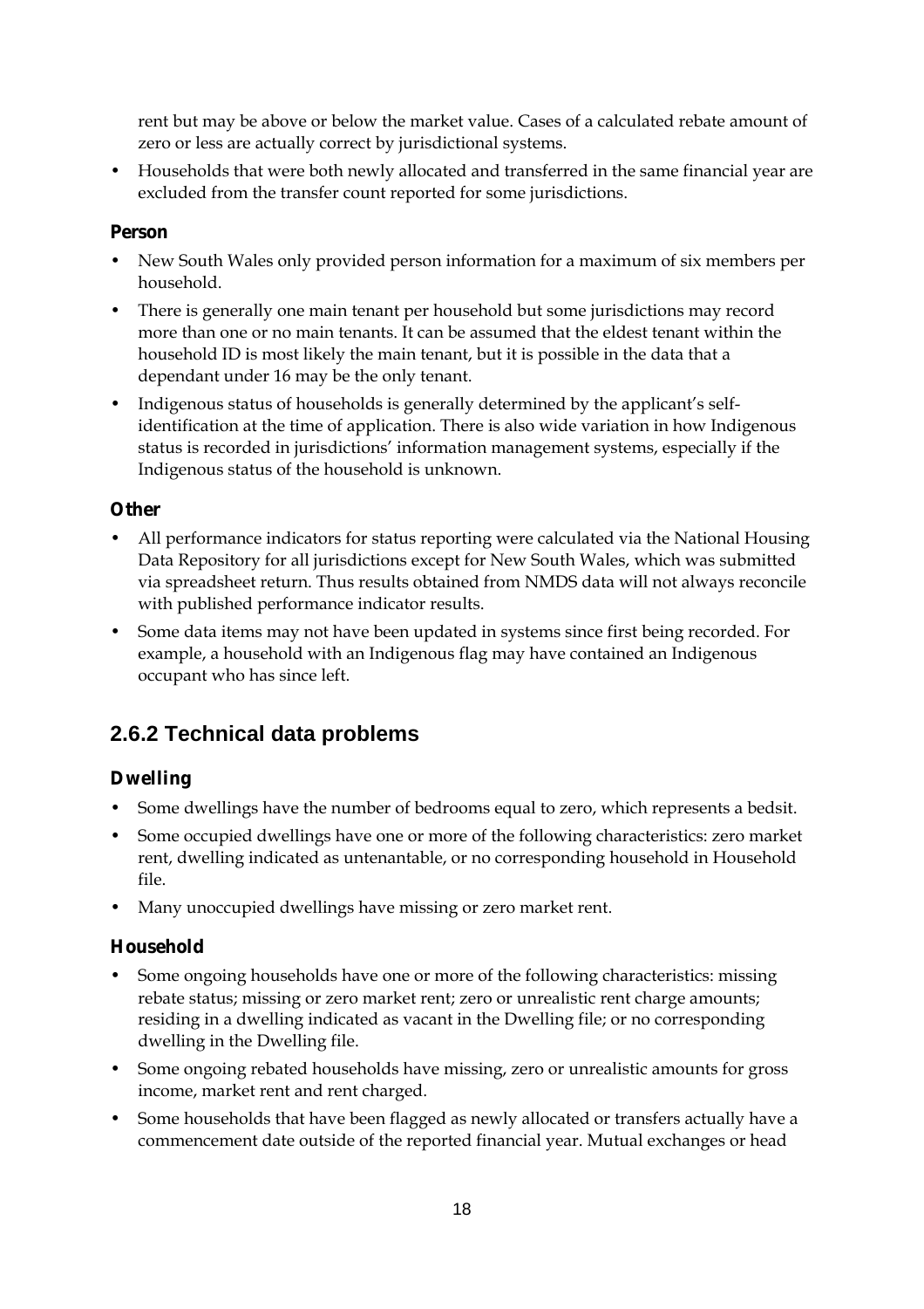rent but may be above or below the market value. Cases of a calculated rebate amount of zero or less are actually correct by jurisdictional systems.

- Households that were both newly allocated and transferred in the same financial year are excluded from the transfer count reported for some jurisdictions.

### Person

- New South Wales only provided person information for a maximum of six members per household.
- There is generally one main tenant per household but some jurisdictions may record more than one or no main tenants. It can be assumed that the eldest tenant within the household ID is most likely the main tenant, but it is possible in the data that a dependant under 16 may be the only tenant.
- Indigenous status of households is generally determined by the applicant's self-identification at the time of application. There is also wide variation in how Indigenous status is recorded in jurisdictions' information management systems, especially if the Indigenous status of the household is unknown.

### Other

- All performance indicators for status reporting were calculated via the National Housing Data Repository for all jurisdictions except for New South Wales, which was submitted via spreadsheet return. Thus results obtained from NMDS data will not always reconcile with published performance indicator results.
- Some data items may not have been updated in systems since first being recorded. For example, a household with an Indigenous flag may have contained an Indigenous occupant who has since left.

## 2.6.2 Technical data problems

### Dwelling

- Some dwellings have the number of bedrooms equal to zero, which represents a bedsit.
- Some occupied dwellings have one or more of the following characteristics: zero market rent, dwelling indicated as untenantable, or no corresponding household in Household file.
- Many unoccupied dwellings have missing or zero market rent.

### Household

- Some ongoing households have one or more of the following characteristics: missing rebate status; missing or zero market rent; zero or unrealistic rent charge amounts; residing in a dwelling indicated as vacant in the Dwelling file; or no corresponding dwelling in the Dwelling file.
- Some ongoing rebated households have missing, zero or unrealistic amounts for gross income, market rent and rent charged.
- Some households that have been flagged as newly allocated or transfers actually have a commencement date outside of the reported financial year. Mutual exchanges or head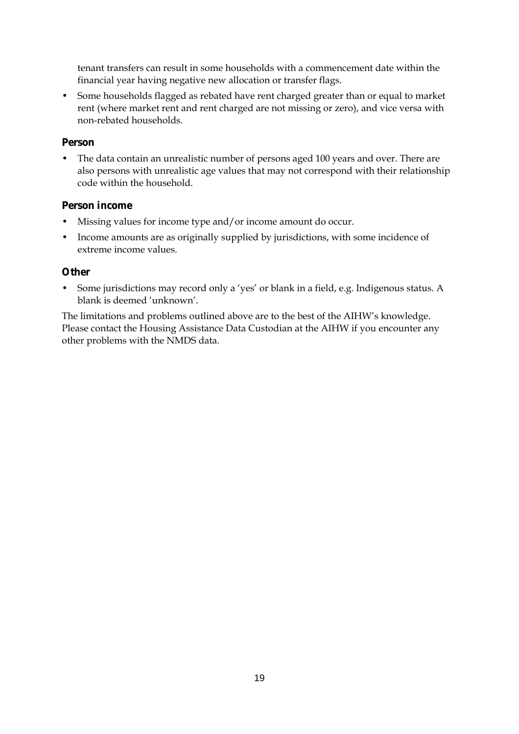tenant transfers can result in some households with a commencement date within the financial year having negative new allocation or transfer flags.

- Some households flagged as rebated have rent charged greater than or equal to market rent (where market rent and rent charged are not missing or zero), and vice versa with non-rebated households.

### Person

- The data contain an unrealistic number of persons aged 100 years and over. There are also persons with unrealistic age values that may not correspond with their relationship code within the household.

### Person income

- Missing values for income type and/or income amount do occur.
- Income amounts are as originally supplied by jurisdictions, with some incidence of extreme income values.

### Other

- Some jurisdictions may record only a 'yes' or blank in a field, e.g. Indigenous status. A blank is deemed 'unknown'.

The limitations and problems outlined above are to the best of the AIHW's knowledge. Please contact the Housing Assistance Data Custodian at the AIHW if you encounter any other problems with the NMDS data.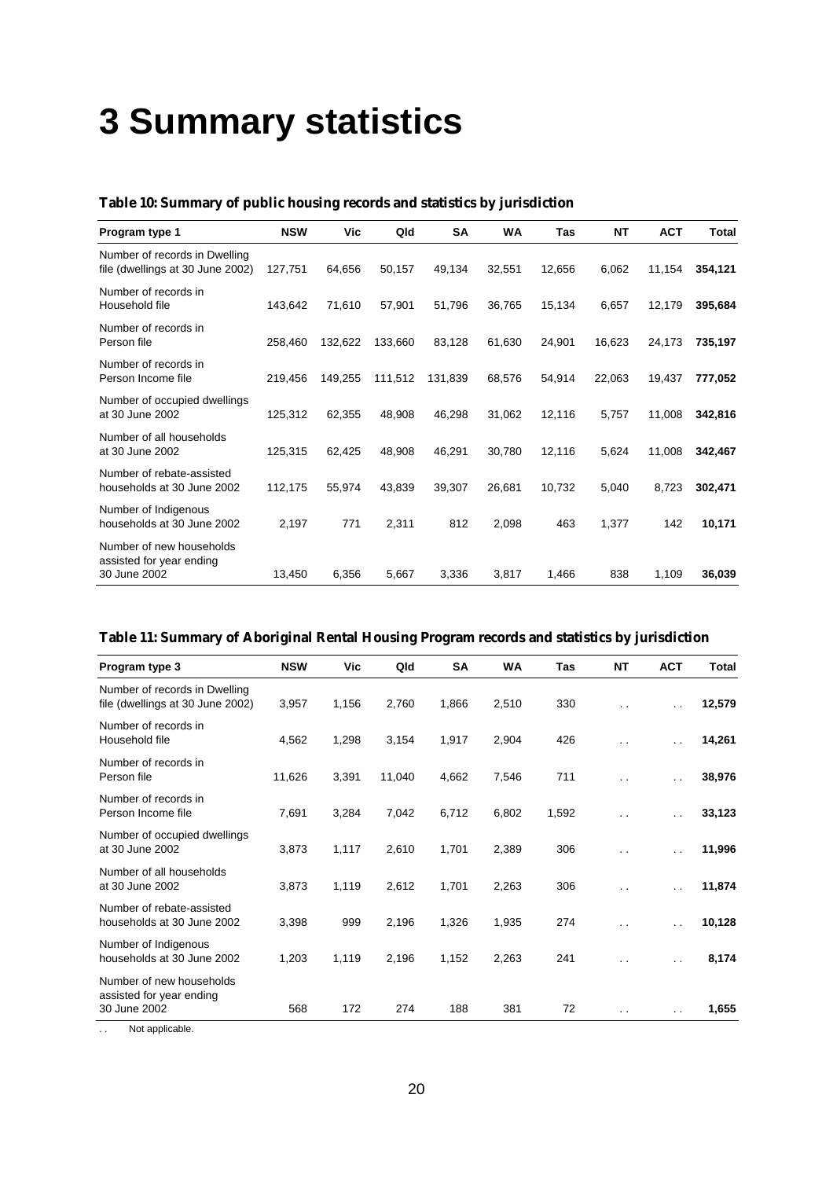# 3 Summary statistics

**Table 10: Summary of public housing records and statistics by jurisdiction**

| Program type 1 | NSW | Vic | Qld | SA | WA | Tas | NT | ACT | Total |
|---|---|---|---|---|---|---|---|---|---|
| Number of records in Dwelling file (dwellings at 30 June 2002) | 127,751 | 64,656 | 50,157 | 49,134 | 32,551 | 12,656 | 6,062 | 11,154 | **354,121** |
| Number of records in Household file | 143,642 | 71,610 | 57,901 | 51,796 | 36,765 | 15,134 | 6,657 | 12,179 | **395,684** |
| Number of records in Person file | 258,460 | 132,622 | 133,660 | 83,128 | 61,630 | 24,901 | 16,623 | 24,173 | **735,197** |
| Number of records in Person Income file | 219,456 | 149,255 | 111,512 | 131,839 | 68,576 | 54,914 | 22,063 | 19,437 | **777,052** |
| Number of occupied dwellings at 30 June 2002 | 125,312 | 62,355 | 48,908 | 46,298 | 31,062 | 12,116 | 5,757 | 11,008 | **342,816** |
| Number of all households at 30 June 2002 | 125,315 | 62,425 | 48,908 | 46,291 | 30,780 | 12,116 | 5,624 | 11,008 | **342,467** |
| Number of rebate-assisted households at 30 June 2002 | 112,175 | 55,974 | 43,839 | 39,307 | 26,681 | 10,732 | 5,040 | 8,723 | **302,471** |
| Number of Indigenous households at 30 June 2002 | 2,197 | 771 | 2,311 | 812 | 2,098 | 463 | 1,377 | 142 | **10,171** |
| Number of new households assisted for year ending 30 June 2002 | 13,450 | 6,356 | 5,667 | 3,336 | 3,817 | 1,466 | 838 | 1,109 | **36,039** |

**Table 11: Summary of Aboriginal Rental Housing Program records and statistics by jurisdiction**

| Program type 3 | NSW | Vic | Qld | SA | WA | Tas | NT | ACT | Total |
|---|---|---|---|---|---|---|---|---|---|
| Number of records in Dwelling file (dwellings at 30 June 2002) | 3,957 | 1,156 | 2,760 | 1,866 | 2,510 | 330 | . . | . . | **12,579** |
| Number of records in Household file | 4,562 | 1,298 | 3,154 | 1,917 | 2,904 | 426 | . . | . . | **14,261** |
| Number of records in Person file | 11,626 | 3,391 | 11,040 | 4,662 | 7,546 | 711 | . . | . . | **38,976** |
| Number of records in Person Income file | 7,691 | 3,284 | 7,042 | 6,712 | 6,802 | 1,592 | . . | . . | **33,123** |
| Number of occupied dwellings at 30 June 2002 | 3,873 | 1,117 | 2,610 | 1,701 | 2,389 | 306 | . . | . . | **11,996** |
| Number of all households at 30 June 2002 | 3,873 | 1,119 | 2,612 | 1,701 | 2,263 | 306 | . . | . . | **11,874** |
| Number of rebate-assisted households at 30 June 2002 | 3,398 | 999 | 2,196 | 1,326 | 1,935 | 274 | . . | . . | **10,128** |
| Number of Indigenous households at 30 June 2002 | 1,203 | 1,119 | 2,196 | 1,152 | 2,263 | 241 | . . | . . | **8,174** |
| Number of new households assisted for year ending 30 June 2002 | 568 | 172 | 274 | 188 | 381 | 72 | . . | . . | **1,655** |

. . Not applicable.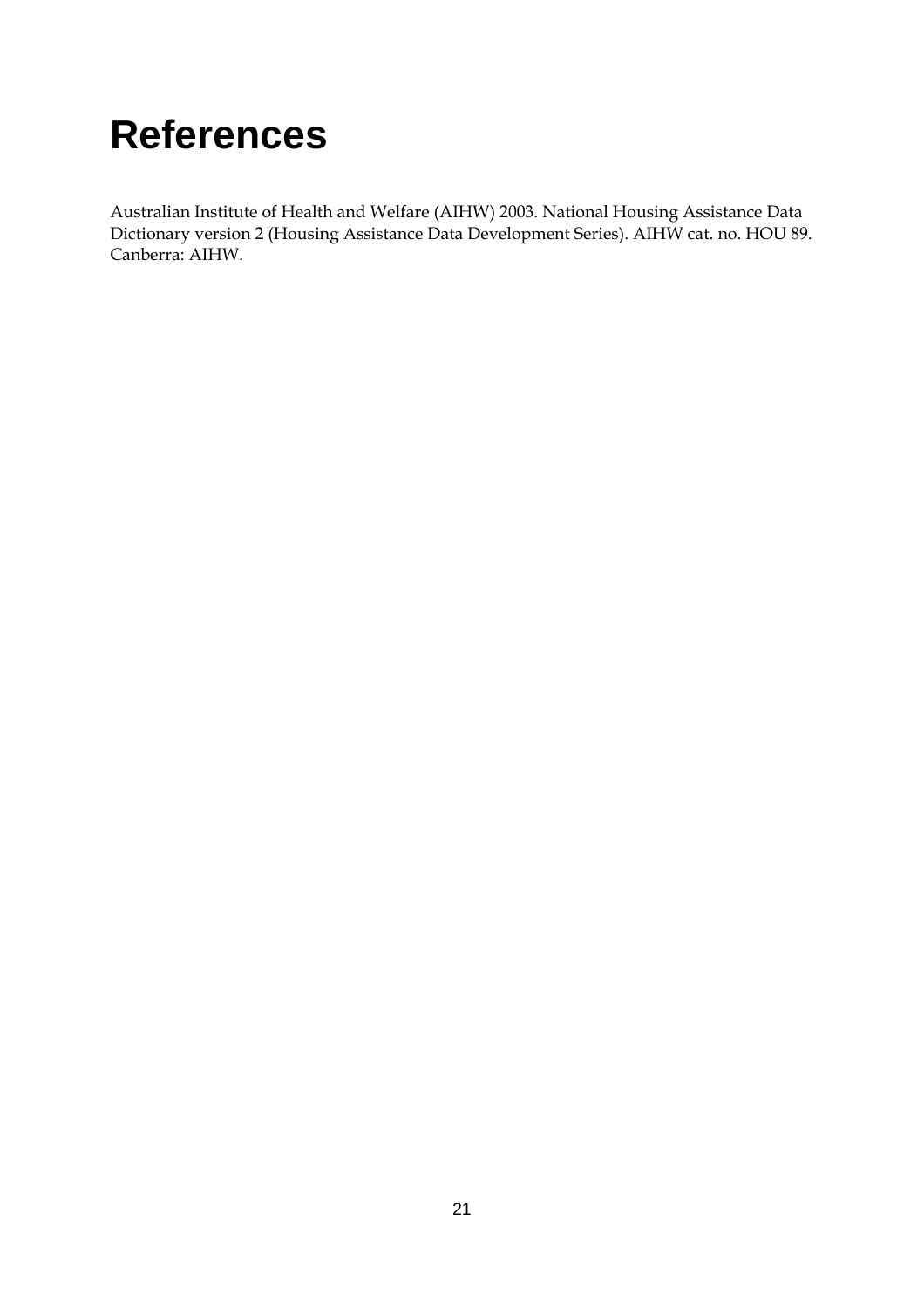# References

Australian Institute of Health and Welfare (AIHW) 2003. National Housing Assistance Data Dictionary version 2 (Housing Assistance Data Development Series). AIHW cat. no. HOU 89. Canberra: AIHW.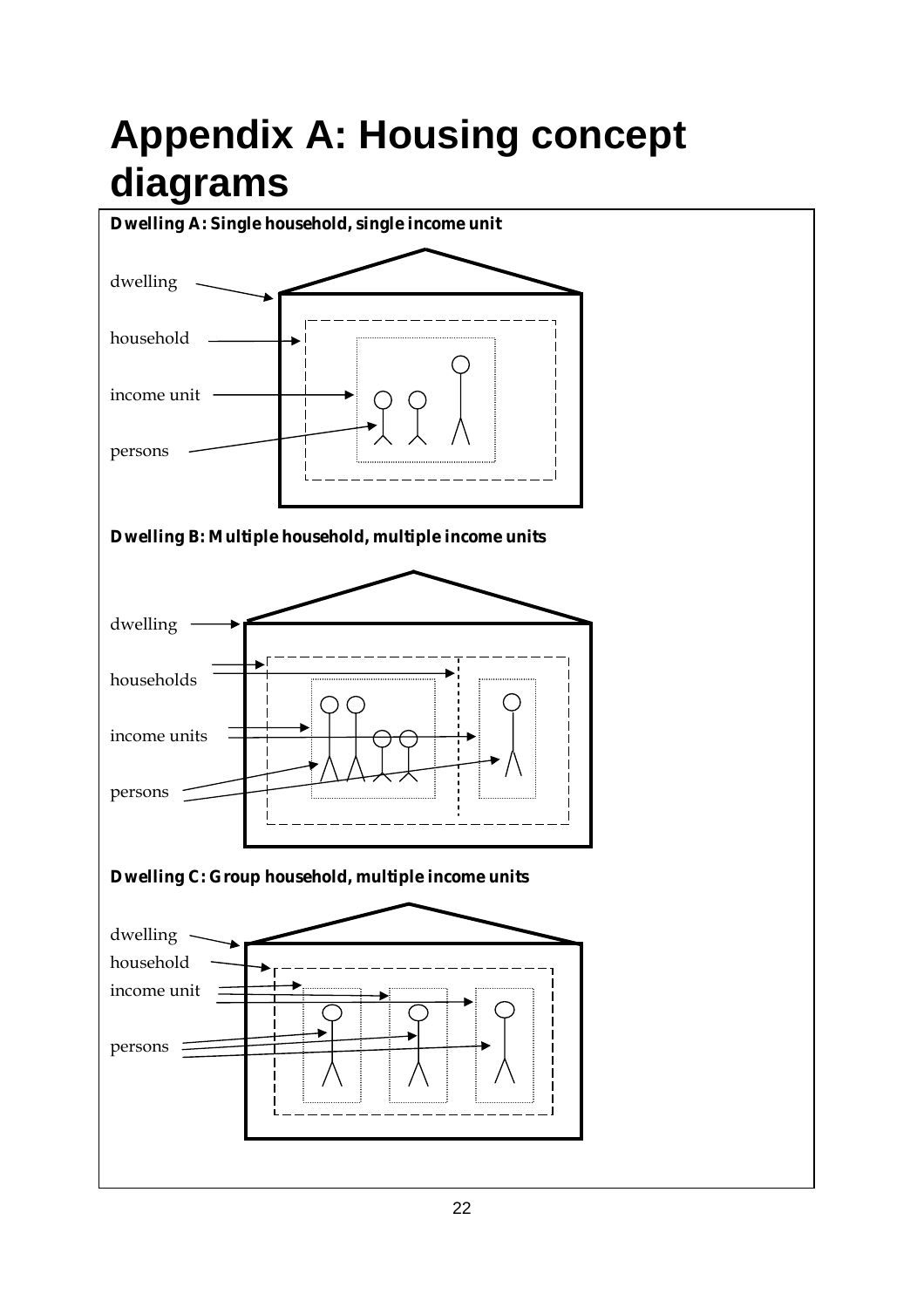# Appendix A: Housing concept diagrams

**Dwelling A: Single household, single income unit**

dwelling

household

income unit

persons

**Dwelling B: Multiple household, multiple income units**

dwelling

households

income units

persons

**Dwelling C: Group household, multiple income units**

dwelling

household

income unit

persons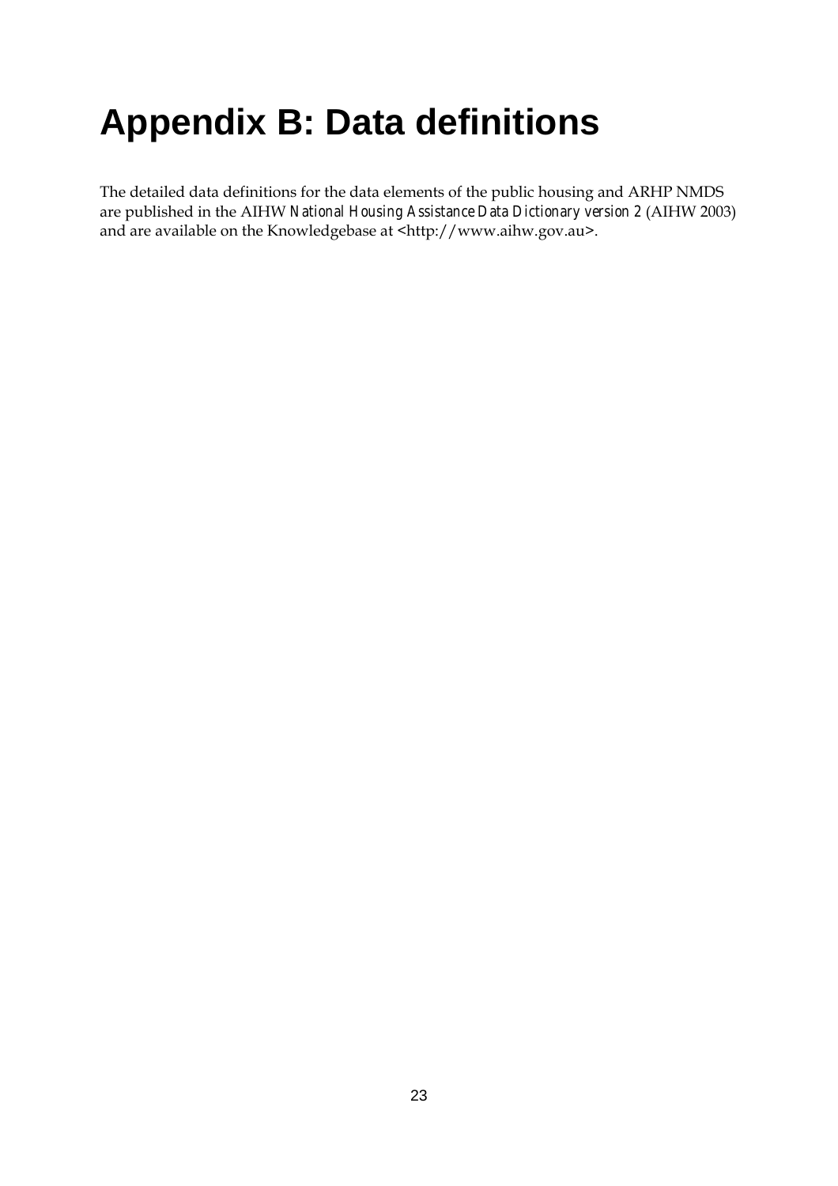# Appendix B: Data definitions

The detailed data definitions for the data elements of the public housing and ARHP NMDS are published in the AIHW *National Housing Assistance Data Dictionary version 2* (AIHW 2003) and are available on the Knowledgebase at <http://www.aihw.gov.au>.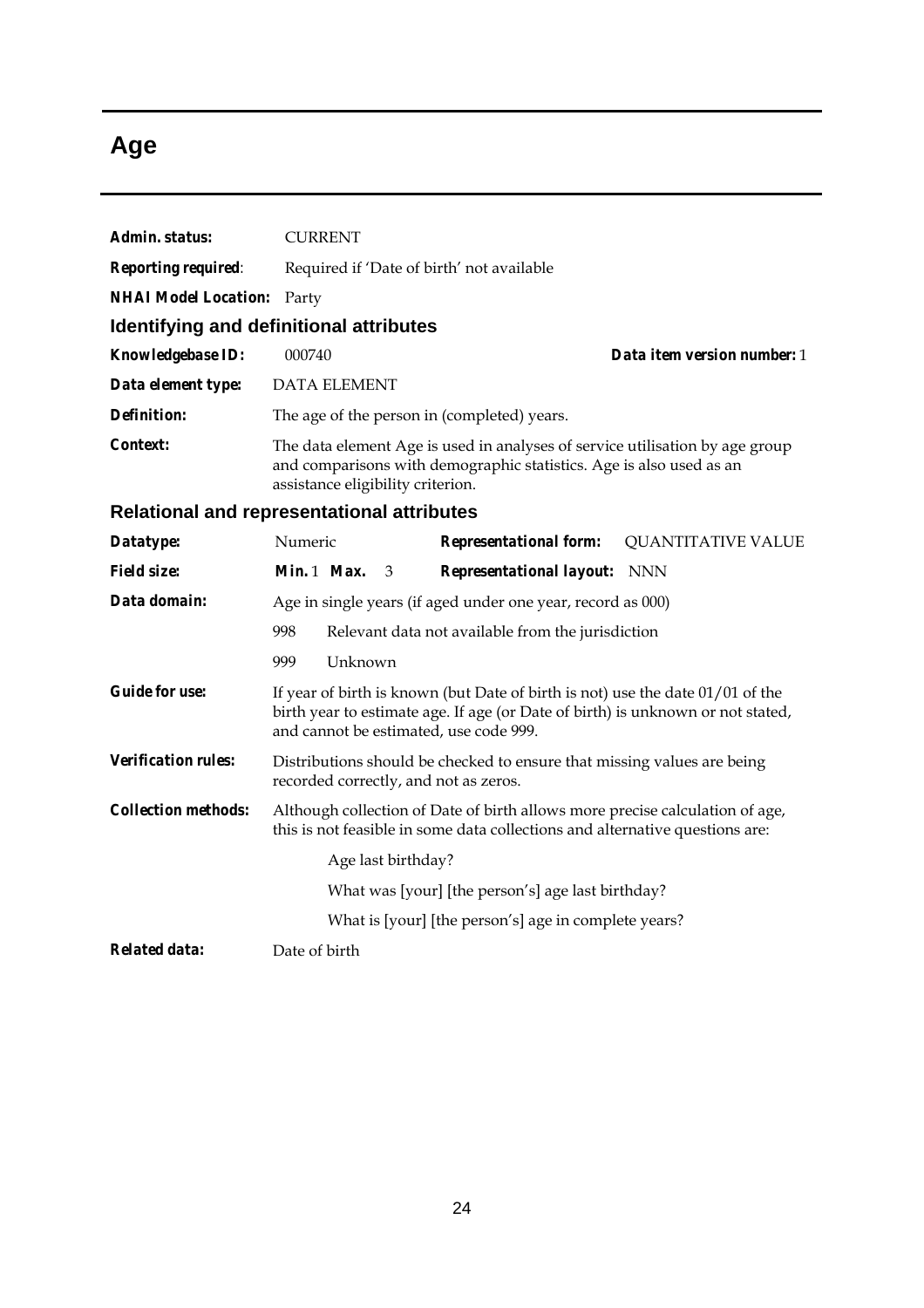# Age

**Admin. status:** CURRENT

**Reporting required**: Required if 'Date of birth' not available

**NHAI Model Location:** Party

## Identifying and definitional attributes

**Knowledgebase ID:** 000740 **Data item version number:** 1

**Data element type:** DATA ELEMENT

**Definition:** The age of the person in (completed) years.

**Context:** The data element Age is used in analyses of service utilisation by age group and comparisons with demographic statistics. Age is also used as an assistance eligibility criterion.

## Relational and representational attributes

**Datatype:** Numeric **Representational form:** QUANTITATIVE VALUE

**Field size:** **Min.** 1 **Max.** 3 **Representational layout:** NNN

**Data domain:** Age in single years (if aged under one year, record as 000)

998 Relevant data not available from the jurisdiction

999 Unknown

**Guide for use:** If year of birth is known (but Date of birth is not) use the date 01/01 of the birth year to estimate age. If age (or Date of birth) is unknown or not stated, and cannot be estimated, use code 999.

**Verification rules:** Distributions should be checked to ensure that missing values are being recorded correctly, and not as zeros.

**Collection methods:** Although collection of Date of birth allows more precise calculation of age, this is not feasible in some data collections and alternative questions are:

Age last birthday?

What was [your] [the person's] age last birthday?

What is [your] [the person's] age in complete years?

**Related data:** Date of birth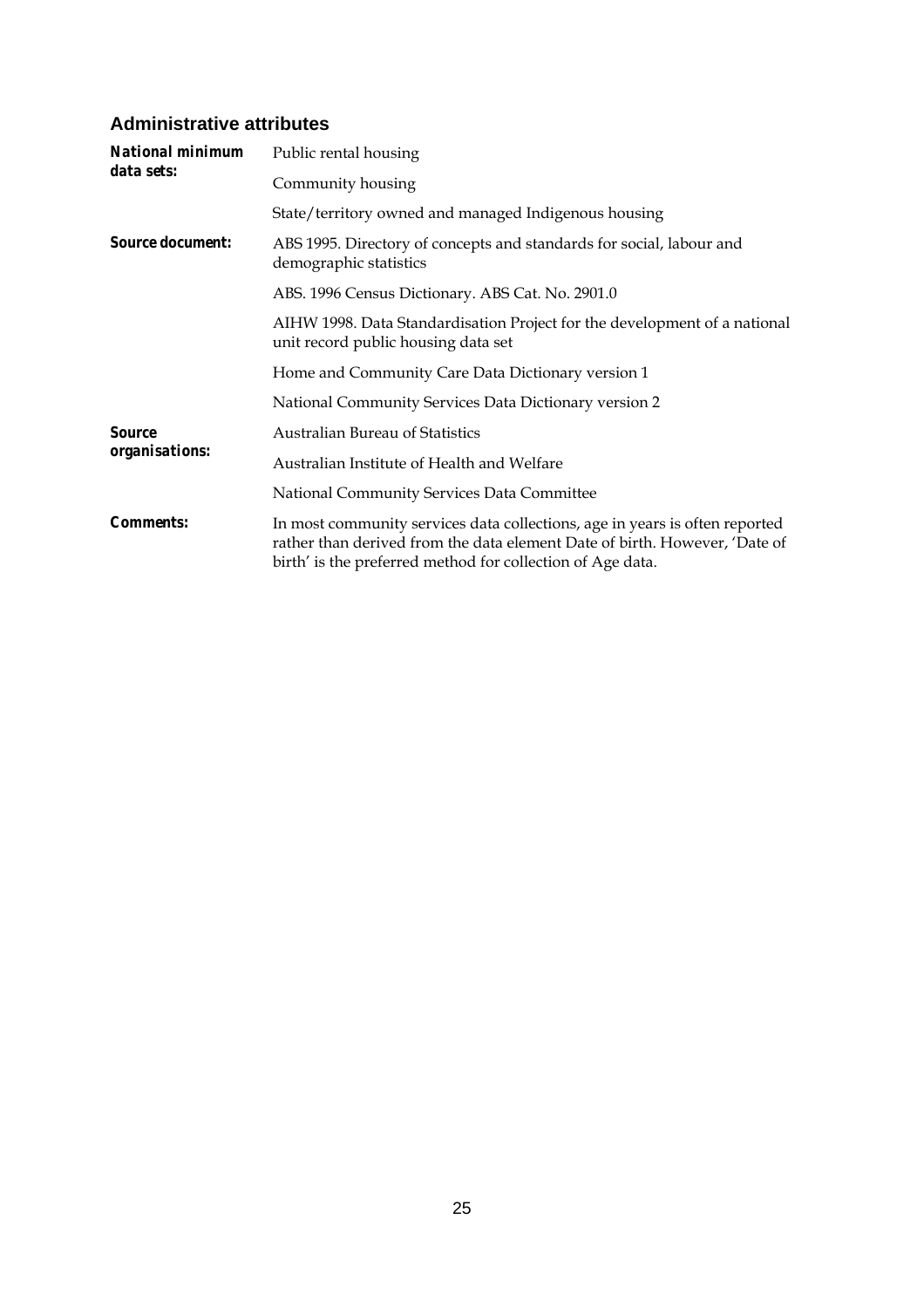## Administrative attributes

**National minimum data sets:**

Public rental housing

Community housing

State/territory owned and managed Indigenous housing

**Source document:**

ABS 1995. Directory of concepts and standards for social, labour and demographic statistics

ABS. 1996 Census Dictionary. ABS Cat. No. 2901.0

AIHW 1998. Data Standardisation Project for the development of a national unit record public housing data set

Home and Community Care Data Dictionary version 1

National Community Services Data Dictionary version 2

**Source organisations:**

Australian Bureau of Statistics

Australian Institute of Health and Welfare

National Community Services Data Committee

**Comments:**

In most community services data collections, age in years is often reported rather than derived from the data element Date of birth. However, 'Date of birth' is the preferred method for collection of Age data.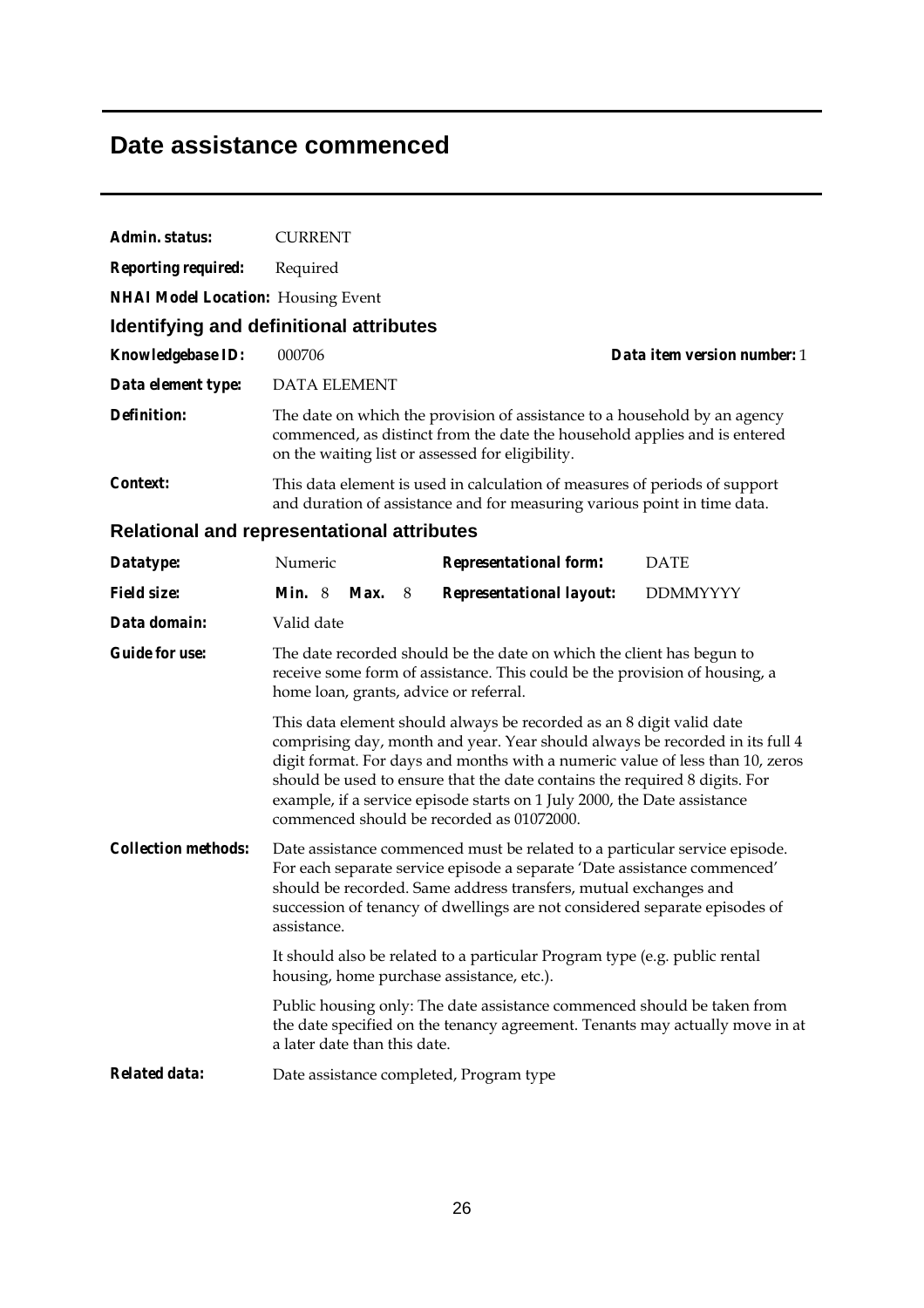# Date assistance commenced

***Admin. status:*** CURRENT

***Reporting required:*** Required

***NHAI Model Location:*** Housing Event

## Identifying and definitional attributes

***Knowledgebase ID:*** 000706 ***Data item version number:*** 1

***Data element type:*** DATA ELEMENT

***Definition:*** The date on which the provision of assistance to a household by an agency commenced, as distinct from the date the household applies and is entered on the waiting list or assessed for eligibility.

***Context:*** This data element is used in calculation of measures of periods of support and duration of assistance and for measuring various point in time data.

## Relational and representational attributes

***Datatype:*** Numeric ***Representational form:*** DATE

***Field size:*** ***Min.*** 8 ***Max.*** 8 ***Representational layout:*** DDMMYYYY

***Data domain:*** Valid date

***Guide for use:*** The date recorded should be the date on which the client has begun to receive some form of assistance. This could be the provision of housing, a home loan, grants, advice or referral.

This data element should always be recorded as an 8 digit valid date comprising day, month and year. Year should always be recorded in its full 4 digit format. For days and months with a numeric value of less than 10, zeros should be used to ensure that the date contains the required 8 digits. For example, if a service episode starts on 1 July 2000, the Date assistance commenced should be recorded as 01072000.

***Collection methods:*** Date assistance commenced must be related to a particular service episode. For each separate service episode a separate 'Date assistance commenced' should be recorded. Same address transfers, mutual exchanges and succession of tenancy of dwellings are not considered separate episodes of assistance.

It should also be related to a particular Program type (e.g. public rental housing, home purchase assistance, etc.).

Public housing only: The date assistance commenced should be taken from the date specified on the tenancy agreement. Tenants may actually move in at a later date than this date.

***Related data:*** Date assistance completed, Program type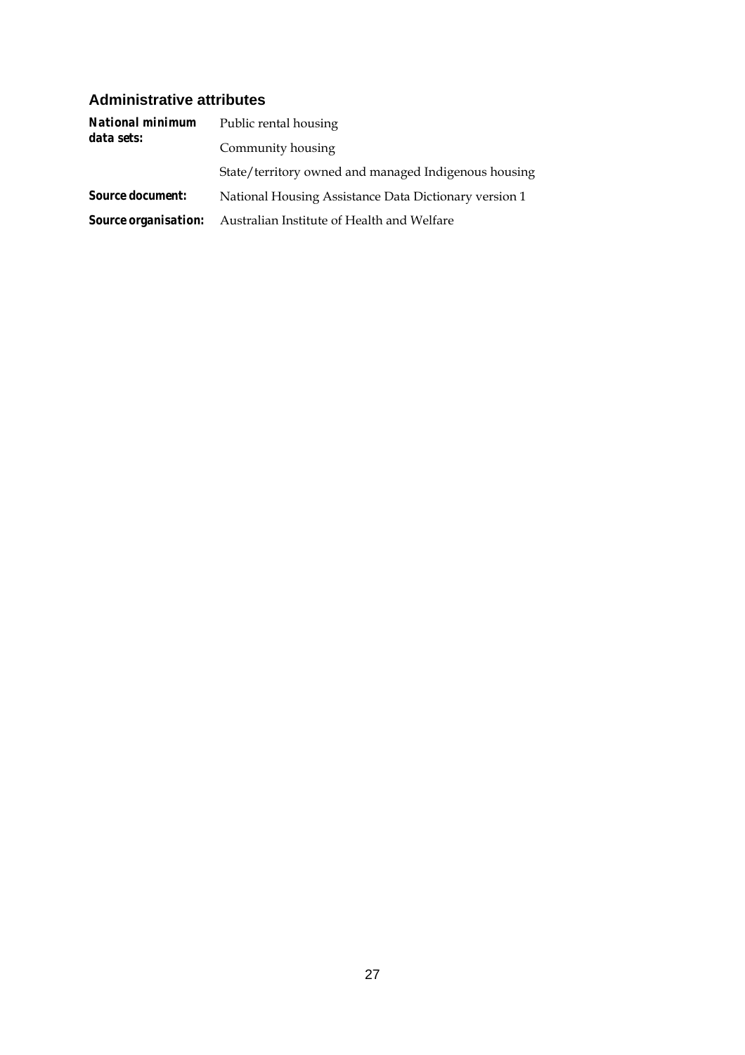### Administrative attributes

| | |
|---|---|
| ***National minimum data sets:*** | Public rental housing |
| | Community housing |
| | State/territory owned and managed Indigenous housing |
| ***Source document:*** | National Housing Assistance Data Dictionary version 1 |
| ***Source organisation:*** | Australian Institute of Health and Welfare |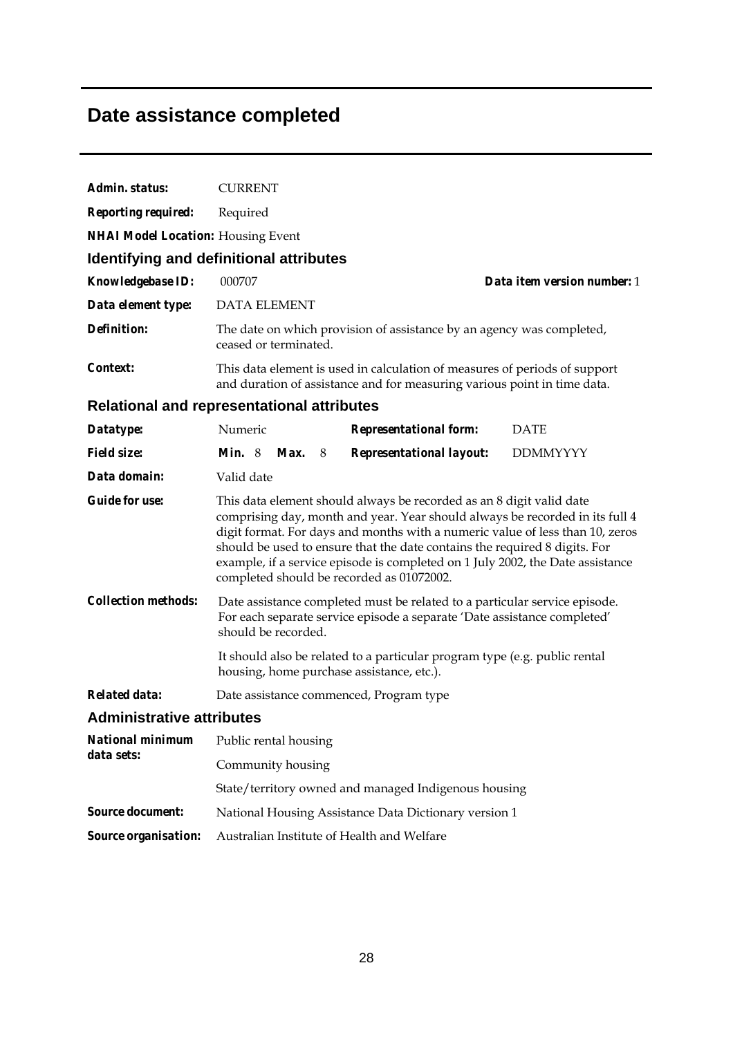# Date assistance completed

**Admin. status:** CURRENT

**Reporting required:** Required

**NHAI Model Location:** Housing Event

## Identifying and definitional attributes

**Knowledgebase ID:** 000707 **Data item version number:** 1

**Data element type:** DATA ELEMENT

**Definition:** The date on which provision of assistance by an agency was completed, ceased or terminated.

**Context:** This data element is used in calculation of measures of periods of support and duration of assistance and for measuring various point in time data.

## Relational and representational attributes

**Datatype:** Numeric **Representational form:** DATE

**Field size:** **Min.** 8 **Max.** 8 **Representational layout:** DDMMYYYY

**Data domain:** Valid date

**Guide for use:** This data element should always be recorded as an 8 digit valid date comprising day, month and year. Year should always be recorded in its full 4 digit format. For days and months with a numeric value of less than 10, zeros should be used to ensure that the date contains the required 8 digits. For example, if a service episode is completed on 1 July 2002, the Date assistance completed should be recorded as 01072002.

**Collection methods:** Date assistance completed must be related to a particular service episode. For each separate service episode a separate 'Date assistance completed' should be recorded.

It should also be related to a particular program type (e.g. public rental housing, home purchase assistance, etc.).

**Related data:** Date assistance commenced, Program type

## Administrative attributes

**National minimum data sets:** Public rental housing

Community housing

State/territory owned and managed Indigenous housing

**Source document:** National Housing Assistance Data Dictionary version 1

**Source organisation:** Australian Institute of Health and Welfare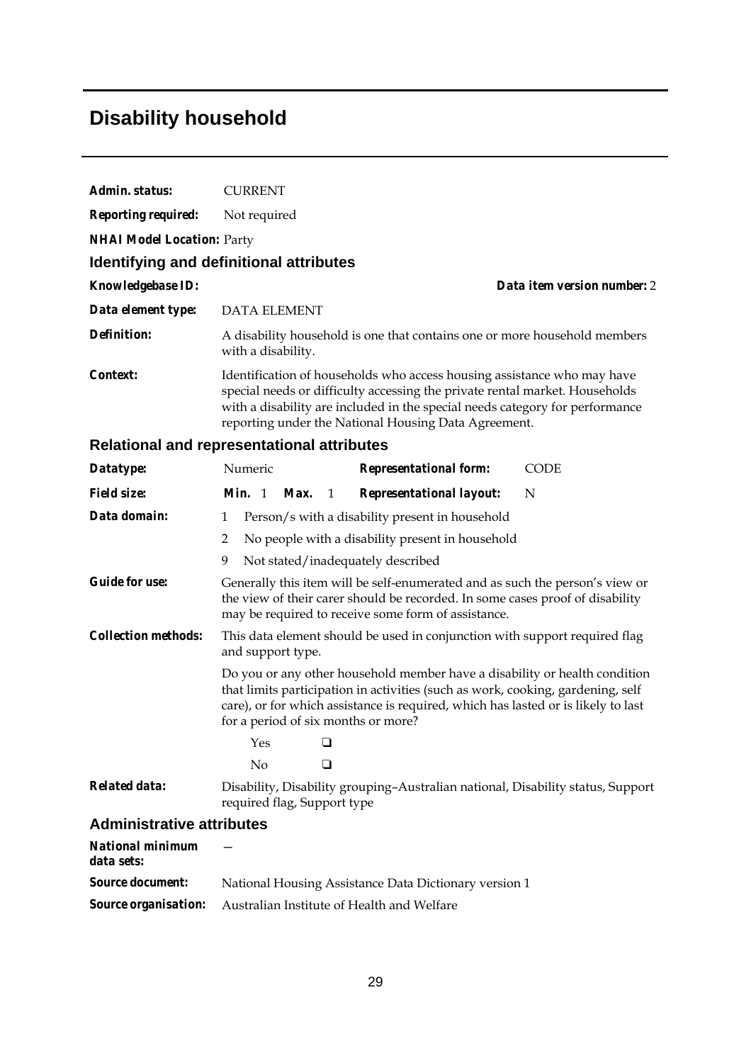# Disability household

**Admin. status:** CURRENT

**Reporting required:** Not required

**NHAI Model Location:** Party

## Identifying and definitional attributes

**Knowledgebase ID:** **Data item version number:** 2

**Data element type:** DATA ELEMENT

**Definition:** A disability household is one that contains one or more household members with a disability.

**Context:** Identification of households who access housing assistance who may have special needs or difficulty accessing the private rental market. Households with a disability are included in the special needs category for performance reporting under the National Housing Data Agreement.

## Relational and representational attributes

**Datatype:** Numeric **Representational form:** CODE

**Field size:** **Min.** 1 **Max.** 1 **Representational layout:** N

**Data domain:**

1 Person/s with a disability present in household

2 No people with a disability present in household

9 Not stated/inadequately described

**Guide for use:** Generally this item will be self-enumerated and as such the person's view or the view of their carer should be recorded. In some cases proof of disability may be required to receive some form of assistance.

**Collection methods:** This data element should be used in conjunction with support required flag and support type.

Do you or any other household member have a disability or health condition that limits participation in activities (such as work, cooking, gardening, self care), or for which assistance is required, which has lasted or is likely to last for a period of six months or more?

Yes ❑

No ❑

**Related data:** Disability, Disability grouping–Australian national, Disability status, Support required flag, Support type

## Administrative attributes

**National minimum data sets:** —

**Source document:** National Housing Assistance Data Dictionary version 1

**Source organisation:** Australian Institute of Health and Welfare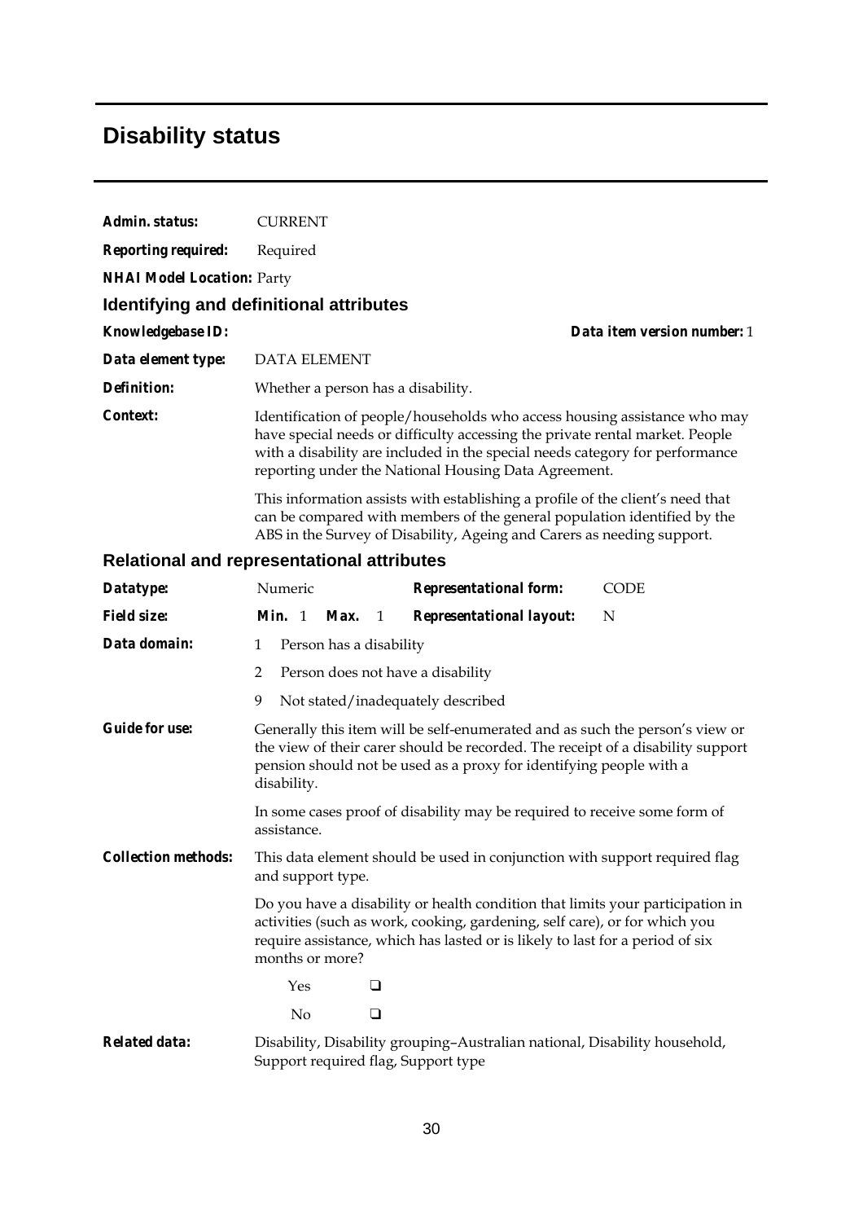# Disability status

**Admin. status:** CURRENT

**Reporting required:** Required

**NHAI Model Location:** Party

## Identifying and definitional attributes

**Knowledgebase ID:** 

**Data item version number:** 1

**Data element type:** DATA ELEMENT

**Definition:** Whether a person has a disability.

**Context:** Identification of people/households who access housing assistance who may have special needs or difficulty accessing the private rental market. People with a disability are included in the special needs category for performance reporting under the National Housing Data Agreement.

This information assists with establishing a profile of the client's need that can be compared with members of the general population identified by the ABS in the Survey of Disability, Ageing and Carers as needing support.

## Relational and representational attributes

**Datatype:** Numeric

**Representational form:** CODE

**Field size:** **Min.** 1 **Max.** 1

**Representational layout:** N

**Data domain:**

1 Person has a disability

2 Person does not have a disability

9 Not stated/inadequately described

**Guide for use:** Generally this item will be self-enumerated and as such the person's view or the view of their carer should be recorded. The receipt of a disability support pension should not be used as a proxy for identifying people with a disability.

In some cases proof of disability may be required to receive some form of assistance.

**Collection methods:** This data element should be used in conjunction with support required flag and support type.

Do you have a disability or health condition that limits your participation in activities (such as work, cooking, gardening, self care), or for which you require assistance, which has lasted or is likely to last for a period of six months or more?

Yes ❑

No ❑

**Related data:** Disability, Disability grouping–Australian national, Disability household, Support required flag, Support type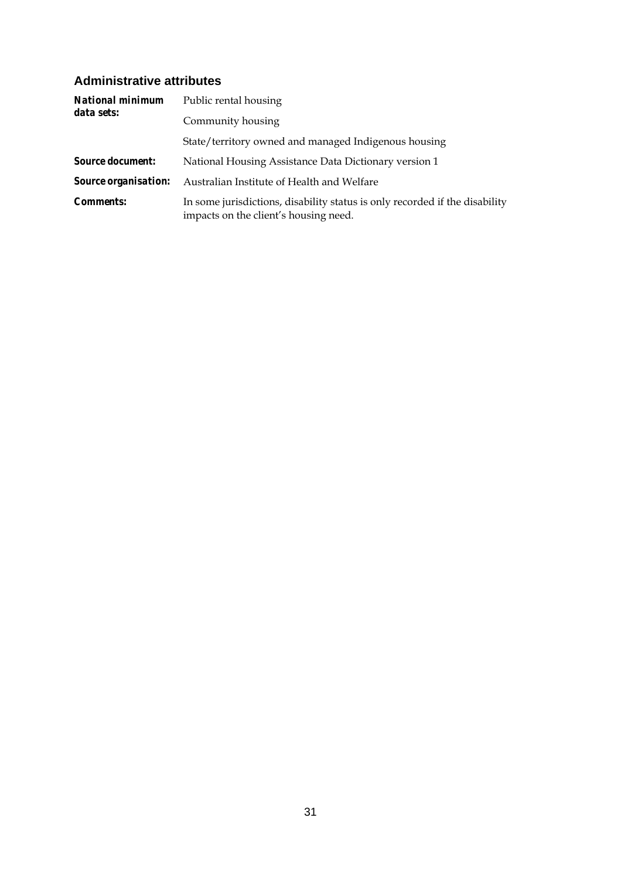### Administrative attributes

***National minimum data sets:*** Public rental housing

Community housing

State/territory owned and managed Indigenous housing

***Source document:*** National Housing Assistance Data Dictionary version 1

***Source organisation:*** Australian Institute of Health and Welfare

***Comments:*** In some jurisdictions, disability status is only recorded if the disability impacts on the client's housing need.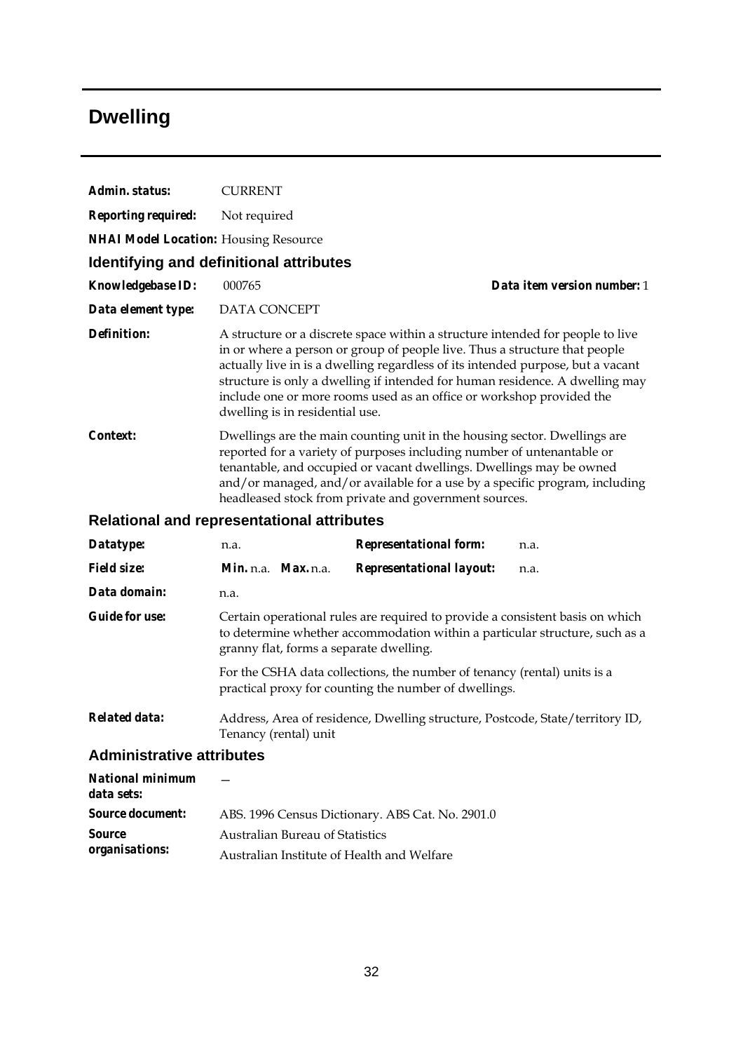# Dwelling

***Admin. status:*** CURRENT

***Reporting required:*** Not required

***NHAI Model Location:*** Housing Resource

## Identifying and definitional attributes

***Knowledgebase ID:*** 000765 ***Data item version number:*** 1

***Data element type:*** DATA CONCEPT

***Definition:*** A structure or a discrete space within a structure intended for people to live in or where a person or group of people live. Thus a structure that people actually live in is a dwelling regardless of its intended purpose, but a vacant structure is only a dwelling if intended for human residence. A dwelling may include one or more rooms used as an office or workshop provided the dwelling is in residential use.

***Context:*** Dwellings are the main counting unit in the housing sector. Dwellings are reported for a variety of purposes including number of untenantable or tenantable, and occupied or vacant dwellings. Dwellings may be owned and/or managed, and/or available for a use by a specific program, including headleased stock from private and government sources.

## Relational and representational attributes

| | | | |
|---|---|---|---|
| ***Datatype:*** | n.a. | ***Representational form:*** | n.a. |
| ***Field size:*** | ***Min.*** n.a. ***Max.*** n.a. | ***Representational layout:*** | n.a. |

***Data domain:*** n.a.

***Guide for use:*** Certain operational rules are required to provide a consistent basis on which to determine whether accommodation within a particular structure, such as a granny flat, forms a separate dwelling.

For the CSHA data collections, the number of tenancy (rental) units is a practical proxy for counting the number of dwellings.

***Related data:*** Address, Area of residence, Dwelling structure, Postcode, State/territory ID, Tenancy (rental) unit

## Administrative attributes

***National minimum data sets:*** —

***Source document:*** ABS. 1996 Census Dictionary. ABS Cat. No. 2901.0

***Source organisations:*** Australian Bureau of Statistics

Australian Institute of Health and Welfare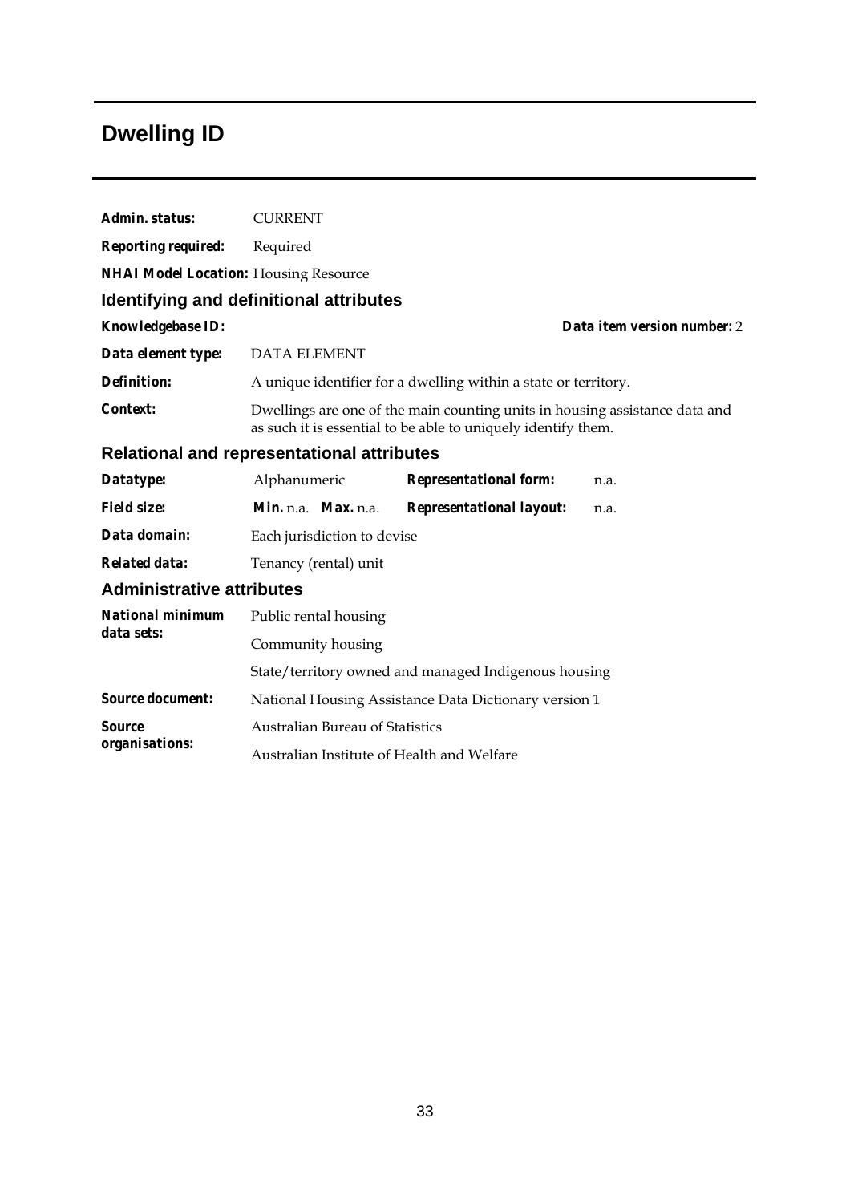# Dwelling ID

**Admin. status:** CURRENT

**Reporting required:** Required

**NHAI Model Location:** Housing Resource

## Identifying and definitional attributes

**Knowledgebase ID:** **Data item version number:** 2

**Data element type:** DATA ELEMENT

**Definition:** A unique identifier for a dwelling within a state or territory.

**Context:** Dwellings are one of the main counting units in housing assistance data and as such it is essential to be able to uniquely identify them.

## Relational and representational attributes

**Datatype:** Alphanumeric **Representational form:** n.a.

**Field size:** **Min.** n.a. **Max.** n.a. **Representational layout:** n.a.

**Data domain:** Each jurisdiction to devise

**Related data:** Tenancy (rental) unit

## Administrative attributes

**National minimum data sets:** Public rental housing

Community housing

State/territory owned and managed Indigenous housing

**Source document:** National Housing Assistance Data Dictionary version 1

**Source organisations:** Australian Bureau of Statistics

Australian Institute of Health and Welfare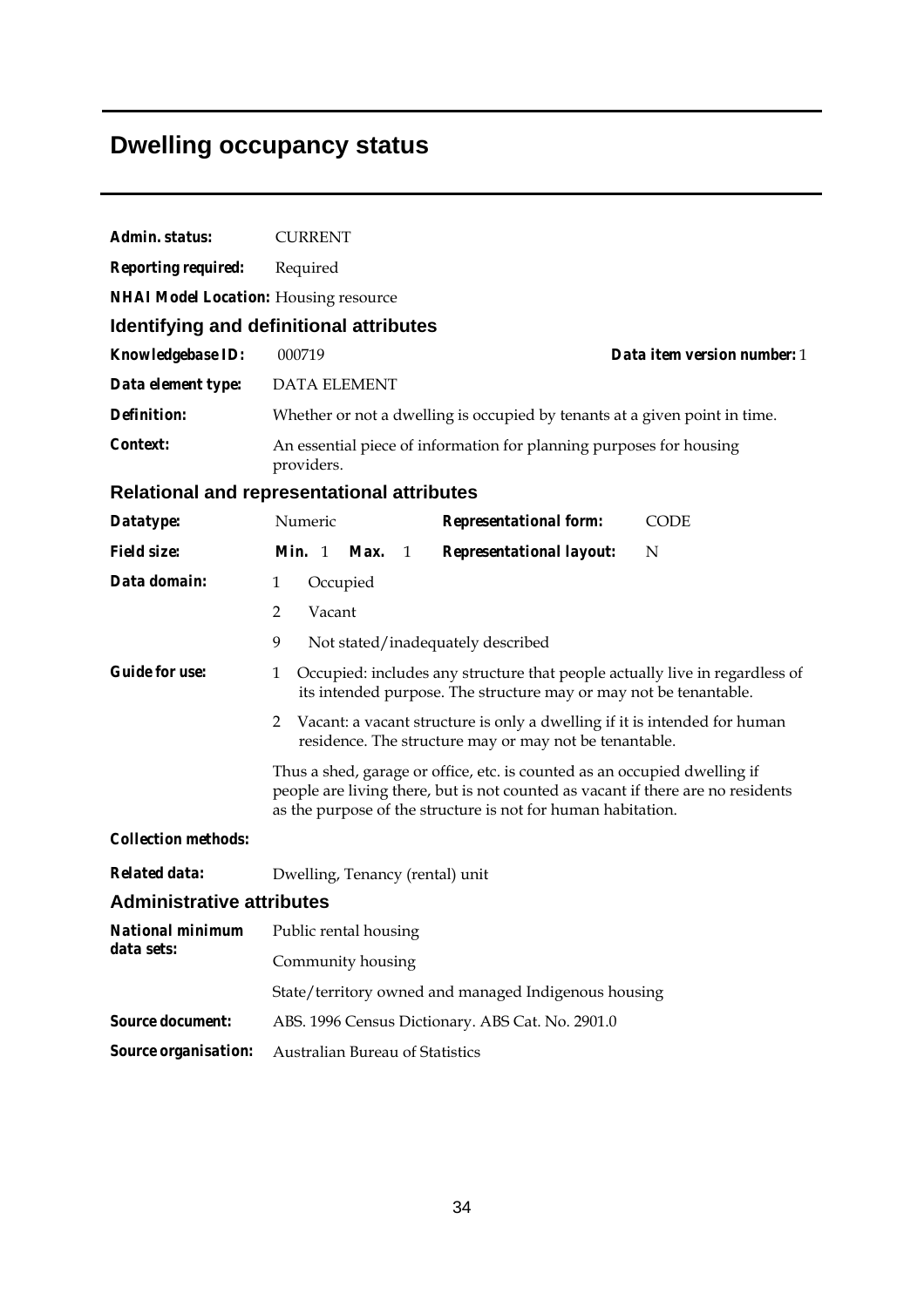# Dwelling occupancy status

***Admin. status:*** CURRENT

***Reporting required:*** Required

***NHAI Model Location:*** Housing resource

## Identifying and definitional attributes

***Knowledgebase ID:*** 000719 ***Data item version number:*** 1

***Data element type:*** DATA ELEMENT

***Definition:*** Whether or not a dwelling is occupied by tenants at a given point in time.

***Context:*** An essential piece of information for planning purposes for housing providers.

## Relational and representational attributes

***Datatype:*** Numeric ***Representational form:*** CODE

***Field size:*** ***Min.*** 1 ***Max.*** 1 ***Representational layout:*** N

***Data domain:***

1 Occupied

2 Vacant

9 Not stated/inadequately described

***Guide for use:***

1 Occupied: includes any structure that people actually live in regardless of its intended purpose. The structure may or may not be tenantable.

2 Vacant: a vacant structure is only a dwelling if it is intended for human residence. The structure may or may not be tenantable.

Thus a shed, garage or office, etc. is counted as an occupied dwelling if people are living there, but is not counted as vacant if there are no residents as the purpose of the structure is not for human habitation.

***Collection methods:***

***Related data:*** Dwelling, Tenancy (rental) unit

## Administrative attributes

***National minimum data sets:***

Public rental housing

Community housing

State/territory owned and managed Indigenous housing

***Source document:*** ABS. 1996 Census Dictionary. ABS Cat. No. 2901.0

***Source organisation:*** Australian Bureau of Statistics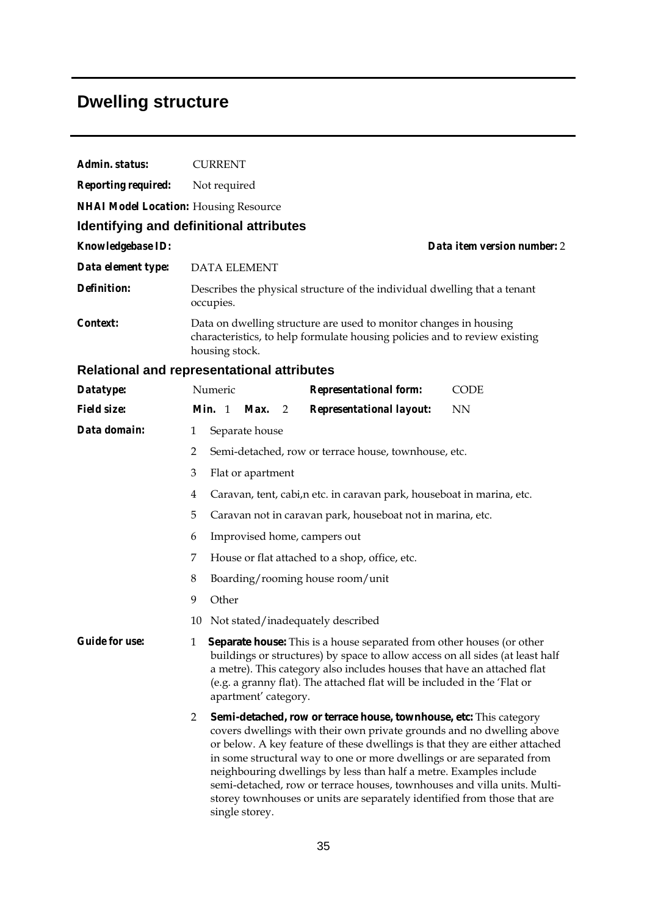# Dwelling structure

**Admin. status:** CURRENT

**Reporting required:** Not required

**NHAI Model Location:** Housing Resource

## Identifying and definitional attributes

**Knowledgebase ID:** **Data item version number:** 2

**Data element type:** DATA ELEMENT

**Definition:** Describes the physical structure of the individual dwelling that a tenant occupies.

**Context:** Data on dwelling structure are used to monitor changes in housing characteristics, to help formulate housing policies and to review existing housing stock.

## Relational and representational attributes

**Datatype:** Numeric **Representational form:** CODE

**Field size:** **Min.** 1 **Max.** 2 **Representational layout:** NN

**Data domain:**

1 Separate house

2 Semi-detached, row or terrace house, townhouse, etc.

3 Flat or apartment

4 Caravan, tent, cabi,n etc. in caravan park, houseboat in marina, etc.

5 Caravan not in caravan park, houseboat not in marina, etc.

6 Improvised home, campers out

7 House or flat attached to a shop, office, etc.

8 Boarding/rooming house room/unit

9 Other

10 Not stated/inadequately described

**Guide for use:**

1 **Separate house:** This is a house separated from other houses (or other buildings or structures) by space to allow access on all sides (at least half a metre). This category also includes houses that have an attached flat (e.g. a granny flat). The attached flat will be included in the 'Flat or apartment' category.

2 **Semi-detached, row or terrace house, townhouse, etc:** This category covers dwellings with their own private grounds and no dwelling above or below. A key feature of these dwellings is that they are either attached in some structural way to one or more dwellings or are separated from neighbouring dwellings by less than half a metre. Examples include semi-detached, row or terrace houses, townhouses and villa units. Multi-storey townhouses or units are separately identified from those that are single storey.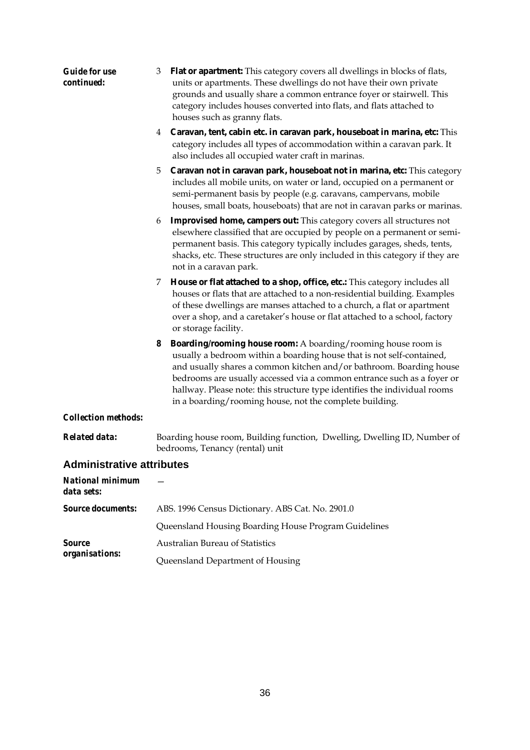**Guide for use continued:**

3 **Flat or apartment:** This category covers all dwellings in blocks of flats, units or apartments. These dwellings do not have their own private grounds and usually share a common entrance foyer or stairwell. This category includes houses converted into flats, and flats attached to houses such as granny flats.

4 **Caravan, tent, cabin etc. in caravan park, houseboat in marina, etc:** This category includes all types of accommodation within a caravan park. It also includes all occupied water craft in marinas.

5 **Caravan not in caravan park, houseboat not in marina, etc:** This category includes all mobile units, on water or land, occupied on a permanent or semi-permanent basis by people (e.g. caravans, campervans, mobile houses, small boats, houseboats) that are not in caravan parks or marinas.

6 **Improvised home, campers out:** This category covers all structures not elsewhere classified that are occupied by people on a permanent or semi-permanent basis. This category typically includes garages, sheds, tents, shacks, etc. These structures are only included in this category if they are not in a caravan park.

7 **House or flat attached to a shop, office, etc.:** This category includes all houses or flats that are attached to a non-residential building. Examples of these dwellings are manses attached to a church, a flat or apartment over a shop, and a caretaker's house or flat attached to a school, factory or storage facility.

**8 Boarding/rooming house room:** A boarding/rooming house room is usually a bedroom within a boarding house that is not self-contained, and usually shares a common kitchen and/or bathroom. Boarding house bedrooms are usually accessed via a common entrance such as a foyer or hallway. Please note: this structure type identifies the individual rooms in a boarding/rooming house, not the complete building.

**Collection methods:**

**Related data:** Boarding house room, Building function, Dwelling, Dwelling ID, Number of bedrooms, Tenancy (rental) unit

## Administrative attributes

**National minimum data sets:** —

**Source documents:** ABS. 1996 Census Dictionary. ABS Cat. No. 2901.0

Queensland Housing Boarding House Program Guidelines

**Source organisations:** Australian Bureau of Statistics

Queensland Department of Housing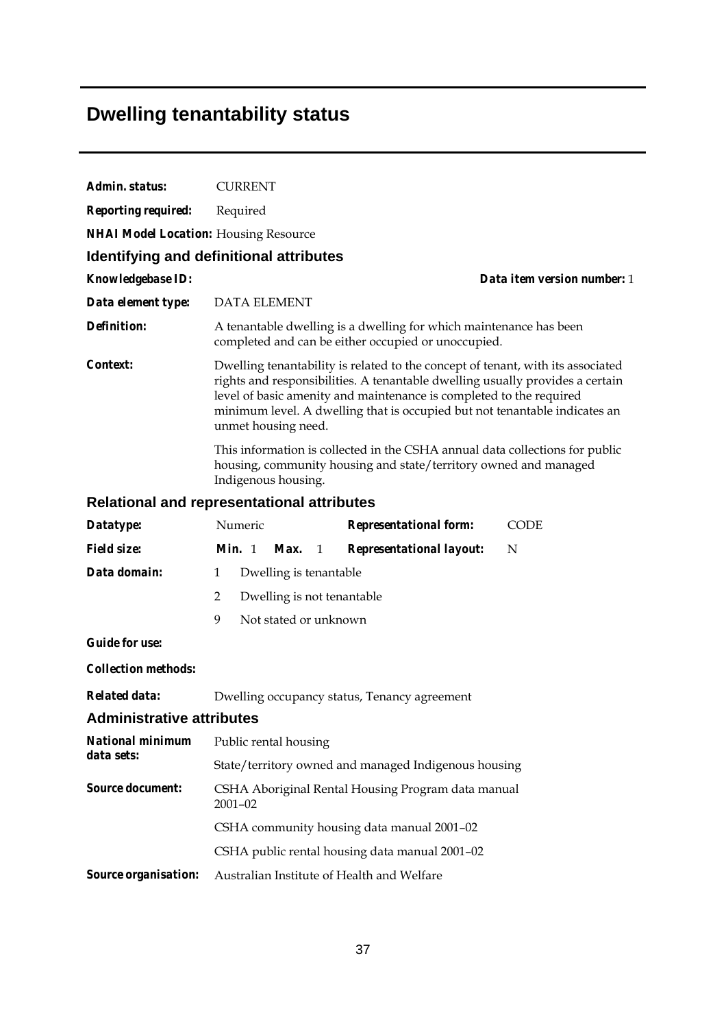# Dwelling tenantability status

**Admin. status:** CURRENT

**Reporting required:** Required

**NHAI Model Location:** Housing Resource

## Identifying and definitional attributes

**Knowledgebase ID:** 

**Data item version number:** 1

**Data element type:** DATA ELEMENT

**Definition:** A tenantable dwelling is a dwelling for which maintenance has been completed and can be either occupied or unoccupied.

**Context:** Dwelling tenantability is related to the concept of tenant, with its associated rights and responsibilities. A tenantable dwelling usually provides a certain level of basic amenity and maintenance is completed to the required minimum level. A dwelling that is occupied but not tenantable indicates an unmet housing need.

This information is collected in the CSHA annual data collections for public housing, community housing and state/territory owned and managed Indigenous housing.

## Relational and representational attributes

**Datatype:** Numeric

**Representational form:** CODE

**Field size:** **Min.** 1 **Max.** 1

**Representational layout:** N

**Data domain:**

1 Dwelling is tenantable

2 Dwelling is not tenantable

9 Not stated or unknown

**Guide for use:**

**Collection methods:**

**Related data:** Dwelling occupancy status, Tenancy agreement

## Administrative attributes

**National minimum data sets:** Public rental housing

State/territory owned and managed Indigenous housing

**Source document:** CSHA Aboriginal Rental Housing Program data manual 2001–02

CSHA community housing data manual 2001–02

CSHA public rental housing data manual 2001–02

**Source organisation:** Australian Institute of Health and Welfare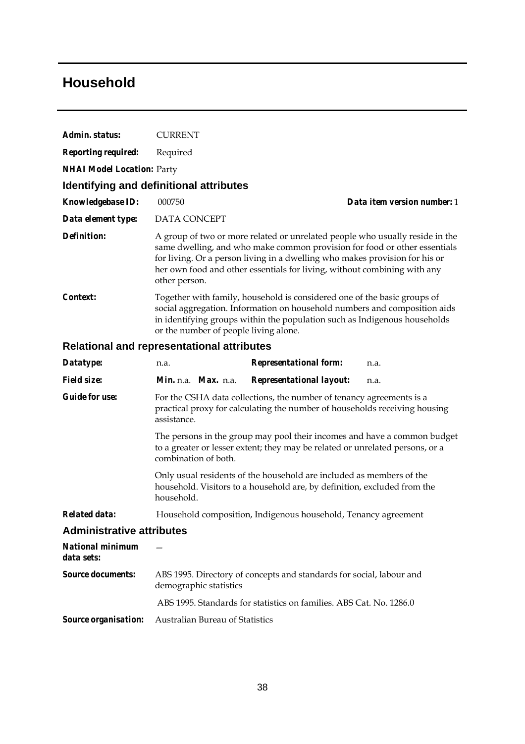# Household

**Admin. status:** CURRENT

**Reporting required:** Required

**NHAI Model Location:** Party

## Identifying and definitional attributes

**Knowledgebase ID:** 000750 **Data item version number:** 1

**Data element type:** DATA CONCEPT

**Definition:** A group of two or more related or unrelated people who usually reside in the same dwelling, and who make common provision for food or other essentials for living. Or a person living in a dwelling who makes provision for his or her own food and other essentials for living, without combining with any other person.

**Context:** Together with family, household is considered one of the basic groups of social aggregation. Information on household numbers and composition aids in identifying groups within the population such as Indigenous households or the number of people living alone.

## Relational and representational attributes

**Datatype:** n.a. **Representational form:** n.a.

**Field size:** **Min.** n.a. **Max.** n.a. **Representational layout:** n.a.

**Guide for use:** For the CSHA data collections, the number of tenancy agreements is a practical proxy for calculating the number of households receiving housing assistance.

The persons in the group may pool their incomes and have a common budget to a greater or lesser extent; they may be related or unrelated persons, or a combination of both.

Only usual residents of the household are included as members of the household. Visitors to a household are, by definition, excluded from the household.

**Related data:** Household composition, Indigenous household, Tenancy agreement

## Administrative attributes

**National minimum data sets:** —

**Source documents:** ABS 1995. Directory of concepts and standards for social, labour and demographic statistics

ABS 1995. Standards for statistics on families. ABS Cat. No. 1286.0

**Source organisation:** Australian Bureau of Statistics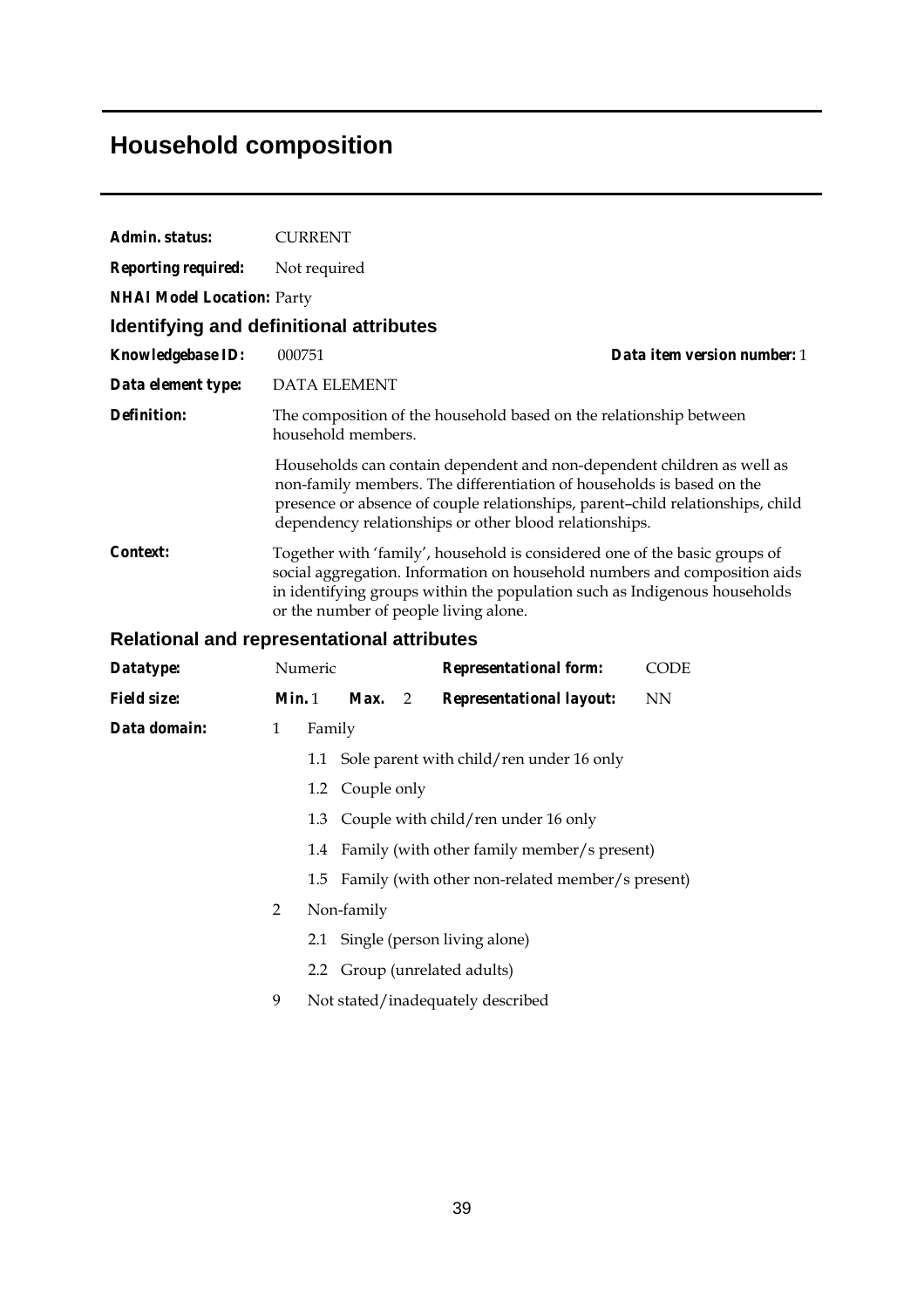# Household composition

***Admin. status:*** CURRENT

***Reporting required:*** Not required

***NHAI Model Location:*** Party

## Identifying and definitional attributes

***Knowledgebase ID:*** 000751 ***Data item version number:*** 1

***Data element type:*** DATA ELEMENT

***Definition:*** The composition of the household based on the relationship between household members.

Households can contain dependent and non-dependent children as well as non-family members. The differentiation of households is based on the presence or absence of couple relationships, parent–child relationships, child dependency relationships or other blood relationships.

***Context:*** Together with 'family', household is considered one of the basic groups of social aggregation. Information on household numbers and composition aids in identifying groups within the population such as Indigenous households or the number of people living alone.

## Relational and representational attributes

***Datatype:*** Numeric ***Representational form:*** CODE

***Field size:*** ***Min.*** 1 ***Max.*** 2 ***Representational layout:*** NN

***Data domain:***

1 Family
- 1.1 Sole parent with child/ren under 16 only
- 1.2 Couple only
- 1.3 Couple with child/ren under 16 only
- 1.4 Family (with other family member/s present)
- 1.5 Family (with other non-related member/s present)

2 Non-family
- 2.1 Single (person living alone)
- 2.2 Group (unrelated adults)

9 Not stated/inadequately described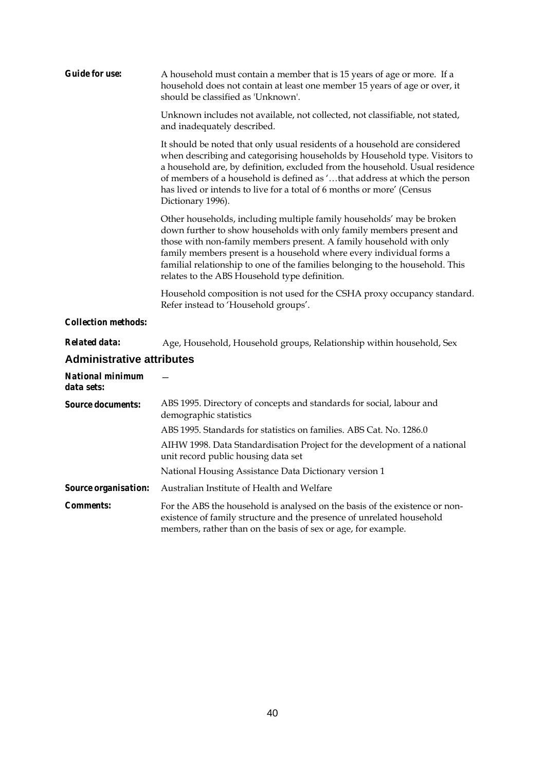**Guide for use:** A household must contain a member that is 15 years of age or more. If a household does not contain at least one member 15 years of age or over, it should be classified as 'Unknown'.

Unknown includes not available, not collected, not classifiable, not stated, and inadequately described.

It should be noted that only usual residents of a household are considered when describing and categorising households by Household type. Visitors to a household are, by definition, excluded from the household. Usual residence of members of a household is defined as '…that address at which the person has lived or intends to live for a total of 6 months or more' (Census Dictionary 1996).

Other households, including multiple family households' may be broken down further to show households with only family members present and those with non-family members present. A family household with only family members present is a household where every individual forms a familial relationship to one of the families belonging to the household. This relates to the ABS Household type definition.

Household composition is not used for the CSHA proxy occupancy standard. Refer instead to 'Household groups'.

**Collection methods:**

**Related data:** Age, Household, Household groups, Relationship within household, Sex

## Administrative attributes

**National minimum data sets:** —

**Source documents:** ABS 1995. Directory of concepts and standards for social, labour and demographic statistics

ABS 1995. Standards for statistics on families. ABS Cat. No. 1286.0

AIHW 1998. Data Standardisation Project for the development of a national unit record public housing data set

National Housing Assistance Data Dictionary version 1

**Source organisation:** Australian Institute of Health and Welfare

**Comments:** For the ABS the household is analysed on the basis of the existence or non-existence of family structure and the presence of unrelated household members, rather than on the basis of sex or age, for example.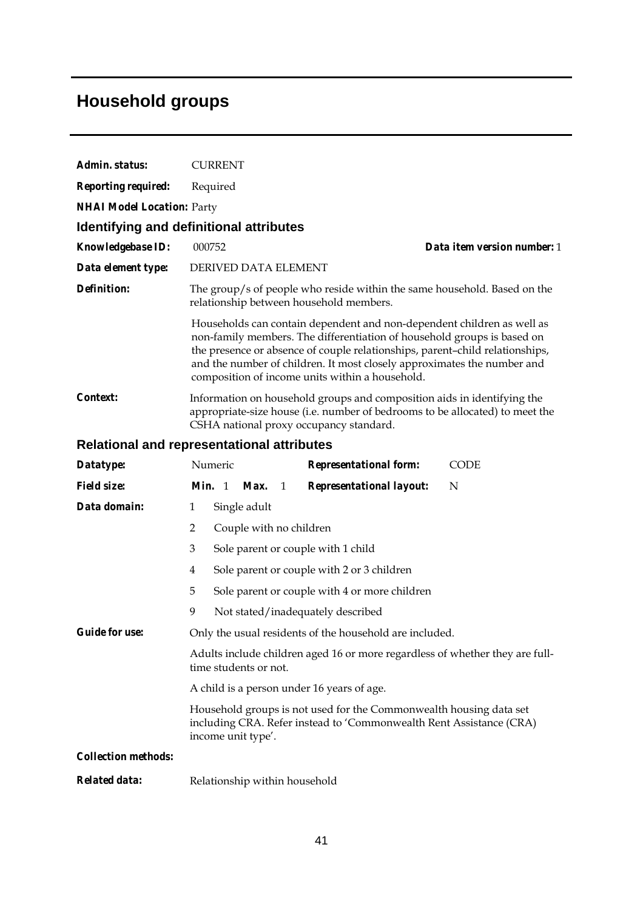# Household groups

**Admin. status:** CURRENT

**Reporting required:** Required

**NHAI Model Location:** Party

## Identifying and definitional attributes

**Knowledgebase ID:** 000752 **Data item version number:** 1

**Data element type:** DERIVED DATA ELEMENT

**Definition:** The group/s of people who reside within the same household. Based on the relationship between household members.

Households can contain dependent and non-dependent children as well as non-family members. The differentiation of household groups is based on the presence or absence of couple relationships, parent–child relationships, and the number of children. It most closely approximates the number and composition of income units within a household.

**Context:** Information on household groups and composition aids in identifying the appropriate-size house (i.e. number of bedrooms to be allocated) to meet the CSHA national proxy occupancy standard.

## Relational and representational attributes

**Datatype:** Numeric **Representational form:** CODE

**Field size:** **Min.** 1 **Max.** 1 **Representational layout:** N

**Data domain:**

1 Single adult

2 Couple with no children

3 Sole parent or couple with 1 child

4 Sole parent or couple with 2 or 3 children

5 Sole parent or couple with 4 or more children

9 Not stated/inadequately described

**Guide for use:** Only the usual residents of the household are included.

Adults include children aged 16 or more regardless of whether they are full-time students or not.

A child is a person under 16 years of age.

Household groups is not used for the Commonwealth housing data set including CRA. Refer instead to 'Commonwealth Rent Assistance (CRA) income unit type'.

**Collection methods:**

**Related data:** Relationship within household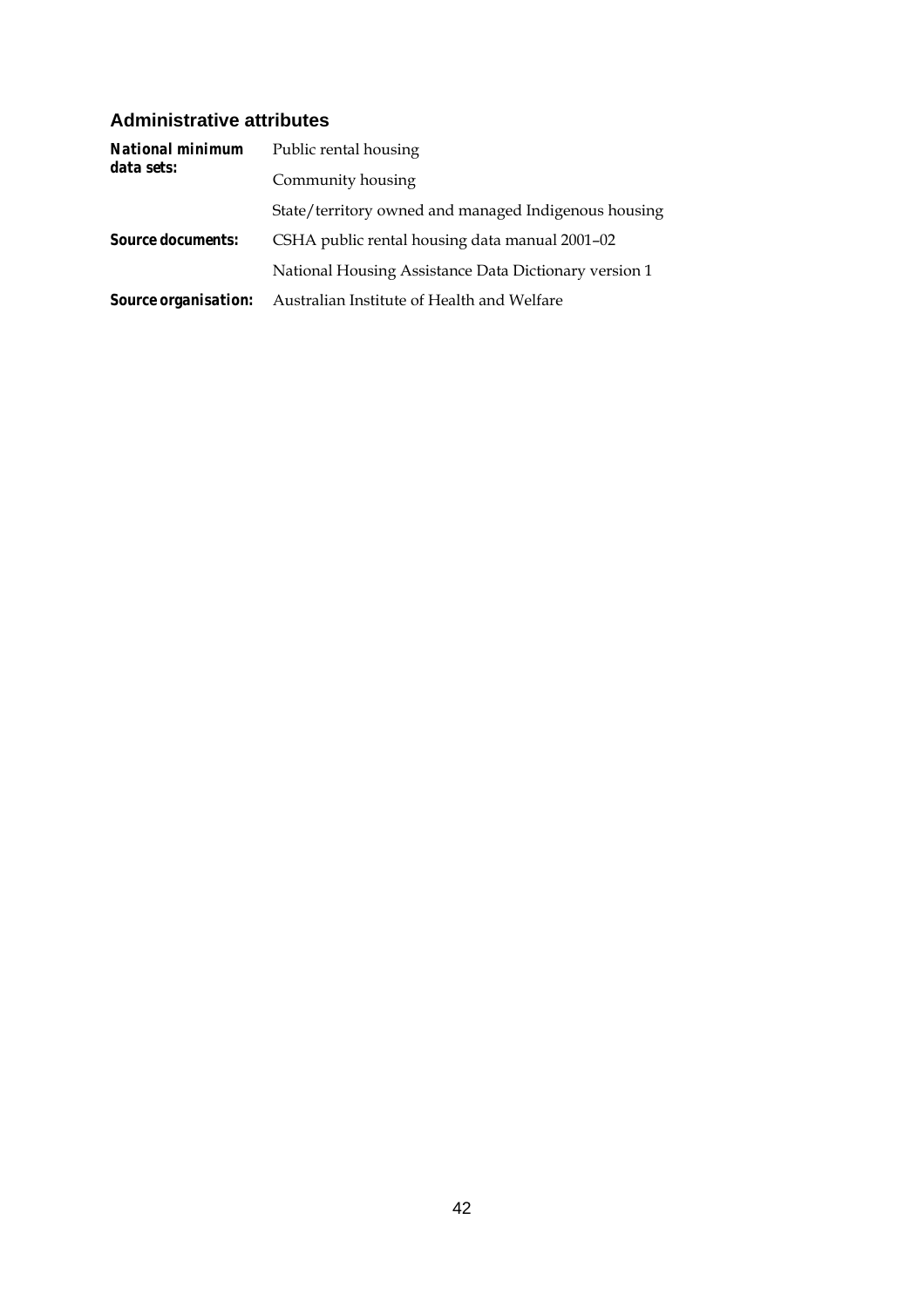### Administrative attributes

| | |
|---|---|
| ***National minimum data sets:*** | Public rental housing |
| | Community housing |
| | State/territory owned and managed Indigenous housing |
| ***Source documents:*** | CSHA public rental housing data manual 2001–02 |
| | National Housing Assistance Data Dictionary version 1 |
| ***Source organisation:*** | Australian Institute of Health and Welfare |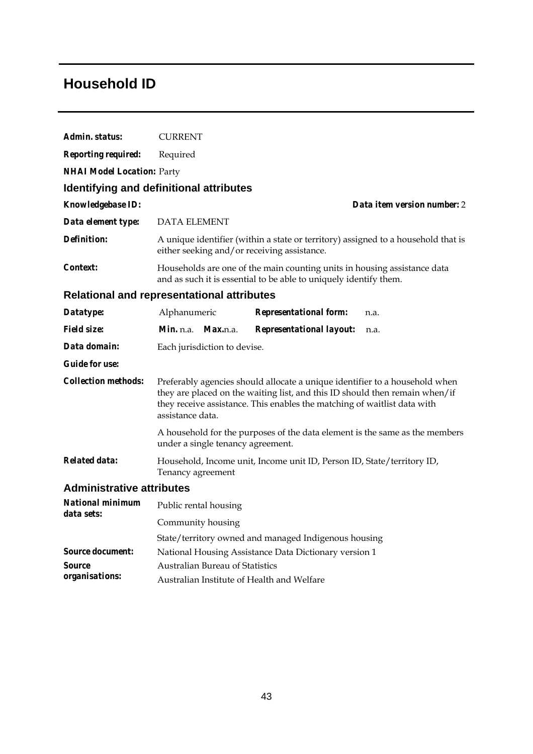# Household ID

**Admin. status:** CURRENT

**Reporting required:** Required

**NHAI Model Location:** Party

## Identifying and definitional attributes

**Knowledgebase ID:** 

**Data item version number:** 2

**Data element type:** DATA ELEMENT

**Definition:** A unique identifier (within a state or territory) assigned to a household that is either seeking and/or receiving assistance.

**Context:** Households are one of the main counting units in housing assistance data and as such it is essential to be able to uniquely identify them.

## Relational and representational attributes

**Datatype:** Alphanumeric

**Representational form:** n.a.

**Field size:** **Min.** n.a. **Max.** n.a.

**Representational layout:** n.a.

**Data domain:** Each jurisdiction to devise.

**Guide for use:**

**Collection methods:** Preferably agencies should allocate a unique identifier to a household when they are placed on the waiting list, and this ID should then remain when/if they receive assistance. This enables the matching of waitlist data with assistance data.

A household for the purposes of the data element is the same as the members under a single tenancy agreement.

**Related data:** Household, Income unit, Income unit ID, Person ID, State/territory ID, Tenancy agreement

## Administrative attributes

**National minimum data sets:**
Public rental housing
Community housing
State/territory owned and managed Indigenous housing

**Source document:** National Housing Assistance Data Dictionary version 1

**Source organisations:**
Australian Bureau of Statistics
Australian Institute of Health and Welfare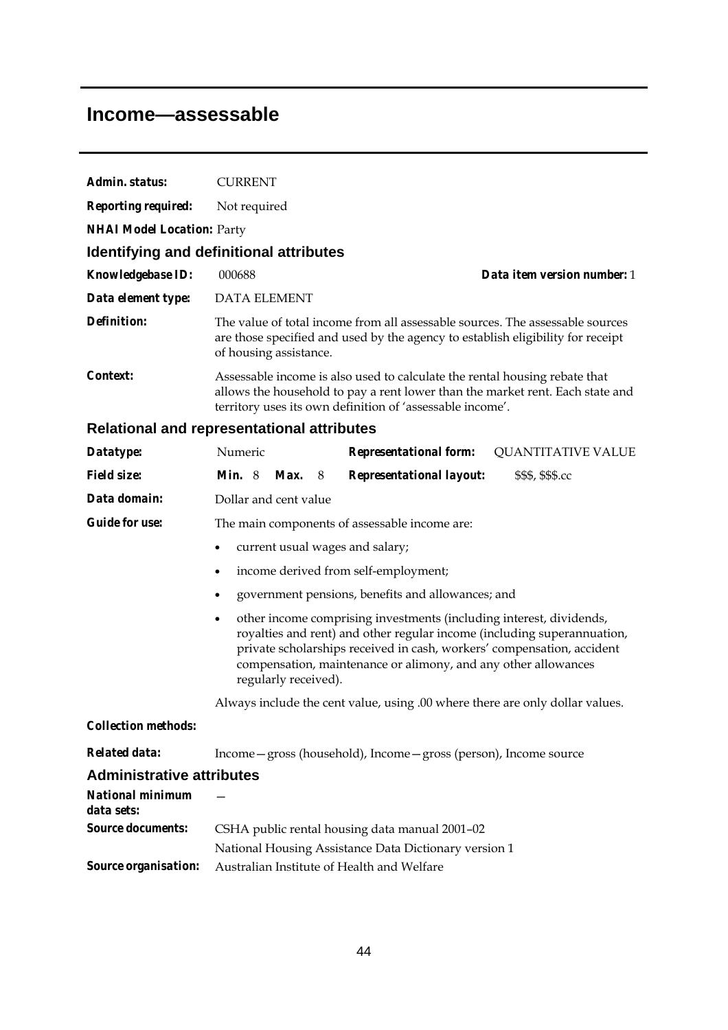# Income—assessable

**Admin. status:** CURRENT

**Reporting required:** Not required

**NHAI Model Location:** Party

## Identifying and definitional attributes

**Knowledgebase ID:** 000688 **Data item version number:** 1

**Data element type:** DATA ELEMENT

**Definition:** The value of total income from all assessable sources. The assessable sources are those specified and used by the agency to establish eligibility for receipt of housing assistance.

**Context:** Assessable income is also used to calculate the rental housing rebate that allows the household to pay a rent lower than the market rent. Each state and territory uses its own definition of 'assessable income'.

## Relational and representational attributes

**Datatype:** Numeric **Representational form:** QUANTITATIVE VALUE

**Field size:** **Min.** 8 **Max.** 8 **Representational layout:** $$$, $$$.cc

**Data domain:** Dollar and cent value

**Guide for use:** The main components of assessable income are:

- current usual wages and salary;
- income derived from self-employment;
- government pensions, benefits and allowances; and
- other income comprising investments (including interest, dividends, royalties and rent) and other regular income (including superannuation, private scholarships received in cash, workers' compensation, accident compensation, maintenance or alimony, and any other allowances regularly received).

Always include the cent value, using .00 where there are only dollar values.

**Collection methods:**

**Related data:** Income—gross (household), Income—gross (person), Income source

## Administrative attributes

**National minimum data sets:** —

**Source documents:** CSHA public rental housing data manual 2001–02

National Housing Assistance Data Dictionary version 1

**Source organisation:** Australian Institute of Health and Welfare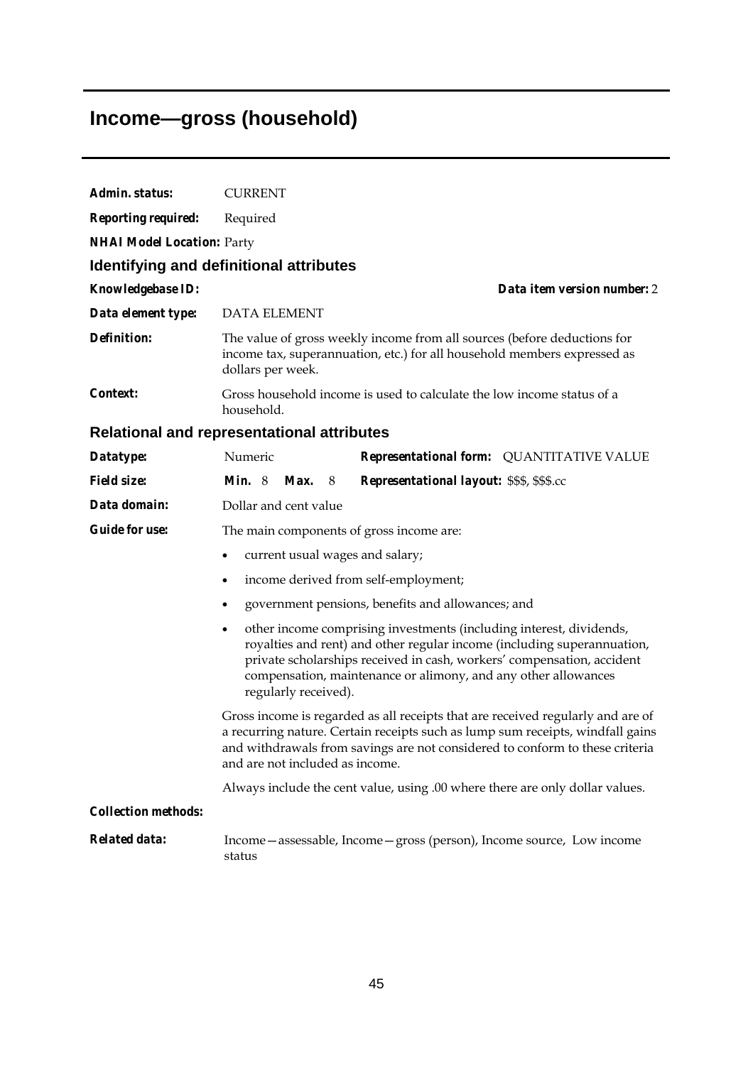# Income—gross (household)

***Admin. status:*** CURRENT

***Reporting required:*** Required

***NHAI Model Location:*** Party

## Identifying and definitional attributes

***Knowledgebase ID:*** ***Data item version number:*** 2

***Data element type:*** DATA ELEMENT

***Definition:*** The value of gross weekly income from all sources (before deductions for income tax, superannuation, etc.) for all household members expressed as dollars per week.

***Context:*** Gross household income is used to calculate the low income status of a household.

## Relational and representational attributes

***Datatype:*** Numeric ***Representational form:*** QUANTITATIVE VALUE

***Field size:*** ***Min.*** 8 ***Max.*** 8 ***Representational layout:*** $$$, $$$.cc

***Data domain:*** Dollar and cent value

***Guide for use:*** The main components of gross income are:

- current usual wages and salary;
- income derived from self-employment;
- government pensions, benefits and allowances; and
- other income comprising investments (including interest, dividends, royalties and rent) and other regular income (including superannuation, private scholarships received in cash, workers' compensation, accident compensation, maintenance or alimony, and any other allowances regularly received).

Gross income is regarded as all receipts that are received regularly and are of a recurring nature. Certain receipts such as lump sum receipts, windfall gains and withdrawals from savings are not considered to conform to these criteria and are not included as income.

Always include the cent value, using .00 where there are only dollar values.

***Collection methods:***

***Related data:*** Income—assessable, Income—gross (person), Income source, Low income status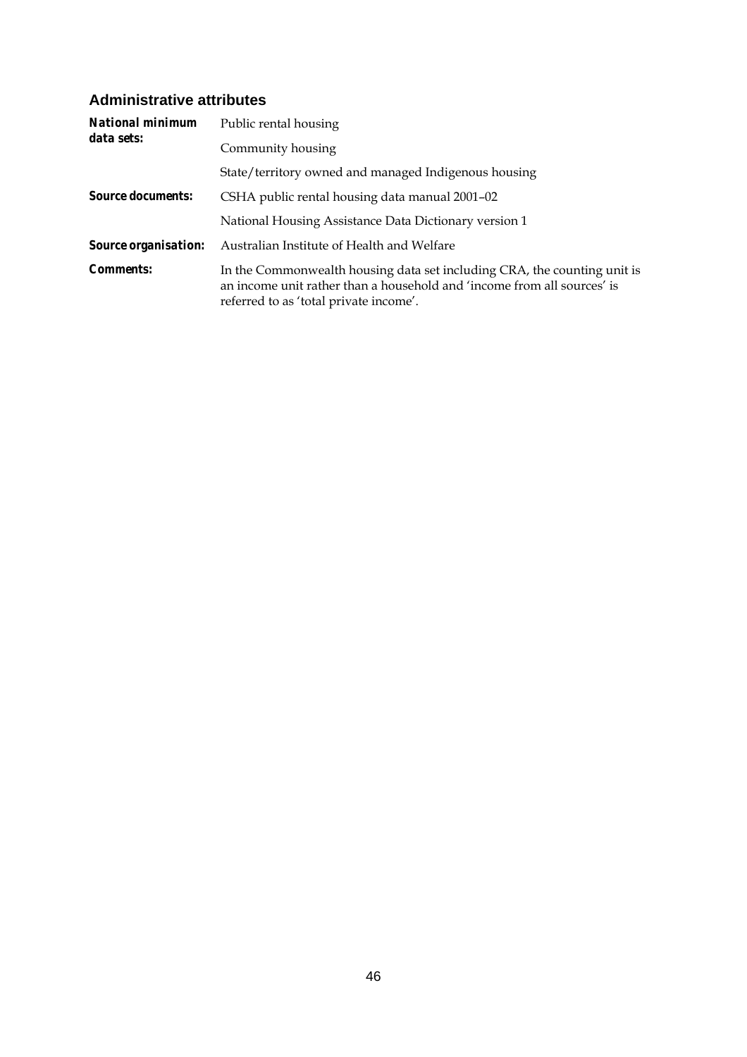## Administrative attributes

**National minimum data sets:** Public rental housing

Community housing

State/territory owned and managed Indigenous housing

**Source documents:** CSHA public rental housing data manual 2001–02

National Housing Assistance Data Dictionary version 1

**Source organisation:** Australian Institute of Health and Welfare

**Comments:** In the Commonwealth housing data set including CRA, the counting unit is an income unit rather than a household and 'income from all sources' is referred to as 'total private income'.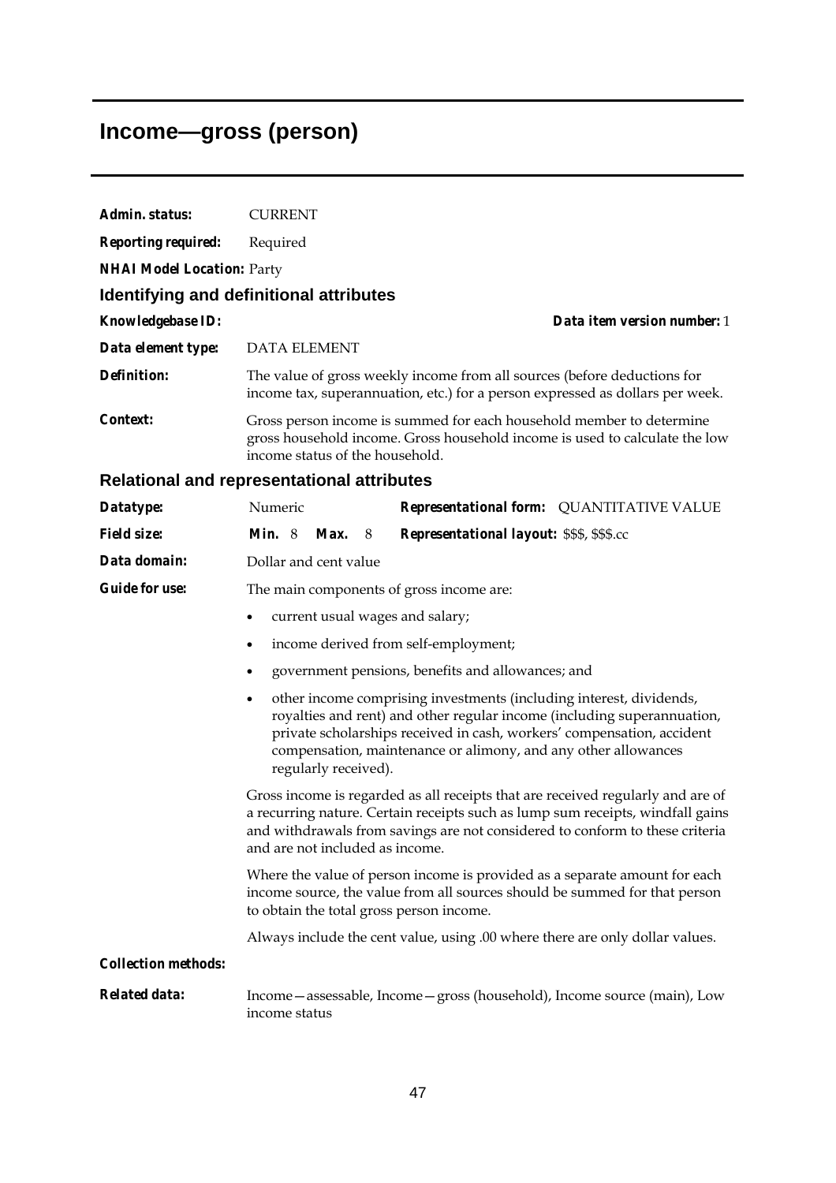# Income—gross (person)

***Admin. status:*** CURRENT

***Reporting required:*** Required

***NHAI Model Location:*** Party

## Identifying and definitional attributes

***Knowledgebase ID:*** 　　　　***Data item version number:*** 1

***Data element type:*** DATA ELEMENT

***Definition:*** The value of gross weekly income from all sources (before deductions for income tax, superannuation, etc.) for a person expressed as dollars per week.

***Context:*** Gross person income is summed for each household member to determine gross household income. Gross household income is used to calculate the low income status of the household.

## Relational and representational attributes

***Datatype:*** Numeric　　　　***Representational form:*** QUANTITATIVE VALUE

***Field size:*** ***Min.*** 8 ***Max.*** 8　　　　***Representational layout:*** $$$, $$$.cc

***Data domain:*** Dollar and cent value

***Guide for use:*** The main components of gross income are:

- current usual wages and salary;
- income derived from self-employment;
- government pensions, benefits and allowances; and
- other income comprising investments (including interest, dividends, royalties and rent) and other regular income (including superannuation, private scholarships received in cash, workers' compensation, accident compensation, maintenance or alimony, and any other allowances regularly received).

Gross income is regarded as all receipts that are received regularly and are of a recurring nature. Certain receipts such as lump sum receipts, windfall gains and withdrawals from savings are not considered to conform to these criteria and are not included as income.

Where the value of person income is provided as a separate amount for each income source, the value from all sources should be summed for that person to obtain the total gross person income.

Always include the cent value, using .00 where there are only dollar values.

***Collection methods:***

***Related data:*** Income—assessable, Income—gross (household), Income source (main), Low income status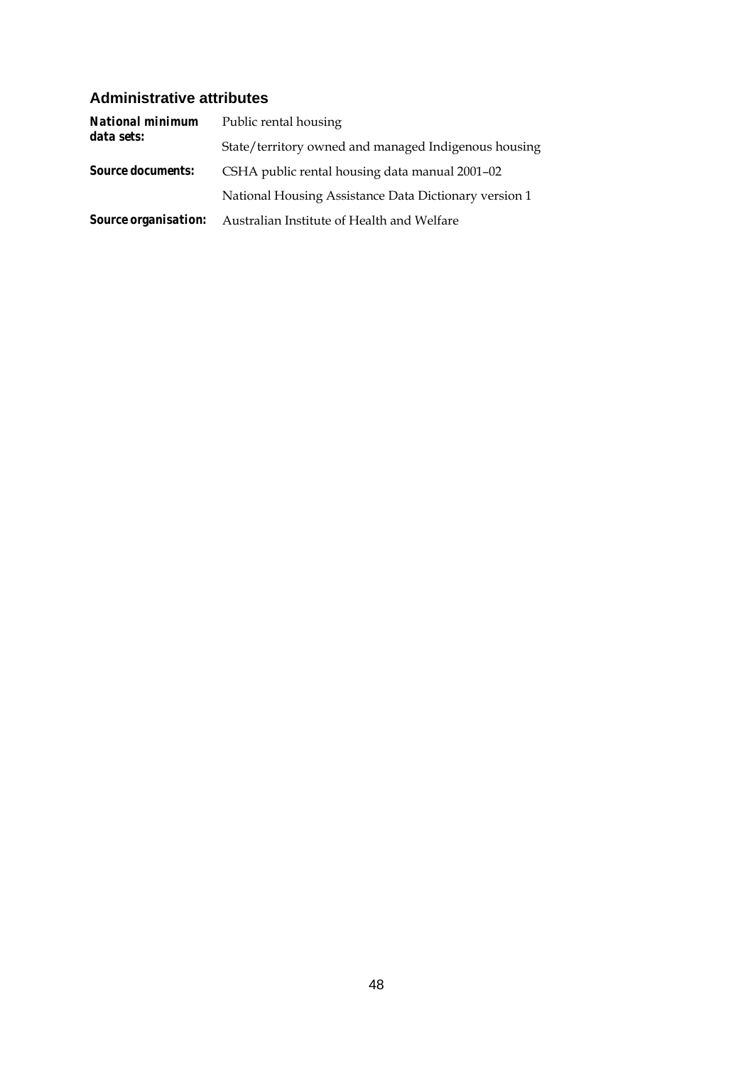## Administrative attributes

| | |
|---|---|
| ***National minimum data sets:*** | Public rental housing |
| | State/territory owned and managed Indigenous housing |
| ***Source documents:*** | CSHA public rental housing data manual 2001–02 |
| | National Housing Assistance Data Dictionary version 1 |
| ***Source organisation:*** | Australian Institute of Health and Welfare |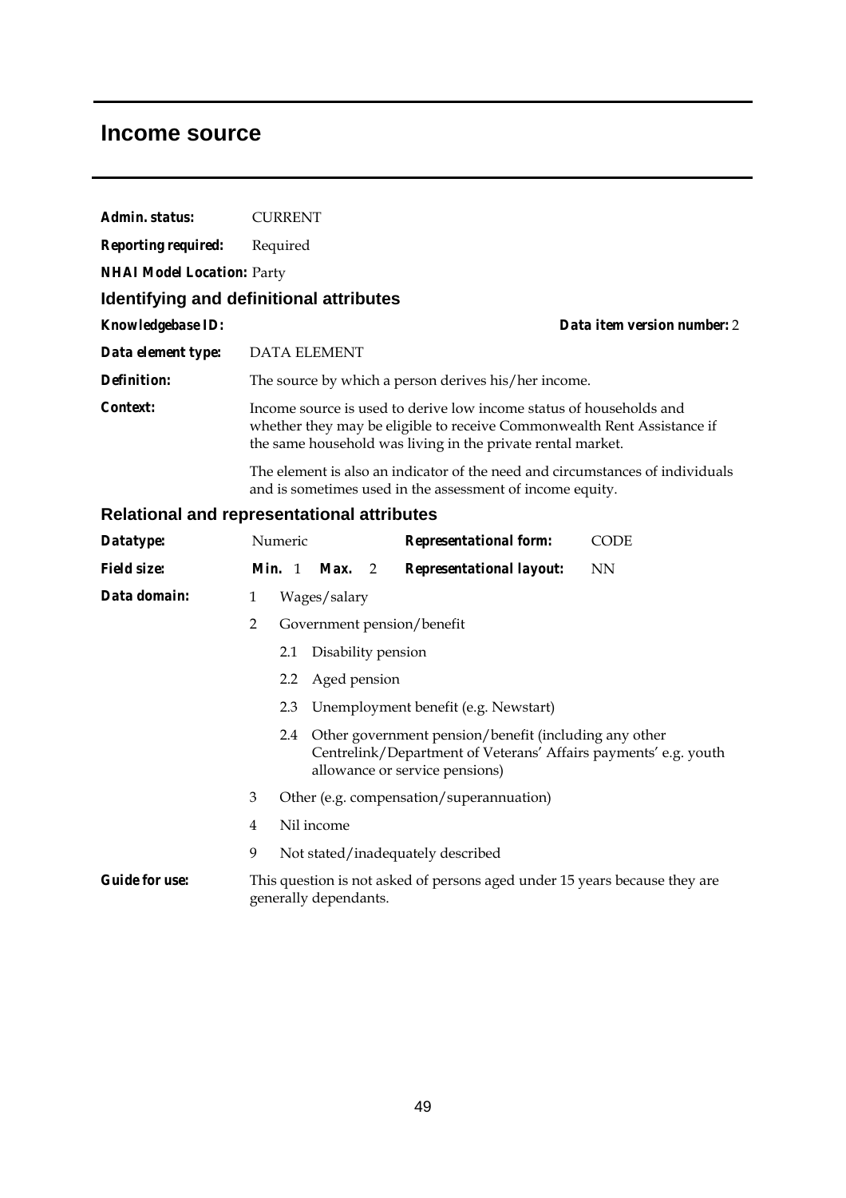# Income source

**Admin. status:** CURRENT

**Reporting required:** Required

**NHAI Model Location:** Party

## Identifying and definitional attributes

**Knowledgebase ID:** **Data item version number:** 2

**Data element type:** DATA ELEMENT

**Definition:** The source by which a person derives his/her income.

**Context:** Income source is used to derive low income status of households and whether they may be eligible to receive Commonwealth Rent Assistance if the same household was living in the private rental market.

The element is also an indicator of the need and circumstances of individuals and is sometimes used in the assessment of income equity.

## Relational and representational attributes

**Datatype:** Numeric **Representational form:** CODE

**Field size:** **Min.** 1 **Max.** 2 **Representational layout:** NN

**Data domain:**

- 1 Wages/salary
- 2 Government pension/benefit
  - 2.1 Disability pension
  - 2.2 Aged pension
  - 2.3 Unemployment benefit (e.g. Newstart)
  - 2.4 Other government pension/benefit (including any other Centrelink/Department of Veterans' Affairs payments' e.g. youth allowance or service pensions)
- 3 Other (e.g. compensation/superannuation)
- 4 Nil income
- 9 Not stated/inadequately described

**Guide for use:** This question is not asked of persons aged under 15 years because they are generally dependants.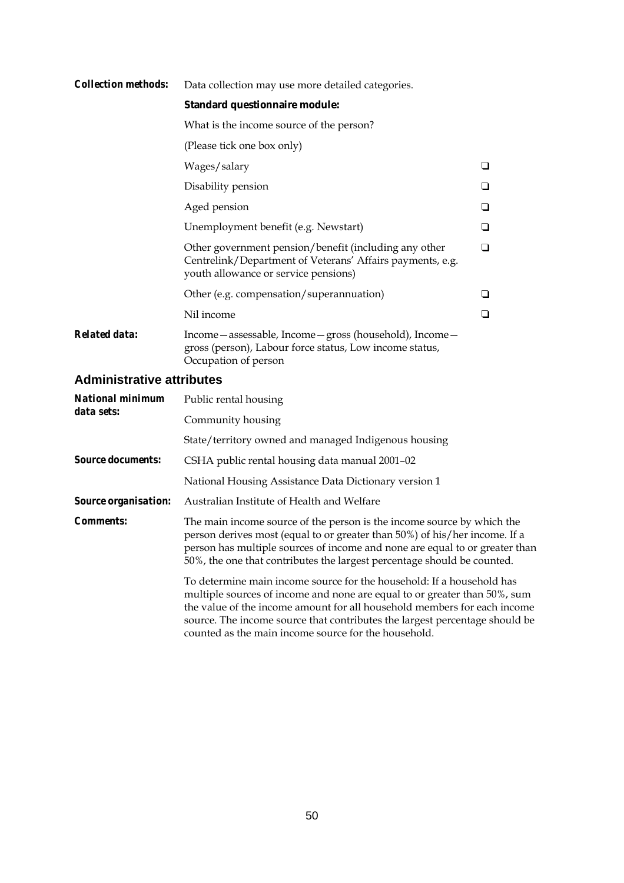**Collection methods:** Data collection may use more detailed categories.

**Standard questionnaire module:**

What is the income source of the person?

(Please tick one box only)

- Wages/salary ❑
- Disability pension ❑
- Aged pension ❑
- Unemployment benefit (e.g. Newstart) ❑
- Other government pension/benefit (including any other Centrelink/Department of Veterans' Affairs payments, e.g. youth allowance or service pensions) ❑
- Other (e.g. compensation/superannuation) ❑
- Nil income ❑

**Related data:** Income—assessable, Income—gross (household), Income—gross (person), Labour force status, Low income status, Occupation of person

## Administrative attributes

**National minimum data sets:**

Public rental housing

Community housing

State/territory owned and managed Indigenous housing

**Source documents:**

CSHA public rental housing data manual 2001–02

National Housing Assistance Data Dictionary version 1

**Source organisation:** Australian Institute of Health and Welfare

**Comments:** The main income source of the person is the income source by which the person derives most (equal to or greater than 50%) of his/her income. If a person has multiple sources of income and none are equal to or greater than 50%, the one that contributes the largest percentage should be counted.

To determine main income source for the household: If a household has multiple sources of income and none are equal to or greater than 50%, sum the value of the income amount for all household members for each income source. The income source that contributes the largest percentage should be counted as the main income source for the household.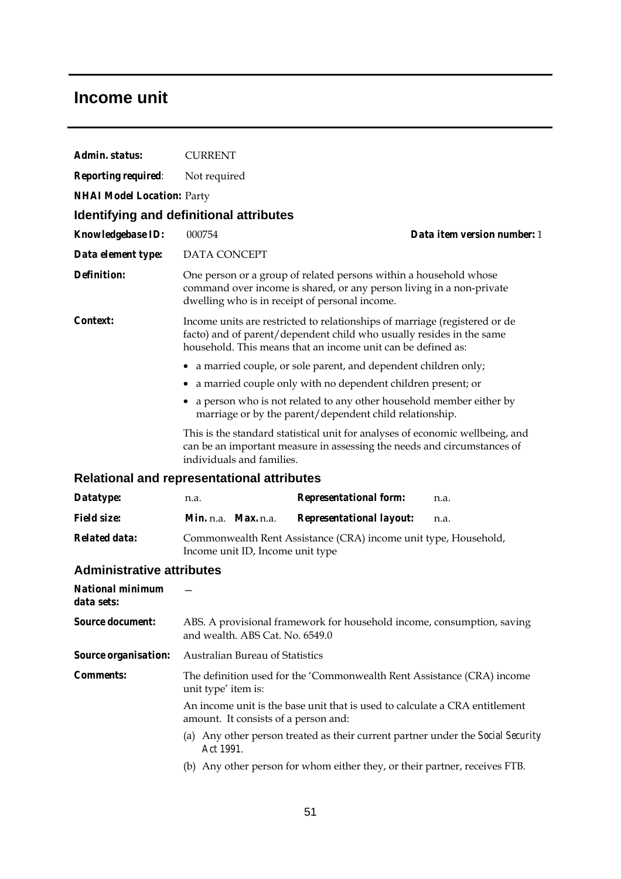# Income unit

**Admin. status:** CURRENT

**Reporting required:** Not required

**NHAI Model Location:** Party

## Identifying and definitional attributes

**Knowledgebase ID:** 000754 **Data item version number:** 1

**Data element type:** DATA CONCEPT

**Definition:** One person or a group of related persons within a household whose command over income is shared, or any person living in a non-private dwelling who is in receipt of personal income.

**Context:** Income units are restricted to relationships of marriage (registered or de facto) and of parent/dependent child who usually resides in the same household. This means that an income unit can be defined as:

- a married couple, or sole parent, and dependent children only;
- a married couple only with no dependent children present; or
- a person who is not related to any other household member either by marriage or by the parent/dependent child relationship.

This is the standard statistical unit for analyses of economic wellbeing, and can be an important measure in assessing the needs and circumstances of individuals and families.

## Relational and representational attributes

**Datatype:** n.a. **Representational form:** n.a.

**Field size:** **Min.** n.a. **Max.** n.a. **Representational layout:** n.a.

**Related data:** Commonwealth Rent Assistance (CRA) income unit type, Household, Income unit ID, Income unit type

## Administrative attributes

**National minimum data sets:** —

**Source document:** ABS. A provisional framework for household income, consumption, saving and wealth. ABS Cat. No. 6549.0

**Source organisation:** Australian Bureau of Statistics

**Comments:** The definition used for the 'Commonwealth Rent Assistance (CRA) income unit type' item is:

An income unit is the base unit that is used to calculate a CRA entitlement amount. It consists of a person and:

(a) Any other person treated as their current partner under the *Social Security Act 1991*.

(b) Any other person for whom either they, or their partner, receives FTB.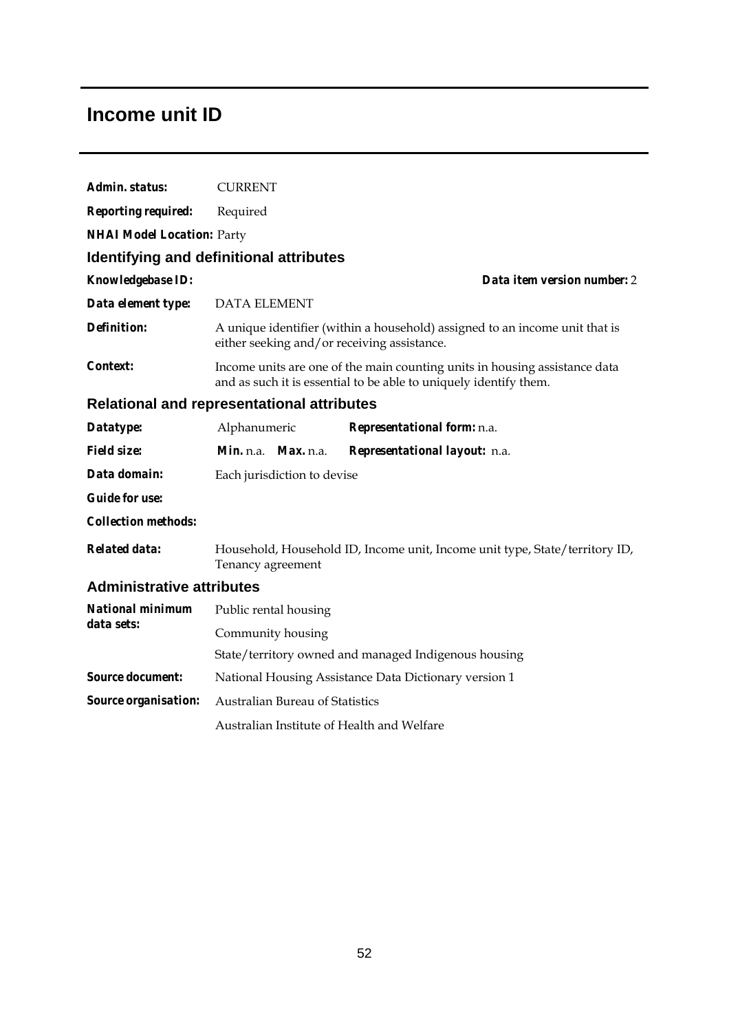# Income unit ID

**Admin. status:** CURRENT

**Reporting required:** Required

**NHAI Model Location:** Party

## Identifying and definitional attributes

**Knowledgebase ID:** **Data item version number:** 2

**Data element type:** DATA ELEMENT

**Definition:** A unique identifier (within a household) assigned to an income unit that is either seeking and/or receiving assistance.

**Context:** Income units are one of the main counting units in housing assistance data and as such it is essential to be able to uniquely identify them.

## Relational and representational attributes

**Datatype:** Alphanumeric **Representational form:** n.a.

**Field size:** **Min.** n.a. **Max.** n.a. **Representational layout:** n.a.

**Data domain:** Each jurisdiction to devise

**Guide for use:**

**Collection methods:**

**Related data:** Household, Household ID, Income unit, Income unit type, State/territory ID, Tenancy agreement

## Administrative attributes

**National minimum data sets:** Public rental housing

Community housing

State/territory owned and managed Indigenous housing

**Source document:** National Housing Assistance Data Dictionary version 1

**Source organisation:** Australian Bureau of Statistics

Australian Institute of Health and Welfare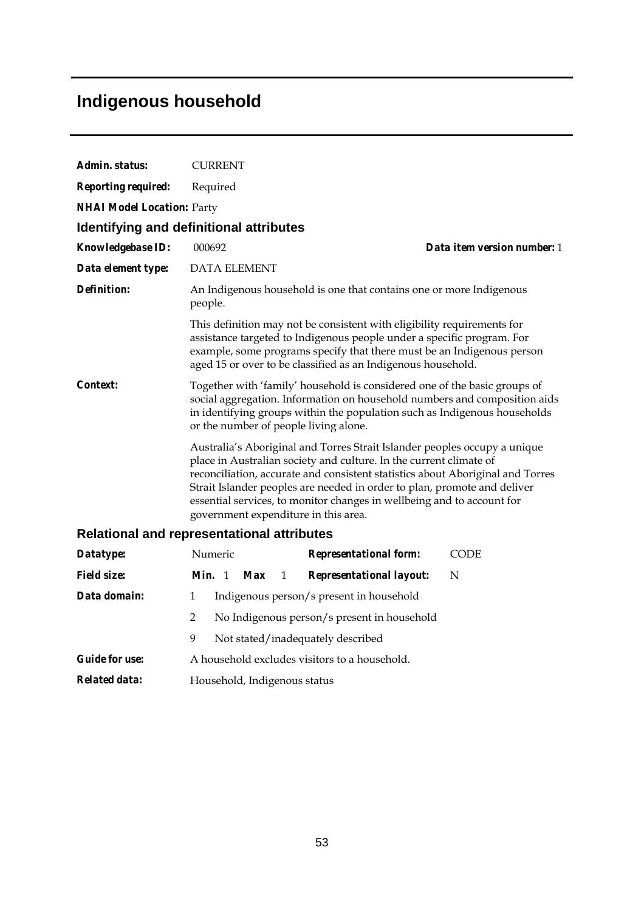# Indigenous household

***Admin. status:*** CURRENT

***Reporting required:*** Required

***NHAI Model Location:*** Party

## Identifying and definitional attributes

***Knowledgebase ID:*** 000692 ***Data item version number:*** 1

***Data element type:*** DATA ELEMENT

***Definition:*** An Indigenous household is one that contains one or more Indigenous people.

This definition may not be consistent with eligibility requirements for assistance targeted to Indigenous people under a specific program. For example, some programs specify that there must be an Indigenous person aged 15 or over to be classified as an Indigenous household.

***Context:*** Together with 'family' household is considered one of the basic groups of social aggregation. Information on household numbers and composition aids in identifying groups within the population such as Indigenous households or the number of people living alone.

Australia's Aboriginal and Torres Strait Islander peoples occupy a unique place in Australian society and culture. In the current climate of reconciliation, accurate and consistent statistics about Aboriginal and Torres Strait Islander peoples are needed in order to plan, promote and deliver essential services, to monitor changes in wellbeing and to account for government expenditure in this area.

## Relational and representational attributes

***Datatype:*** Numeric ***Representational form:*** CODE

***Field size:*** ***Min.*** 1 ***Max*** 1 ***Representational layout:*** N

***Data domain:***

1 Indigenous person/s present in household

2 No Indigenous person/s present in household

9 Not stated/inadequately described

***Guide for use:*** A household excludes visitors to a household.

***Related data:*** Household, Indigenous status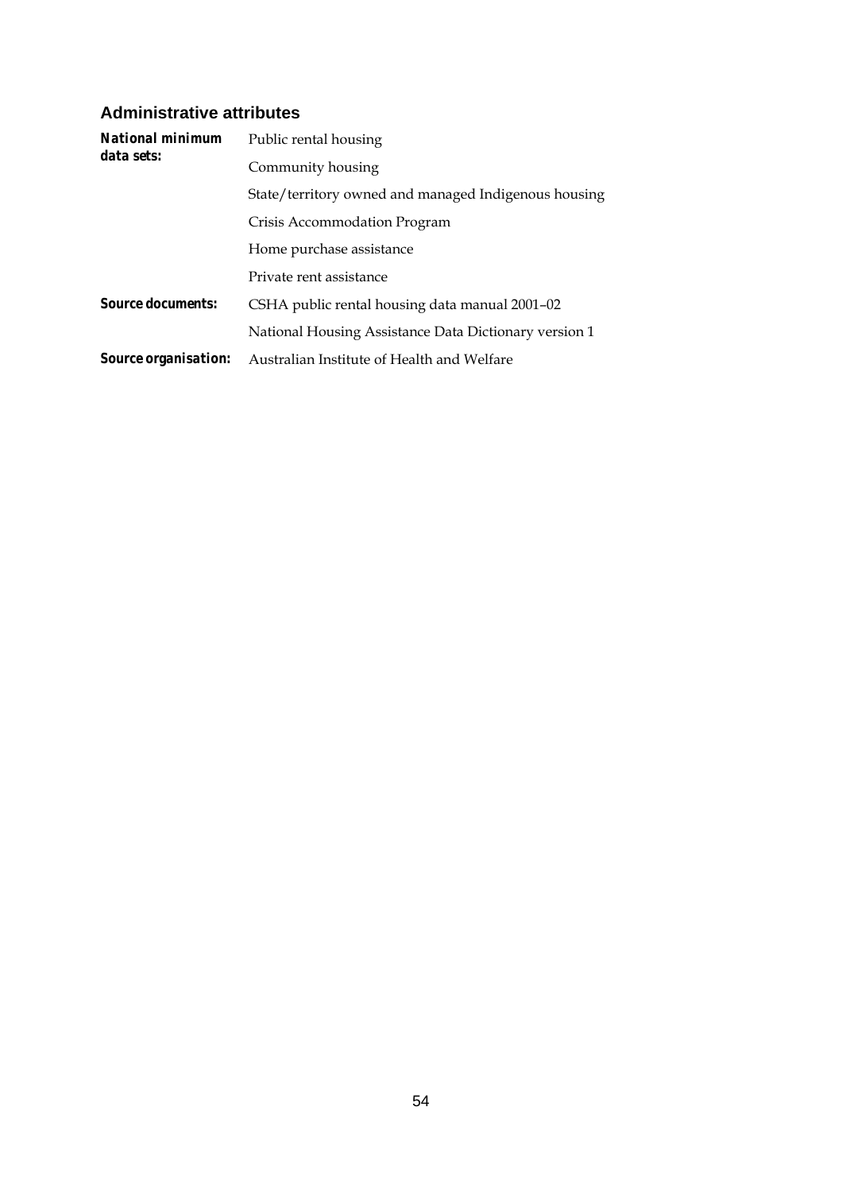## Administrative attributes

| | |
|---|---|
| ***National minimum data sets:*** | Public rental housing |
| | Community housing |
| | State/territory owned and managed Indigenous housing |
| | Crisis Accommodation Program |
| | Home purchase assistance |
| | Private rent assistance |
| ***Source documents:*** | CSHA public rental housing data manual 2001–02 |
| | National Housing Assistance Data Dictionary version 1 |
| ***Source organisation:*** | Australian Institute of Health and Welfare |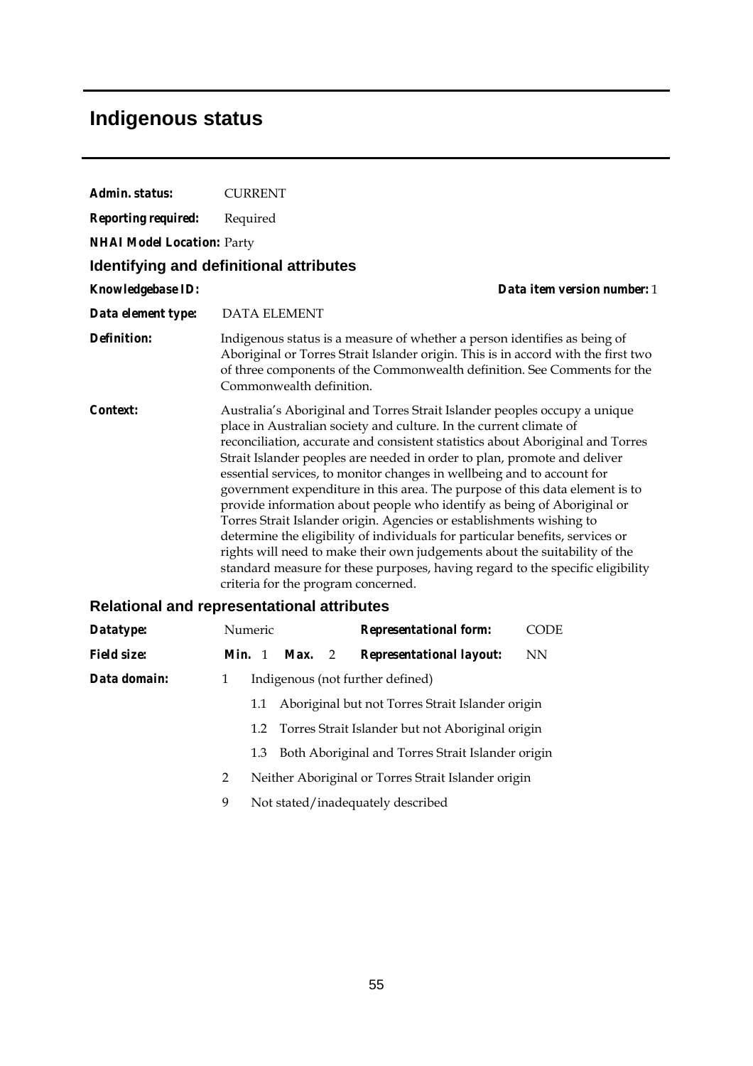# Indigenous status

***Admin. status:*** CURRENT

***Reporting required:*** Required

***NHAI Model Location:*** Party

## Identifying and definitional attributes

***Knowledgebase ID:*** ***Data item version number:*** 1

***Data element type:*** DATA ELEMENT

***Definition:*** Indigenous status is a measure of whether a person identifies as being of Aboriginal or Torres Strait Islander origin. This is in accord with the first two of three components of the Commonwealth definition. See Comments for the Commonwealth definition.

***Context:*** Australia's Aboriginal and Torres Strait Islander peoples occupy a unique place in Australian society and culture. In the current climate of reconciliation, accurate and consistent statistics about Aboriginal and Torres Strait Islander peoples are needed in order to plan, promote and deliver essential services, to monitor changes in wellbeing and to account for government expenditure in this area. The purpose of this data element is to provide information about people who identify as being of Aboriginal or Torres Strait Islander origin. Agencies or establishments wishing to determine the eligibility of individuals for particular benefits, services or rights will need to make their own judgements about the suitability of the standard measure for these purposes, having regard to the specific eligibility criteria for the program concerned.

## Relational and representational attributes

***Datatype:*** Numeric ***Representational form:*** CODE

***Field size:*** ***Min.*** 1 ***Max.*** 2 ***Representational layout:*** NN

***Data domain:***

- 1 Indigenous (not further defined)
  - 1.1 Aboriginal but not Torres Strait Islander origin
  - 1.2 Torres Strait Islander but not Aboriginal origin
  - 1.3 Both Aboriginal and Torres Strait Islander origin
- 2 Neither Aboriginal or Torres Strait Islander origin
- 9 Not stated/inadequately described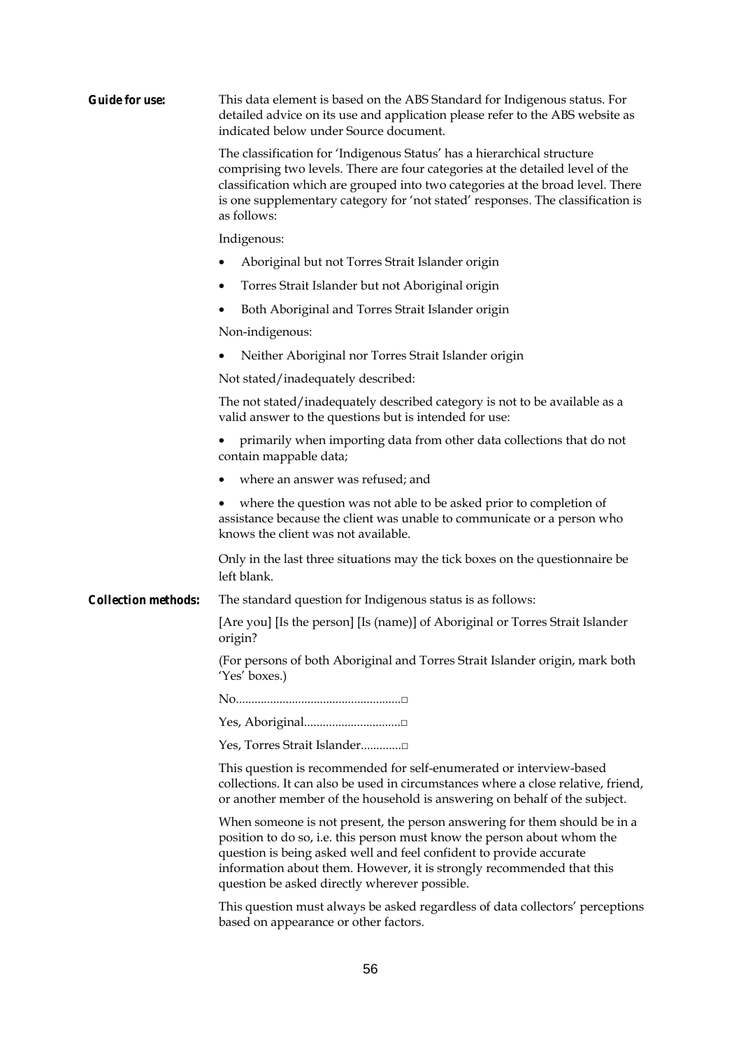**Guide for use:** This data element is based on the ABS Standard for Indigenous status. For detailed advice on its use and application please refer to the ABS website as indicated below under Source document.

The classification for 'Indigenous Status' has a hierarchical structure comprising two levels. There are four categories at the detailed level of the classification which are grouped into two categories at the broad level. There is one supplementary category for 'not stated' responses. The classification is as follows:

Indigenous:

- Aboriginal but not Torres Strait Islander origin
- Torres Strait Islander but not Aboriginal origin
- Both Aboriginal and Torres Strait Islander origin

Non-indigenous:

- Neither Aboriginal nor Torres Strait Islander origin

Not stated/inadequately described:

The not stated/inadequately described category is not to be available as a valid answer to the questions but is intended for use:

- primarily when importing data from other data collections that do not contain mappable data;
- where an answer was refused; and
- where the question was not able to be asked prior to completion of assistance because the client was unable to communicate or a person who knows the client was not available.

Only in the last three situations may the tick boxes on the questionnaire be left blank.

**Collection methods:** The standard question for Indigenous status is as follows:

[Are you] [Is the person] [Is (name)] of Aboriginal or Torres Strait Islander origin?

(For persons of both Aboriginal and Torres Strait Islander origin, mark both 'Yes' boxes.)

No....................................................□

Yes, Aboriginal..............................□

Yes, Torres Strait Islander.............□

This question is recommended for self-enumerated or interview-based collections. It can also be used in circumstances where a close relative, friend, or another member of the household is answering on behalf of the subject.

When someone is not present, the person answering for them should be in a position to do so, i.e. this person must know the person about whom the question is being asked well and feel confident to provide accurate information about them. However, it is strongly recommended that this question be asked directly wherever possible.

This question must always be asked regardless of data collectors' perceptions based on appearance or other factors.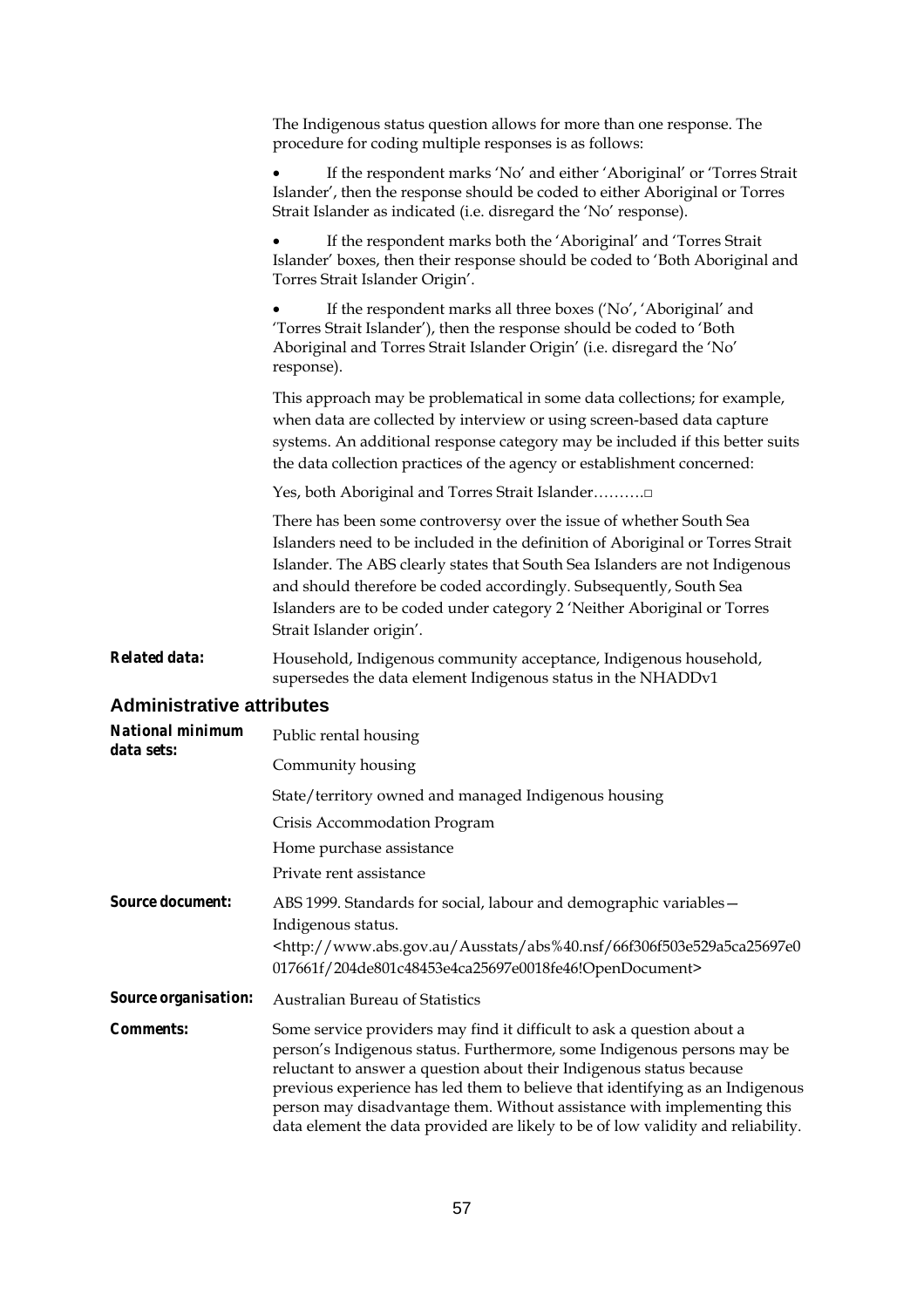The Indigenous status question allows for more than one response. The procedure for coding multiple responses is as follows:

- If the respondent marks 'No' and either 'Aboriginal' or 'Torres Strait Islander', then the response should be coded to either Aboriginal or Torres Strait Islander as indicated (i.e. disregard the 'No' response).
- If the respondent marks both the 'Aboriginal' and 'Torres Strait Islander' boxes, then their response should be coded to 'Both Aboriginal and Torres Strait Islander Origin'.
- If the respondent marks all three boxes ('No', 'Aboriginal' and 'Torres Strait Islander'), then the response should be coded to 'Both Aboriginal and Torres Strait Islander Origin' (i.e. disregard the 'No' response).

This approach may be problematical in some data collections; for example, when data are collected by interview or using screen-based data capture systems. An additional response category may be included if this better suits the data collection practices of the agency or establishment concerned:

Yes, both Aboriginal and Torres Strait Islander……….□

There has been some controversy over the issue of whether South Sea Islanders need to be included in the definition of Aboriginal or Torres Strait Islander. The ABS clearly states that South Sea Islanders are not Indigenous and should therefore be coded accordingly. Subsequently, South Sea Islanders are to be coded under category 2 'Neither Aboriginal or Torres Strait Islander origin'.

***Related data:*** Household, Indigenous community acceptance, Indigenous household, supersedes the data element Indigenous status in the NHADDv1

## Administrative attributes

***National minimum data sets:***

Public rental housing

Community housing

State/territory owned and managed Indigenous housing

Crisis Accommodation Program

Home purchase assistance

Private rent assistance

***Source document:*** ABS 1999. Standards for social, labour and demographic variables—Indigenous status. <http://www.abs.gov.au/Ausstats/abs%40.nsf/66f306f503e529a5ca25697e0017661f/204de801c48453e4ca25697e0018fe46!OpenDocument>

***Source organisation:*** Australian Bureau of Statistics

***Comments:*** Some service providers may find it difficult to ask a question about a person's Indigenous status. Furthermore, some Indigenous persons may be reluctant to answer a question about their Indigenous status because previous experience has led them to believe that identifying as an Indigenous person may disadvantage them. Without assistance with implementing this data element the data provided are likely to be of low validity and reliability.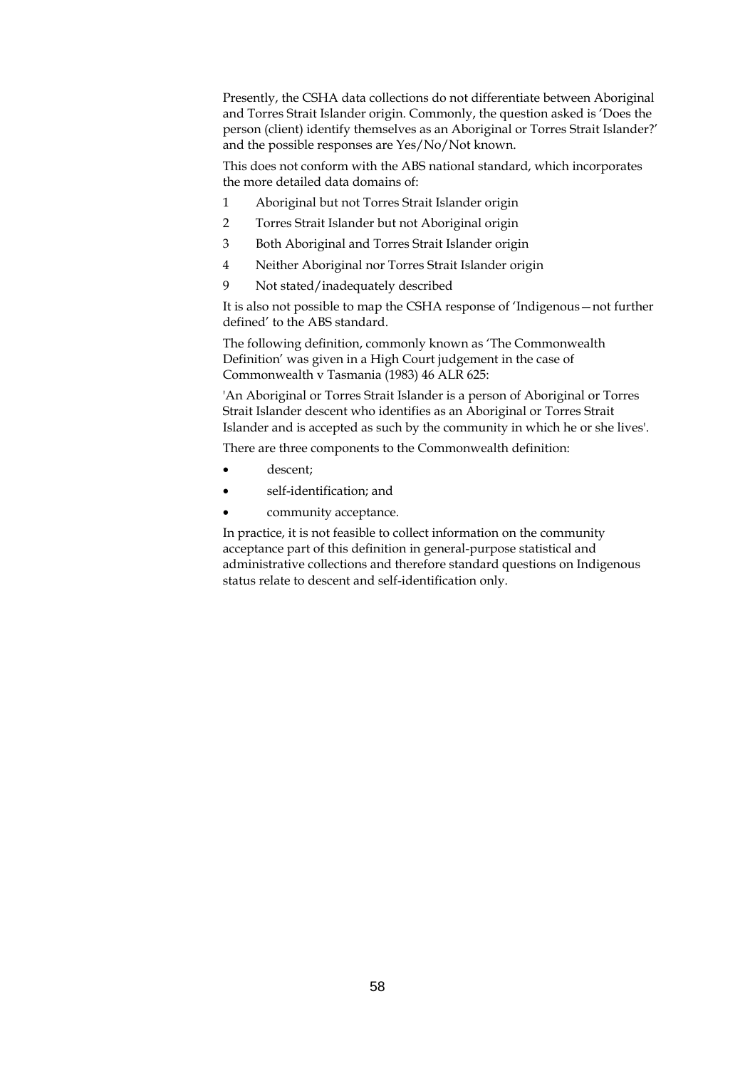Presently, the CSHA data collections do not differentiate between Aboriginal and Torres Strait Islander origin. Commonly, the question asked is 'Does the person (client) identify themselves as an Aboriginal or Torres Strait Islander?' and the possible responses are Yes/No/Not known.

This does not conform with the ABS national standard, which incorporates the more detailed data domains of:

1 Aboriginal but not Torres Strait Islander origin

2 Torres Strait Islander but not Aboriginal origin

3 Both Aboriginal and Torres Strait Islander origin

4 Neither Aboriginal nor Torres Strait Islander origin

9 Not stated/inadequately described

It is also not possible to map the CSHA response of 'Indigenous—not further defined' to the ABS standard.

The following definition, commonly known as 'The Commonwealth Definition' was given in a High Court judgement in the case of Commonwealth v Tasmania (1983) 46 ALR 625:

'An Aboriginal or Torres Strait Islander is a person of Aboriginal or Torres Strait Islander descent who identifies as an Aboriginal or Torres Strait Islander and is accepted as such by the community in which he or she lives'.

There are three components to the Commonwealth definition:

- descent;
- self-identification; and
- community acceptance.

In practice, it is not feasible to collect information on the community acceptance part of this definition in general-purpose statistical and administrative collections and therefore standard questions on Indigenous status relate to descent and self-identification only.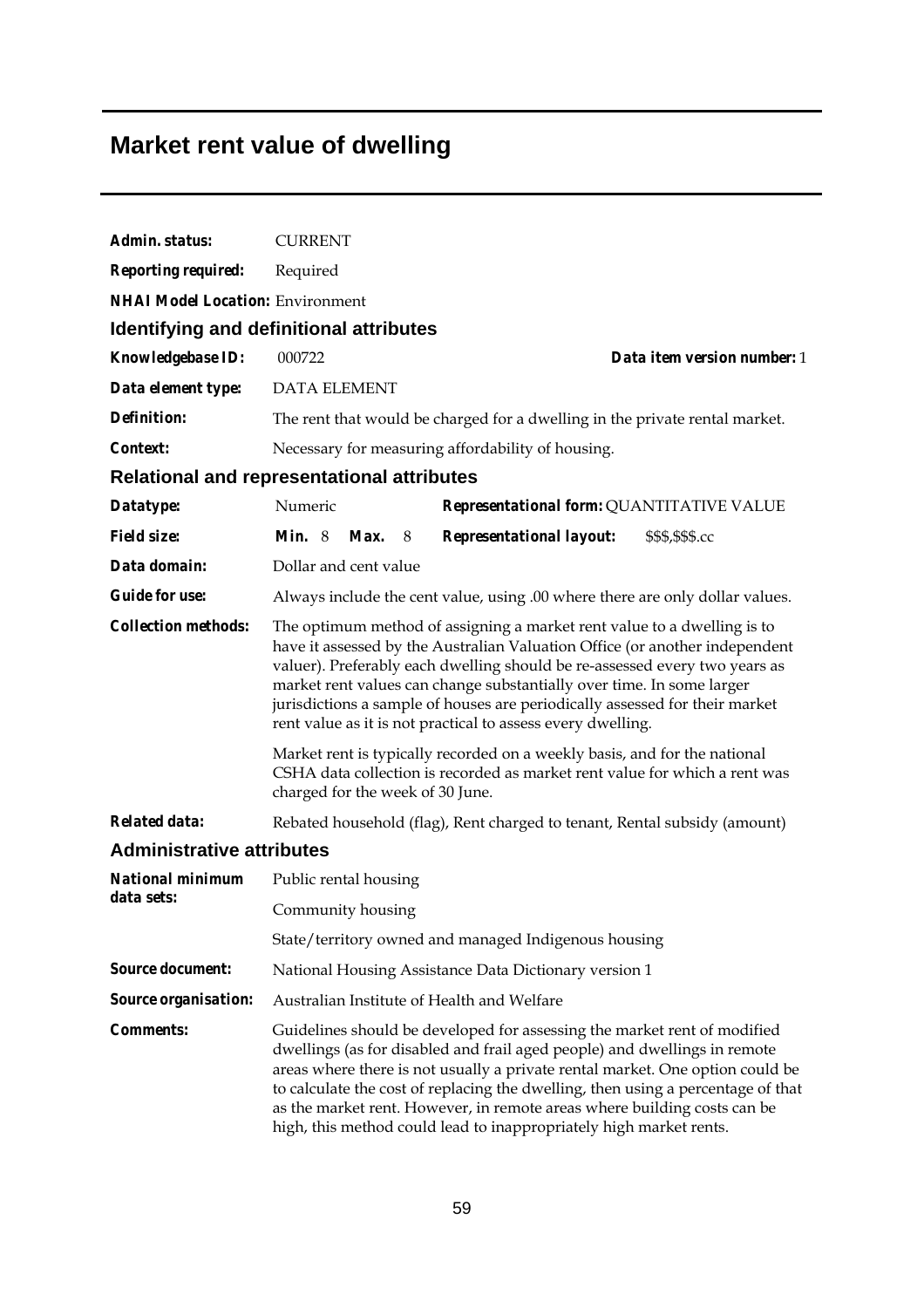# Market rent value of dwelling

**Admin. status:** CURRENT

**Reporting required:** Required

**NHAI Model Location:** Environment

## Identifying and definitional attributes

**Knowledgebase ID:** 000722 **Data item version number:** 1

**Data element type:** DATA ELEMENT

**Definition:** The rent that would be charged for a dwelling in the private rental market.

**Context:** Necessary for measuring affordability of housing.

## Relational and representational attributes

**Datatype:** Numeric **Representational form:** QUANTITATIVE VALUE

**Field size:** **Min.** 8 **Max.** 8 **Representational layout:** $$$,$$$.cc

**Data domain:** Dollar and cent value

**Guide for use:** Always include the cent value, using .00 where there are only dollar values.

**Collection methods:** The optimum method of assigning a market rent value to a dwelling is to have it assessed by the Australian Valuation Office (or another independent valuer). Preferably each dwelling should be re-assessed every two years as market rent values can change substantially over time. In some larger jurisdictions a sample of houses are periodically assessed for their market rent value as it is not practical to assess every dwelling.

Market rent is typically recorded on a weekly basis, and for the national CSHA data collection is recorded as market rent value for which a rent was charged for the week of 30 June.

**Related data:** Rebated household (flag), Rent charged to tenant, Rental subsidy (amount)

## Administrative attributes

**National minimum data sets:** Public rental housing

Community housing

State/territory owned and managed Indigenous housing

**Source document:** National Housing Assistance Data Dictionary version 1

**Source organisation:** Australian Institute of Health and Welfare

**Comments:** Guidelines should be developed for assessing the market rent of modified dwellings (as for disabled and frail aged people) and dwellings in remote areas where there is not usually a private rental market. One option could be to calculate the cost of replacing the dwelling, then using a percentage of that as the market rent. However, in remote areas where building costs can be high, this method could lead to inappropriately high market rents.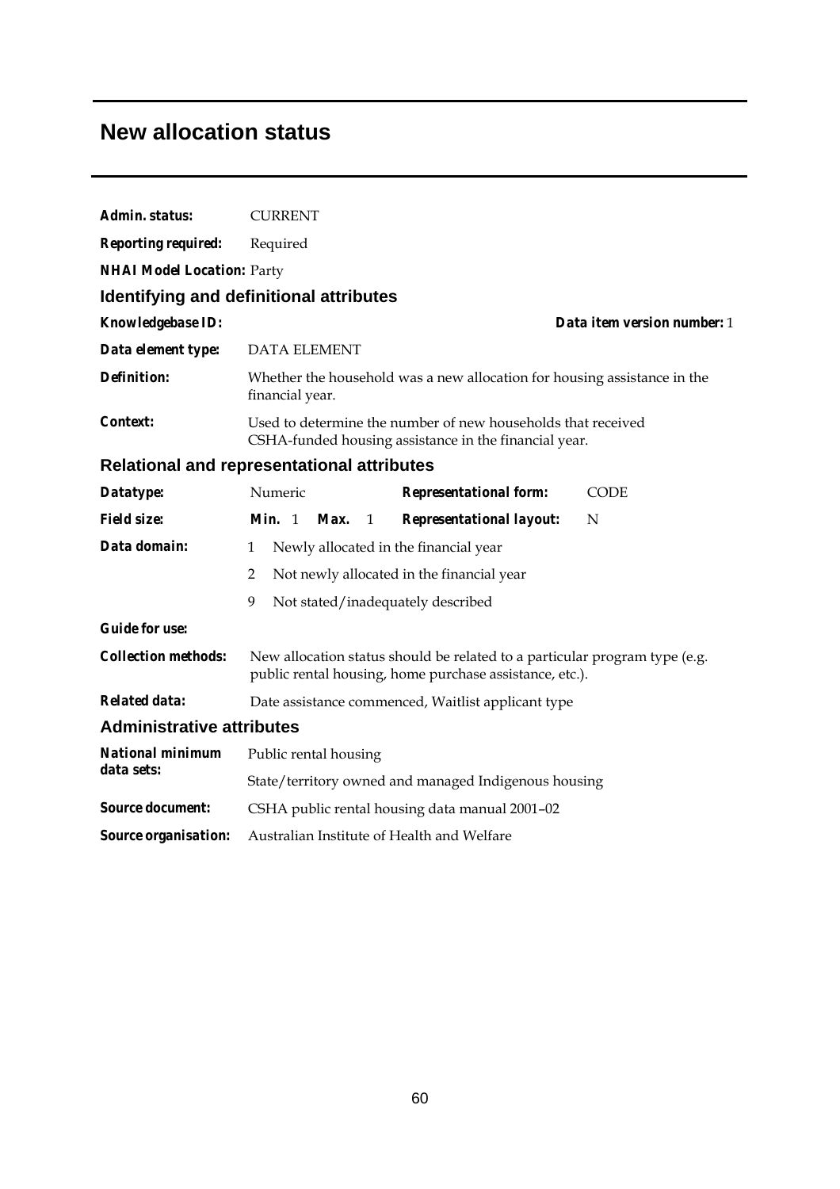# New allocation status

**Admin. status:** CURRENT

**Reporting required:** Required

**NHAI Model Location:** Party

## Identifying and definitional attributes

**Knowledgebase ID:** **Data item version number:** 1

**Data element type:** DATA ELEMENT

**Definition:** Whether the household was a new allocation for housing assistance in the financial year.

**Context:** Used to determine the number of new households that received CSHA-funded housing assistance in the financial year.

## Relational and representational attributes

**Datatype:** Numeric **Representational form:** CODE

**Field size:** **Min.** 1 **Max.** 1 **Representational layout:** N

**Data domain:**

1 Newly allocated in the financial year

2 Not newly allocated in the financial year

9 Not stated/inadequately described

**Guide for use:**

**Collection methods:** New allocation status should be related to a particular program type (e.g. public rental housing, home purchase assistance, etc.).

**Related data:** Date assistance commenced, Waitlist applicant type

## Administrative attributes

**National minimum data sets:** Public rental housing

State/territory owned and managed Indigenous housing

**Source document:** CSHA public rental housing data manual 2001–02

**Source organisation:** Australian Institute of Health and Welfare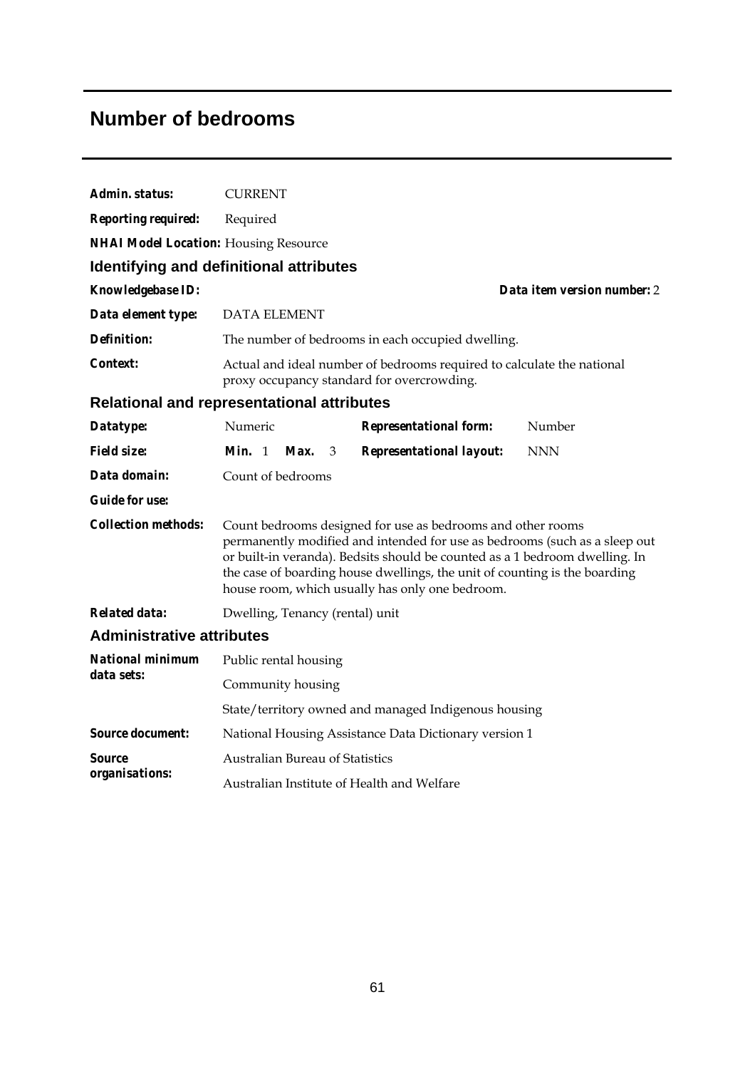# Number of bedrooms

**Admin. status:** CURRENT

**Reporting required:** Required

**NHAI Model Location:** Housing Resource

## Identifying and definitional attributes

**Knowledgebase ID:** **Data item version number:** 2

**Data element type:** DATA ELEMENT

**Definition:** The number of bedrooms in each occupied dwelling.

**Context:** Actual and ideal number of bedrooms required to calculate the national proxy occupancy standard for overcrowding.

## Relational and representational attributes

| | | | |
|---|---|---|---|
| **Datatype:** | Numeric | **Representational form:** | Number |
| **Field size:** | **Min.** 1 **Max.** 3 | **Representational layout:** | NNN |

**Data domain:** Count of bedrooms

**Guide for use:**

**Collection methods:** Count bedrooms designed for use as bedrooms and other rooms permanently modified and intended for use as bedrooms (such as a sleep out or built-in veranda). Bedsits should be counted as a 1 bedroom dwelling. In the case of boarding house dwellings, the unit of counting is the boarding house room, which usually has only one bedroom.

**Related data:** Dwelling, Tenancy (rental) unit

## Administrative attributes

**National minimum data sets:** Public rental housing

Community housing

State/territory owned and managed Indigenous housing

**Source document:** National Housing Assistance Data Dictionary version 1

**Source organisations:** Australian Bureau of Statistics

Australian Institute of Health and Welfare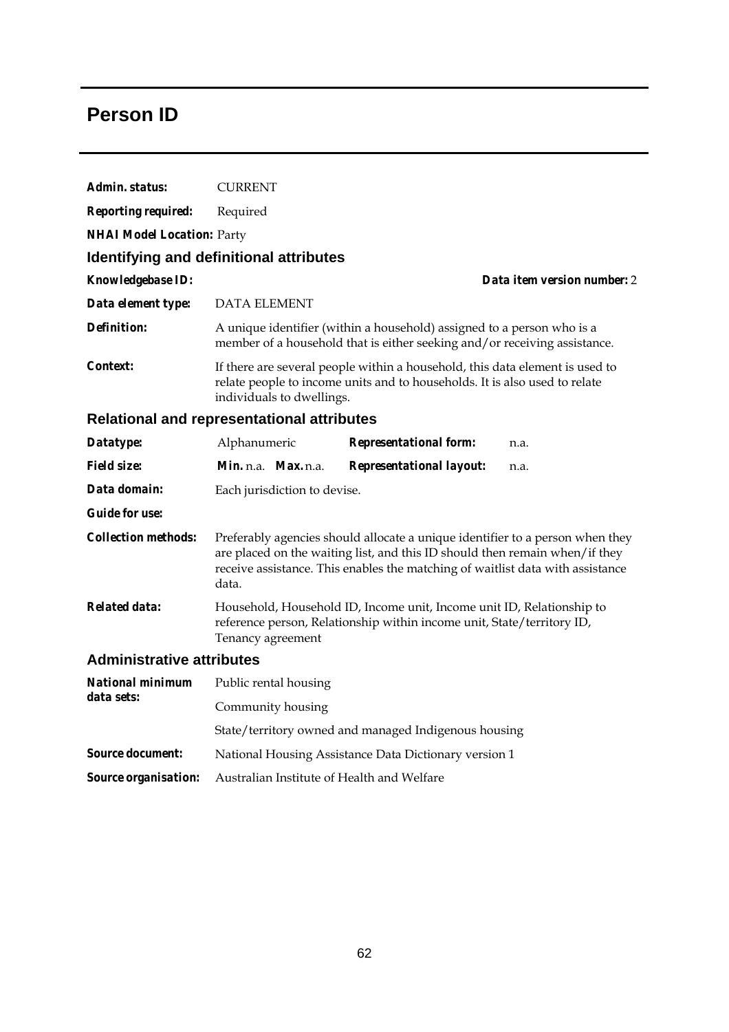# Person ID

**Admin. status:** CURRENT

**Reporting required:** Required

**NHAI Model Location:** Party

## Identifying and definitional attributes

**Knowledgebase ID:** **Data item version number:** 2

**Data element type:** DATA ELEMENT

**Definition:** A unique identifier (within a household) assigned to a person who is a member of a household that is either seeking and/or receiving assistance.

**Context:** If there are several people within a household, this data element is used to relate people to income units and to households. It is also used to relate individuals to dwellings.

## Relational and representational attributes

**Datatype:** Alphanumeric **Representational form:** n.a.

**Field size:** **Min.** n.a. **Max.** n.a. **Representational layout:** n.a.

**Data domain:** Each jurisdiction to devise.

**Guide for use:**

**Collection methods:** Preferably agencies should allocate a unique identifier to a person when they are placed on the waiting list, and this ID should then remain when/if they receive assistance. This enables the matching of waitlist data with assistance data.

**Related data:** Household, Household ID, Income unit, Income unit ID, Relationship to reference person, Relationship within income unit, State/territory ID, Tenancy agreement

## Administrative attributes

**National minimum data sets:** Public rental housing

Community housing

State/territory owned and managed Indigenous housing

**Source document:** National Housing Assistance Data Dictionary version 1

**Source organisation:** Australian Institute of Health and Welfare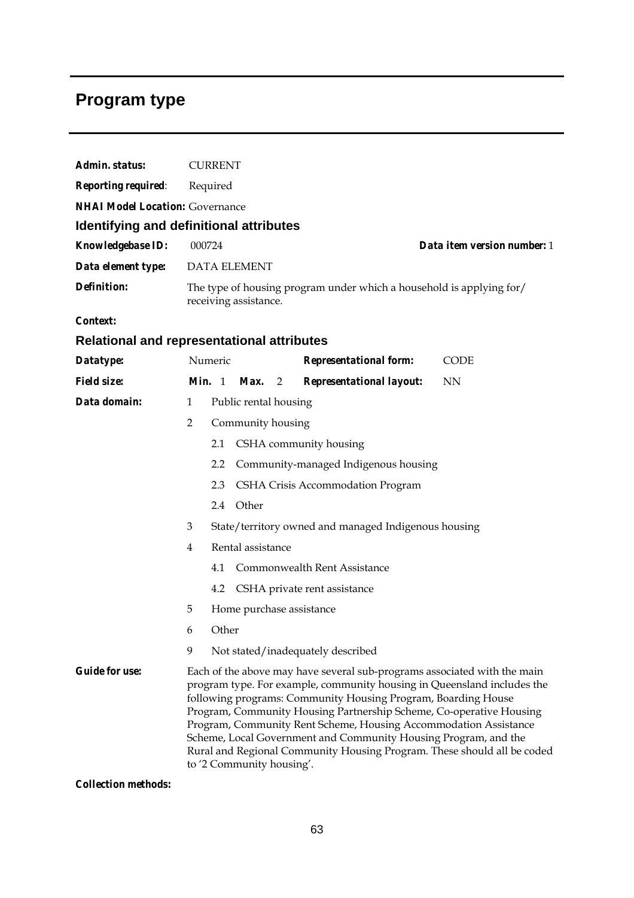# Program type

***Admin. status:*** CURRENT

***Reporting required*:** Required

***NHAI Model Location:*** Governance

## Identifying and definitional attributes

***Knowledgebase ID:*** 000724 ***Data item version number:*** 1

***Data element type:*** DATA ELEMENT

***Definition:*** The type of housing program under which a household is applying for/ receiving assistance.

***Context:***

## Relational and representational attributes

***Datatype:*** Numeric ***Representational form:*** CODE

***Field size:*** ***Min.*** 1 ***Max.*** 2 ***Representational layout:*** NN

***Data domain:***

1 Public rental housing

2 Community housing

- 2.1 CSHA community housing
- 2.2 Community-managed Indigenous housing
- 2.3 CSHA Crisis Accommodation Program
- 2.4 Other

3 State/territory owned and managed Indigenous housing

4 Rental assistance

- 4.1 Commonwealth Rent Assistance
- 4.2 CSHA private rent assistance

5 Home purchase assistance

6 Other

9 Not stated/inadequately described

***Guide for use:*** Each of the above may have several sub-programs associated with the main program type. For example, community housing in Queensland includes the following programs: Community Housing Program, Boarding House Program, Community Housing Partnership Scheme, Co-operative Housing Program, Community Rent Scheme, Housing Accommodation Assistance Scheme, Local Government and Community Housing Program, and the Rural and Regional Community Housing Program. These should all be coded to '2 Community housing'.

***Collection methods:***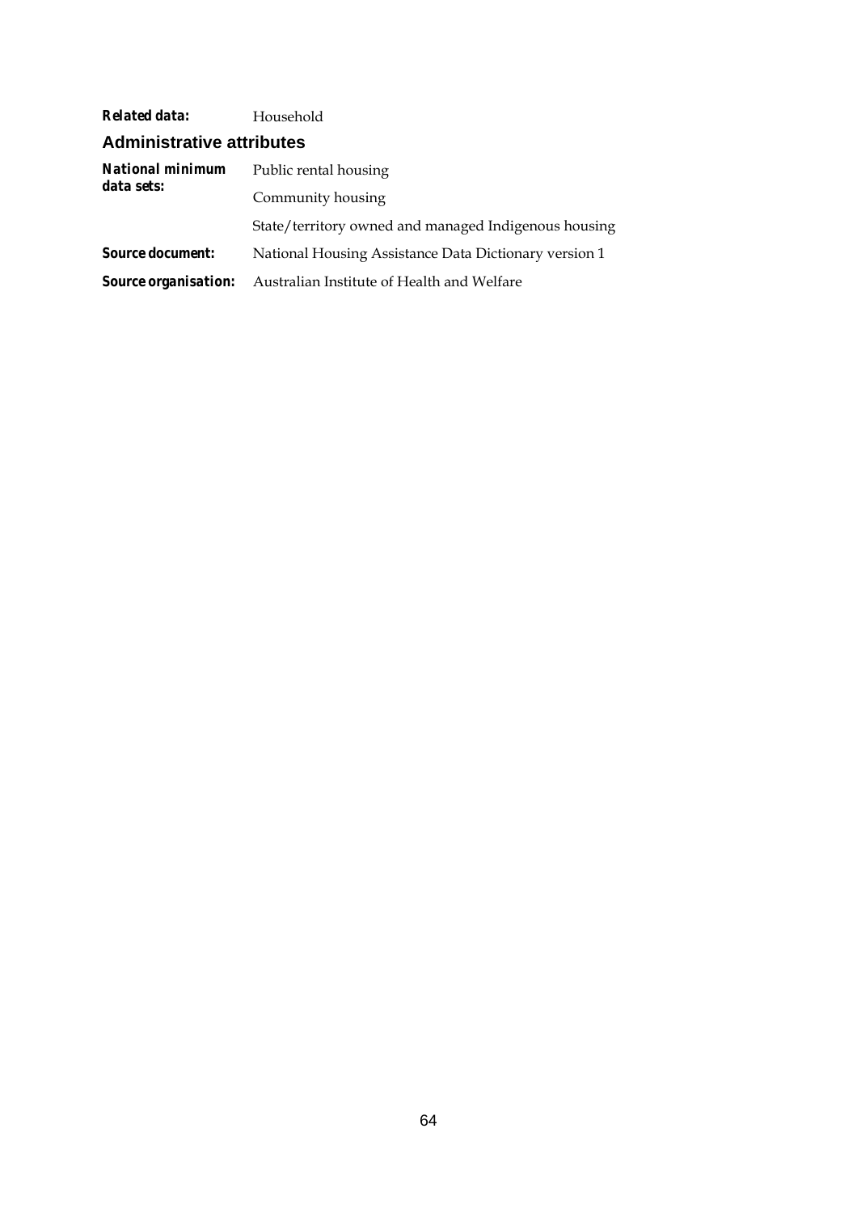***Related data:*** Household

## Administrative attributes

***National minimum data sets:*** Public rental housing

Community housing

State/territory owned and managed Indigenous housing

***Source document:*** National Housing Assistance Data Dictionary version 1

***Source organisation:*** Australian Institute of Health and Welfare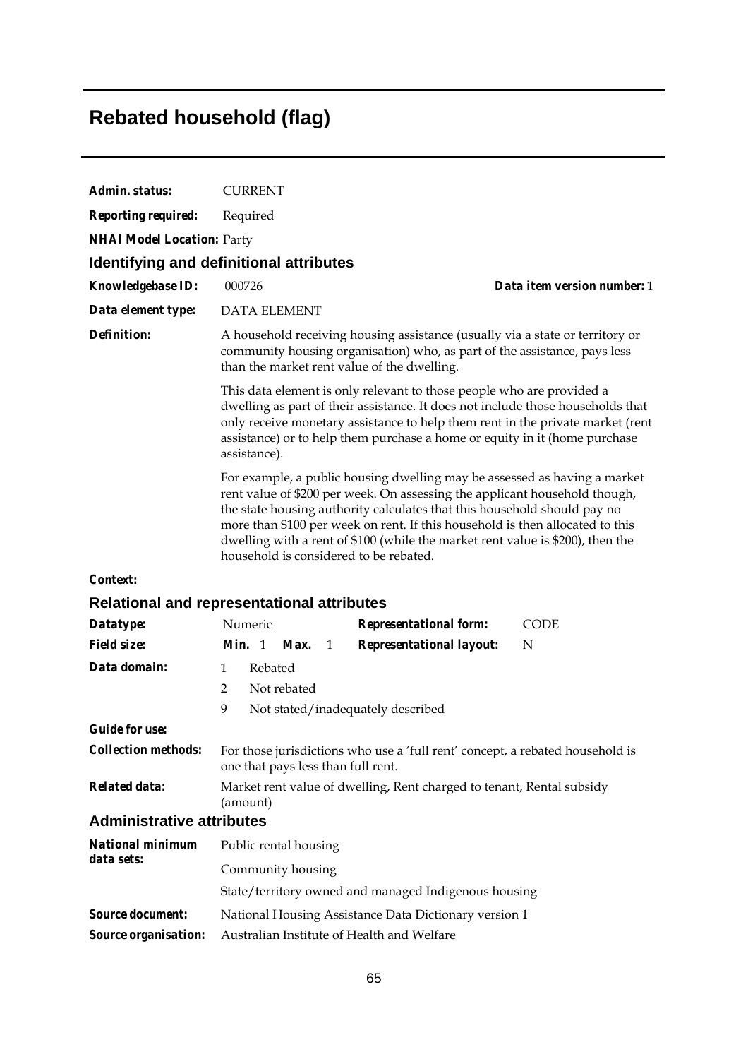# Rebated household (flag)

**Admin. status:** CURRENT

**Reporting required:** Required

**NHAI Model Location:** Party

## Identifying and definitional attributes

**Knowledgebase ID:** 000726 **Data item version number:** 1

**Data element type:** DATA ELEMENT

**Definition:** A household receiving housing assistance (usually via a state or territory or community housing organisation) who, as part of the assistance, pays less than the market rent value of the dwelling.

This data element is only relevant to those people who are provided a dwelling as part of their assistance. It does not include those households that only receive monetary assistance to help them rent in the private market (rent assistance) or to help them purchase a home or equity in it (home purchase assistance).

For example, a public housing dwelling may be assessed as having a market rent value of $200 per week. On assessing the applicant household though, the state housing authority calculates that this household should pay no more than $100 per week on rent. If this household is then allocated to this dwelling with a rent of $100 (while the market rent value is $200), then the household is considered to be rebated.

**Context:**

## Relational and representational attributes

**Datatype:** Numeric **Representational form:** CODE

**Field size:** **Min.** 1 **Max.** 1 **Representational layout:** N

**Data domain:**

1 Rebated

2 Not rebated

9 Not stated/inadequately described

**Guide for use:**

**Collection methods:** For those jurisdictions who use a 'full rent' concept, a rebated household is one that pays less than full rent.

**Related data:** Market rent value of dwelling, Rent charged to tenant, Rental subsidy (amount)

## Administrative attributes

**National minimum data sets:**

Public rental housing

Community housing

State/territory owned and managed Indigenous housing

**Source document:** National Housing Assistance Data Dictionary version 1

**Source organisation:** Australian Institute of Health and Welfare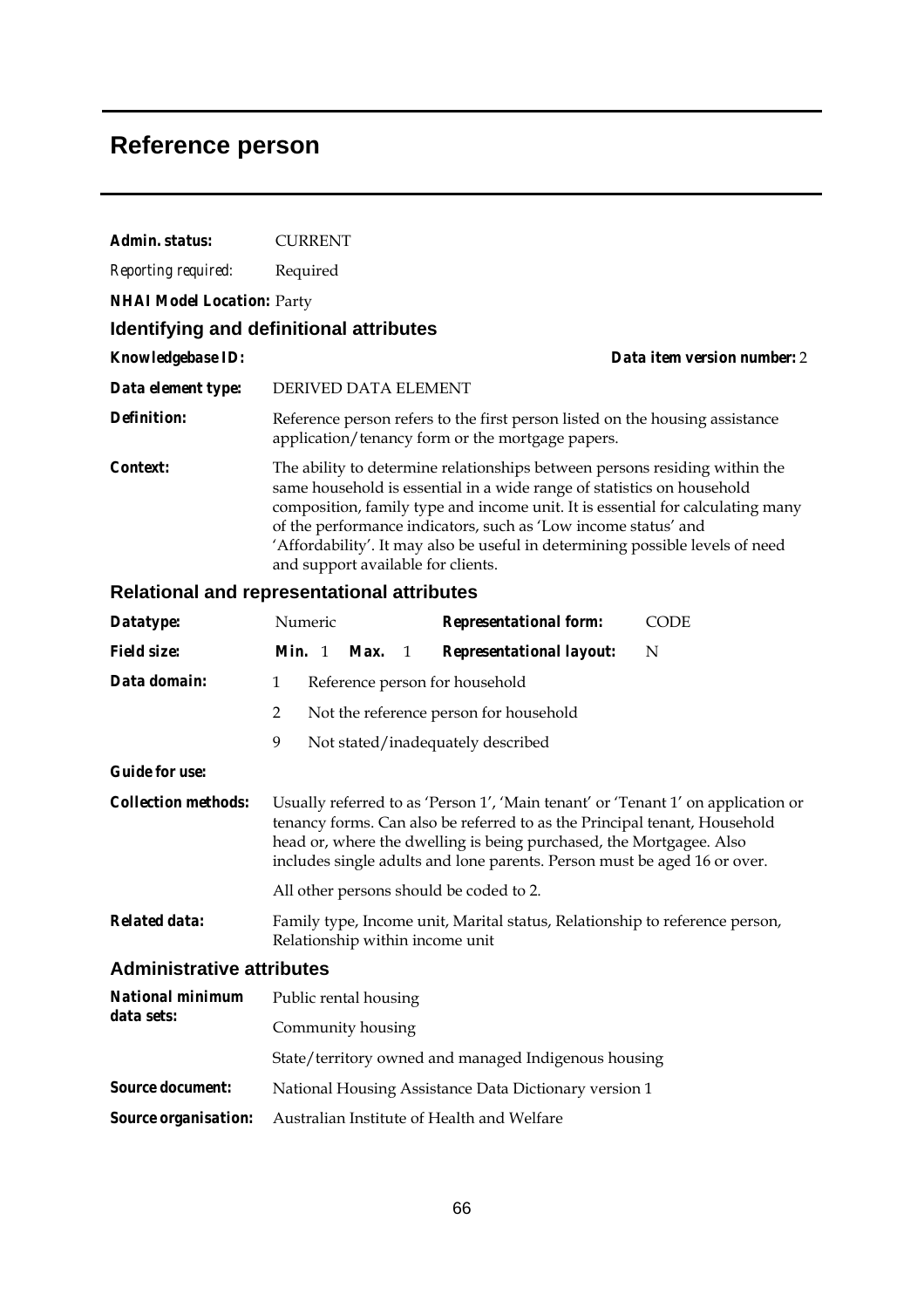# Reference person

**Admin. status:** CURRENT

*Reporting required:* Required

**NHAI Model Location:** Party

## Identifying and definitional attributes

**Knowledgebase ID:** **Data item version number:** 2

**Data element type:** DERIVED DATA ELEMENT

**Definition:** Reference person refers to the first person listed on the housing assistance application/tenancy form or the mortgage papers.

**Context:** The ability to determine relationships between persons residing within the same household is essential in a wide range of statistics on household composition, family type and income unit. It is essential for calculating many of the performance indicators, such as 'Low income status' and 'Affordability'. It may also be useful in determining possible levels of need and support available for clients.

## Relational and representational attributes

**Datatype:** Numeric **Representational form:** CODE

**Field size:** **Min.** 1 **Max.** 1 **Representational layout:** N

**Data domain:**

1 Reference person for household

2 Not the reference person for household

9 Not stated/inadequately described

**Guide for use:**

**Collection methods:** Usually referred to as 'Person 1', 'Main tenant' or 'Tenant 1' on application or tenancy forms. Can also be referred to as the Principal tenant, Household head or, where the dwelling is being purchased, the Mortgagee. Also includes single adults and lone parents. Person must be aged 16 or over.

All other persons should be coded to 2.

**Related data:** Family type, Income unit, Marital status, Relationship to reference person, Relationship within income unit

## Administrative attributes

**National minimum data sets:**

Public rental housing

Community housing

State/territory owned and managed Indigenous housing

**Source document:** National Housing Assistance Data Dictionary version 1

**Source organisation:** Australian Institute of Health and Welfare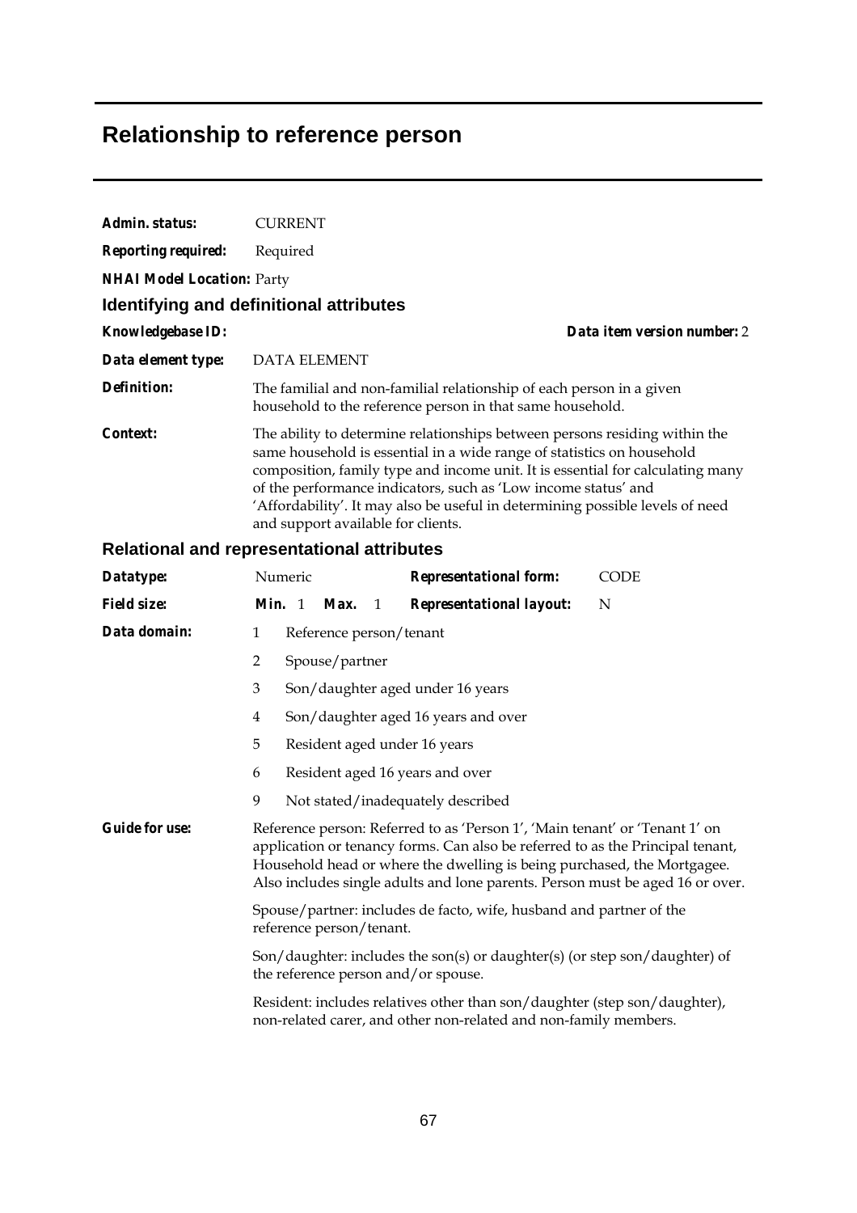# Relationship to reference person

**Admin. status:** CURRENT

**Reporting required:** Required

**NHAI Model Location:** Party

## Identifying and definitional attributes

**Knowledgebase ID:** 

**Data item version number:** 2

**Data element type:** DATA ELEMENT

**Definition:** The familial and non-familial relationship of each person in a given household to the reference person in that same household.

**Context:** The ability to determine relationships between persons residing within the same household is essential in a wide range of statistics on household composition, family type and income unit. It is essential for calculating many of the performance indicators, such as 'Low income status' and 'Affordability'. It may also be useful in determining possible levels of need and support available for clients.

## Relational and representational attributes

**Datatype:** Numeric

**Representational form:** CODE

**Field size:** **Min.** 1 **Max.** 1

**Representational layout:** N

**Data domain:**

| Code | Description |
|---|---|
| 1 | Reference person/tenant |
| 2 | Spouse/partner |
| 3 | Son/daughter aged under 16 years |
| 4 | Son/daughter aged 16 years and over |
| 5 | Resident aged under 16 years |
| 6 | Resident aged 16 years and over |
| 9 | Not stated/inadequately described |

**Guide for use:** Reference person: Referred to as 'Person 1', 'Main tenant' or 'Tenant 1' on application or tenancy forms. Can also be referred to as the Principal tenant, Household head or where the dwelling is being purchased, the Mortgagee. Also includes single adults and lone parents. Person must be aged 16 or over.

Spouse/partner: includes de facto, wife, husband and partner of the reference person/tenant.

Son/daughter: includes the son(s) or daughter(s) (or step son/daughter) of the reference person and/or spouse.

Resident: includes relatives other than son/daughter (step son/daughter), non-related carer, and other non-related and non-family members.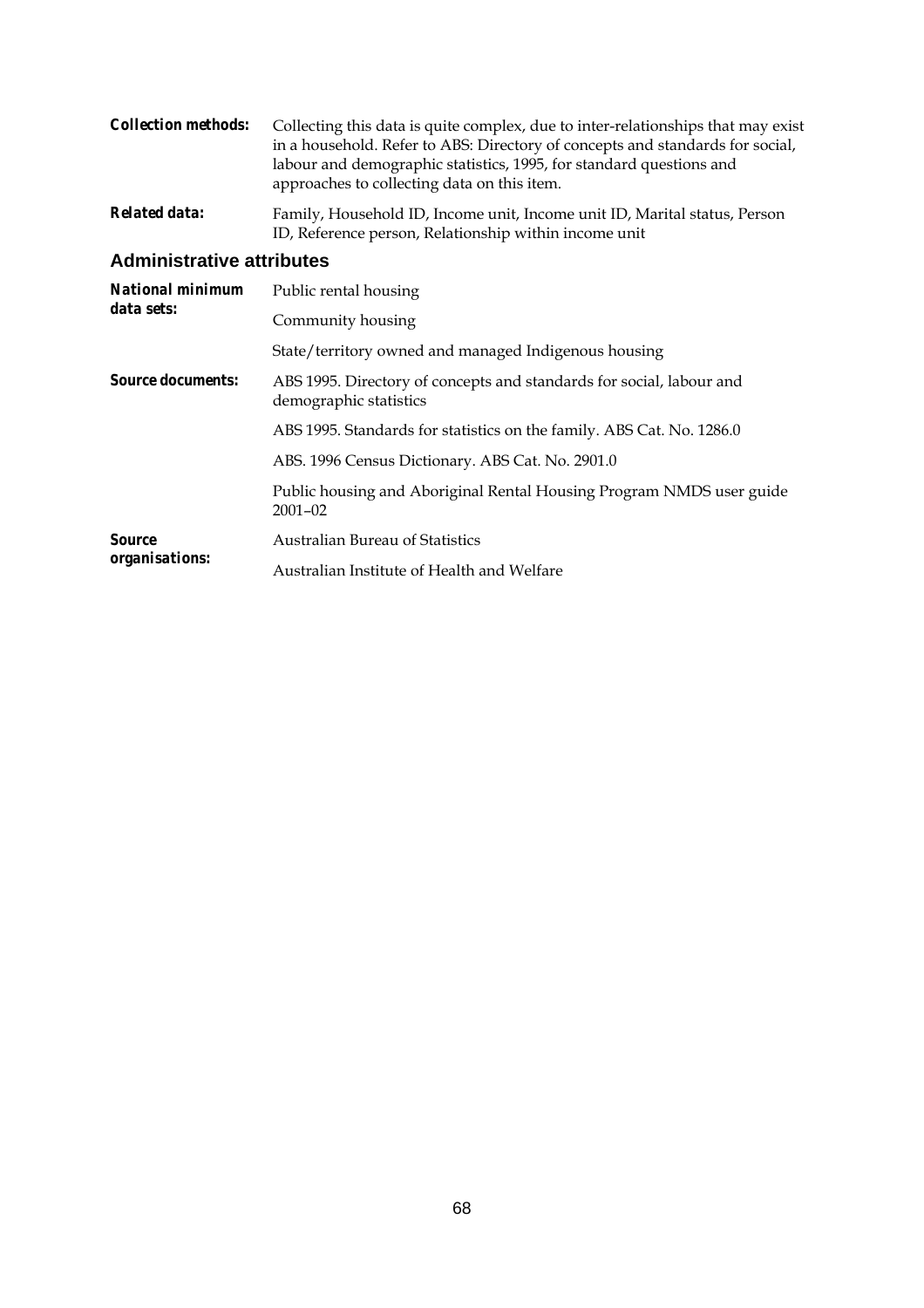**Collection methods:** Collecting this data is quite complex, due to inter-relationships that may exist in a household. Refer to ABS: Directory of concepts and standards for social, labour and demographic statistics, 1995, for standard questions and approaches to collecting data on this item.

**Related data:** Family, Household ID, Income unit, Income unit ID, Marital status, Person ID, Reference person, Relationship within income unit

## Administrative attributes

**National minimum data sets:**

Public rental housing

Community housing

State/territory owned and managed Indigenous housing

**Source documents:**

ABS 1995. Directory of concepts and standards for social, labour and demographic statistics

ABS 1995. Standards for statistics on the family. ABS Cat. No. 1286.0

ABS. 1996 Census Dictionary. ABS Cat. No. 2901.0

Public housing and Aboriginal Rental Housing Program NMDS user guide 2001–02

**Source organisations:**

Australian Bureau of Statistics

Australian Institute of Health and Welfare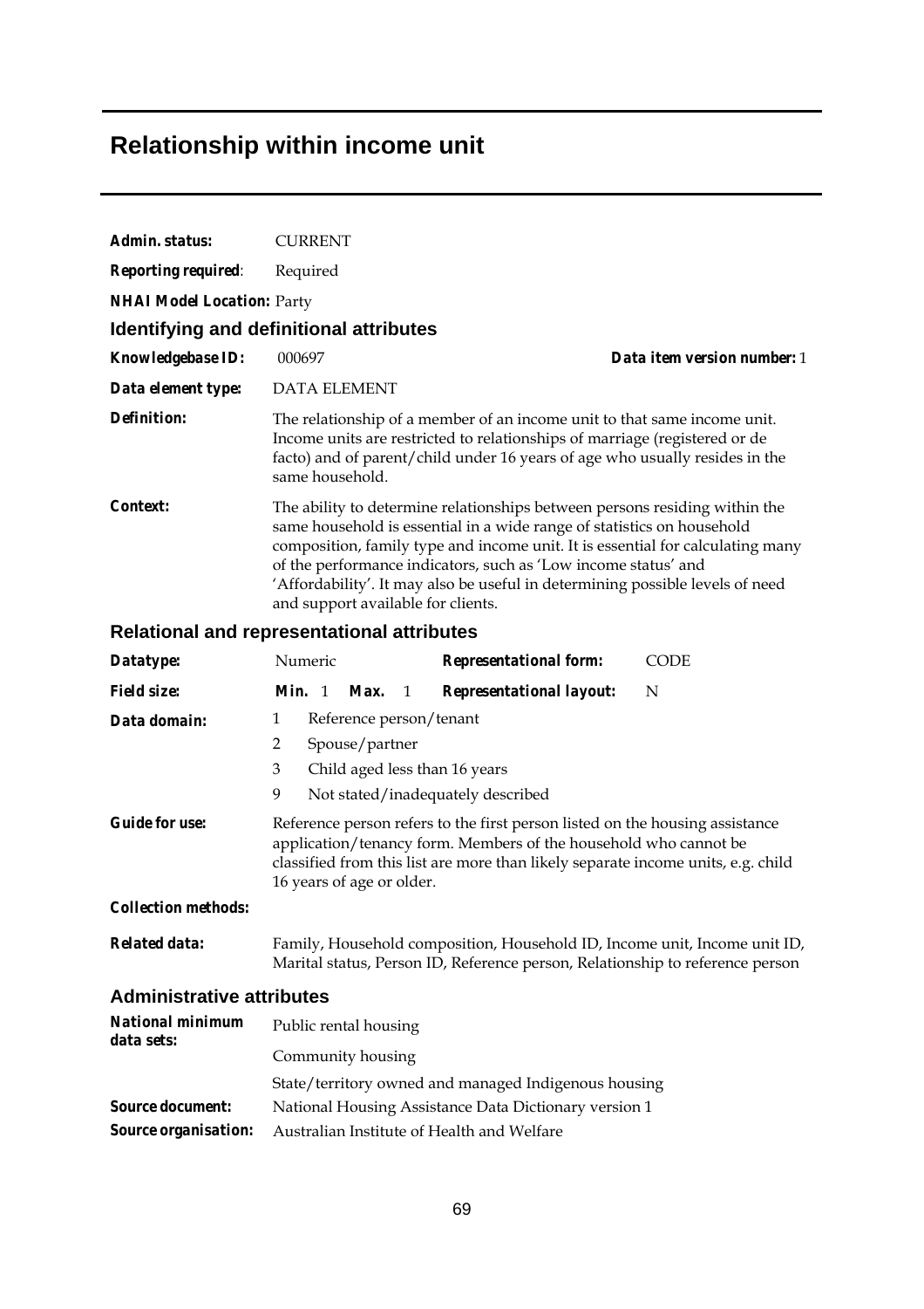# Relationship within income unit

**Admin. status:** CURRENT

**Reporting required**: Required

**NHAI Model Location:** Party

## Identifying and definitional attributes

**Knowledgebase ID:** 000697 **Data item version number:** 1

**Data element type:** DATA ELEMENT

**Definition:** The relationship of a member of an income unit to that same income unit. Income units are restricted to relationships of marriage (registered or de facto) and of parent/child under 16 years of age who usually resides in the same household.

**Context:** The ability to determine relationships between persons residing within the same household is essential in a wide range of statistics on household composition, family type and income unit. It is essential for calculating many of the performance indicators, such as 'Low income status' and 'Affordability'. It may also be useful in determining possible levels of need and support available for clients.

## Relational and representational attributes

**Datatype:** Numeric **Representational form:** CODE

**Field size:** **Min.** 1 **Max.** 1 **Representational layout:** N

**Data domain:**

1 Reference person/tenant
2 Spouse/partner
3 Child aged less than 16 years
9 Not stated/inadequately described

**Guide for use:** Reference person refers to the first person listed on the housing assistance application/tenancy form. Members of the household who cannot be classified from this list are more than likely separate income units, e.g. child 16 years of age or older.

**Collection methods:**

**Related data:** Family, Household composition, Household ID, Income unit, Income unit ID, Marital status, Person ID, Reference person, Relationship to reference person

## Administrative attributes

**National minimum data sets:**

Public rental housing

Community housing

State/territory owned and managed Indigenous housing

**Source document:** National Housing Assistance Data Dictionary version 1

**Source organisation:** Australian Institute of Health and Welfare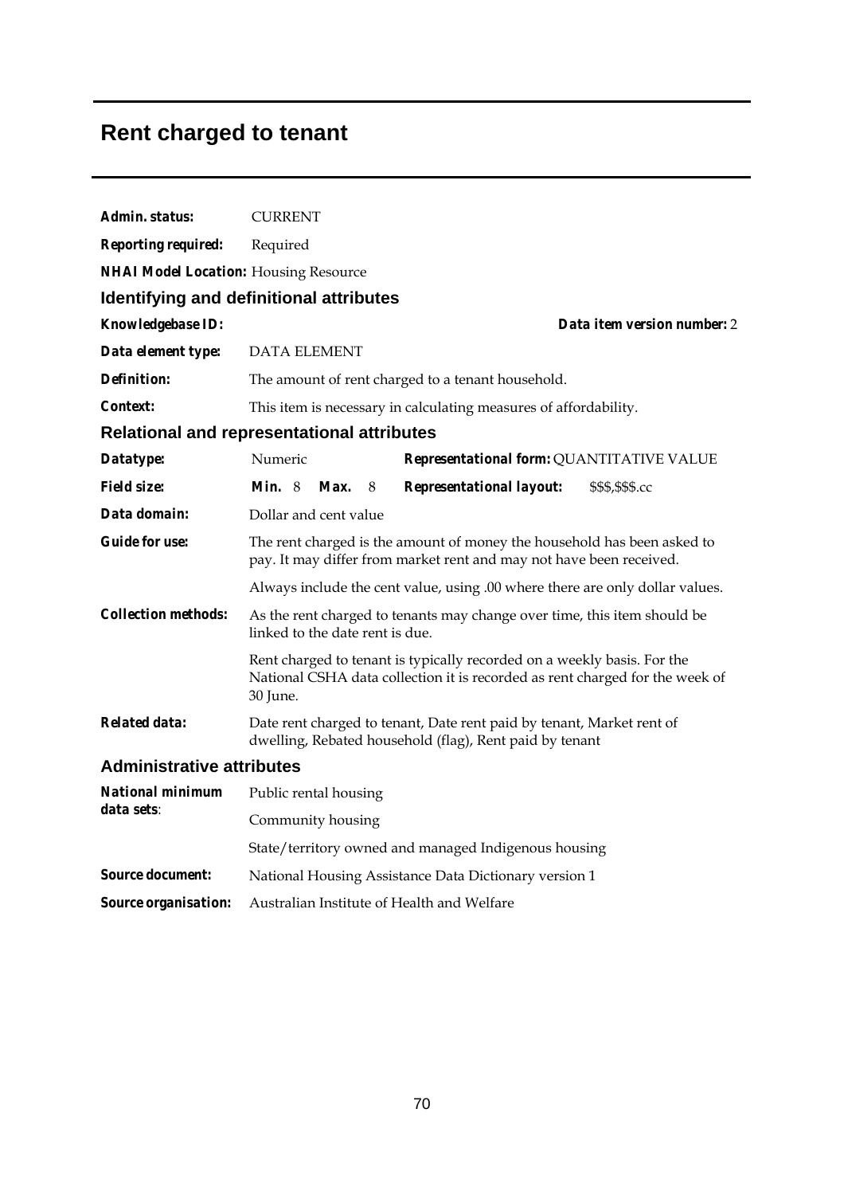# Rent charged to tenant

**Admin. status:** CURRENT

**Reporting required:** Required

**NHAI Model Location:** Housing Resource

## Identifying and definitional attributes

**Knowledgebase ID:** **Data item version number:** 2

**Data element type:** DATA ELEMENT

**Definition:** The amount of rent charged to a tenant household.

**Context:** This item is necessary in calculating measures of affordability.

## Relational and representational attributes

**Datatype:** Numeric **Representational form:** QUANTITATIVE VALUE

**Field size:** **Min.** 8 **Max.** 8 **Representational layout:** $$$,$$$.cc

**Data domain:** Dollar and cent value

**Guide for use:** The rent charged is the amount of money the household has been asked to pay. It may differ from market rent and may not have been received.

Always include the cent value, using .00 where there are only dollar values.

**Collection methods:** As the rent charged to tenants may change over time, this item should be linked to the date rent is due.

Rent charged to tenant is typically recorded on a weekly basis. For the National CSHA data collection it is recorded as rent charged for the week of 30 June.

**Related data:** Date rent charged to tenant, Date rent paid by tenant, Market rent of dwelling, Rebated household (flag), Rent paid by tenant

## Administrative attributes

**National minimum data sets**: Public rental housing

Community housing

State/territory owned and managed Indigenous housing

**Source document:** National Housing Assistance Data Dictionary version 1

**Source organisation:** Australian Institute of Health and Welfare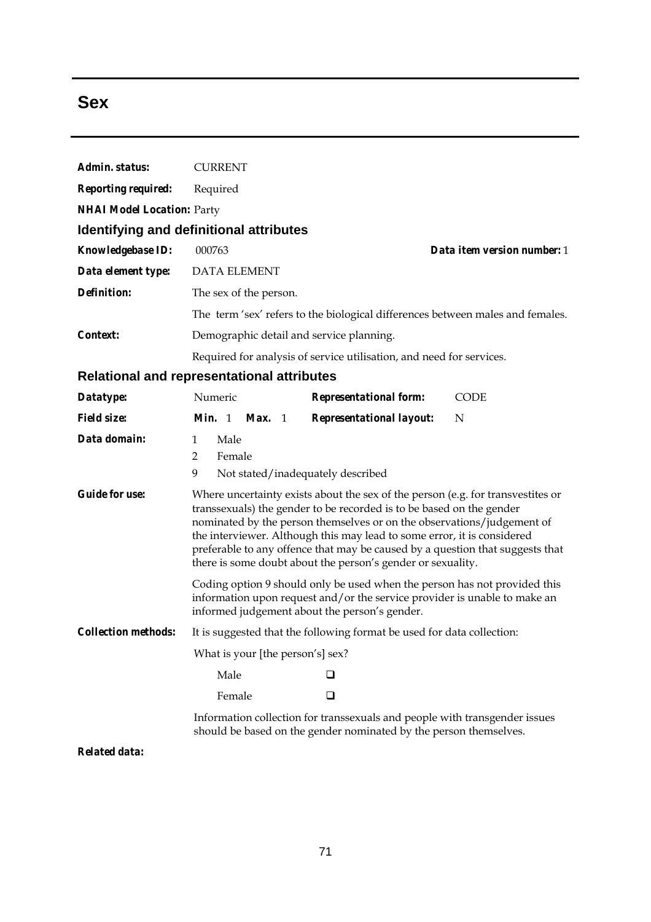# Sex

**Admin. status:** CURRENT

**Reporting required:** Required

**NHAI Model Location:** Party

## Identifying and definitional attributes

**Knowledgebase ID:** 000763 **Data item version number:** 1

**Data element type:** DATA ELEMENT

**Definition:** The sex of the person.

The term 'sex' refers to the biological differences between males and females.

**Context:** Demographic detail and service planning.

Required for analysis of service utilisation, and need for services.

## Relational and representational attributes

**Datatype:** Numeric **Representational form:** CODE

**Field size:** **Min.** 1 **Max.** 1 **Representational layout:** N

**Data domain:**

1 Male
2 Female
9 Not stated/inadequately described

**Guide for use:** Where uncertainty exists about the sex of the person (e.g. for transvestites or transsexuals) the gender to be recorded is to be based on the gender nominated by the person themselves or on the observations/judgement of the interviewer. Although this may lead to some error, it is considered preferable to any offence that may be caused by a question that suggests that there is some doubt about the person's gender or sexuality.

Coding option 9 should only be used when the person has not provided this information upon request and/or the service provider is unable to make an informed judgement about the person's gender.

**Collection methods:** It is suggested that the following format be used for data collection:

What is your [the person's] sex?

Male ❑

Female ❑

Information collection for transsexuals and people with transgender issues should be based on the gender nominated by the person themselves.

**Related data:**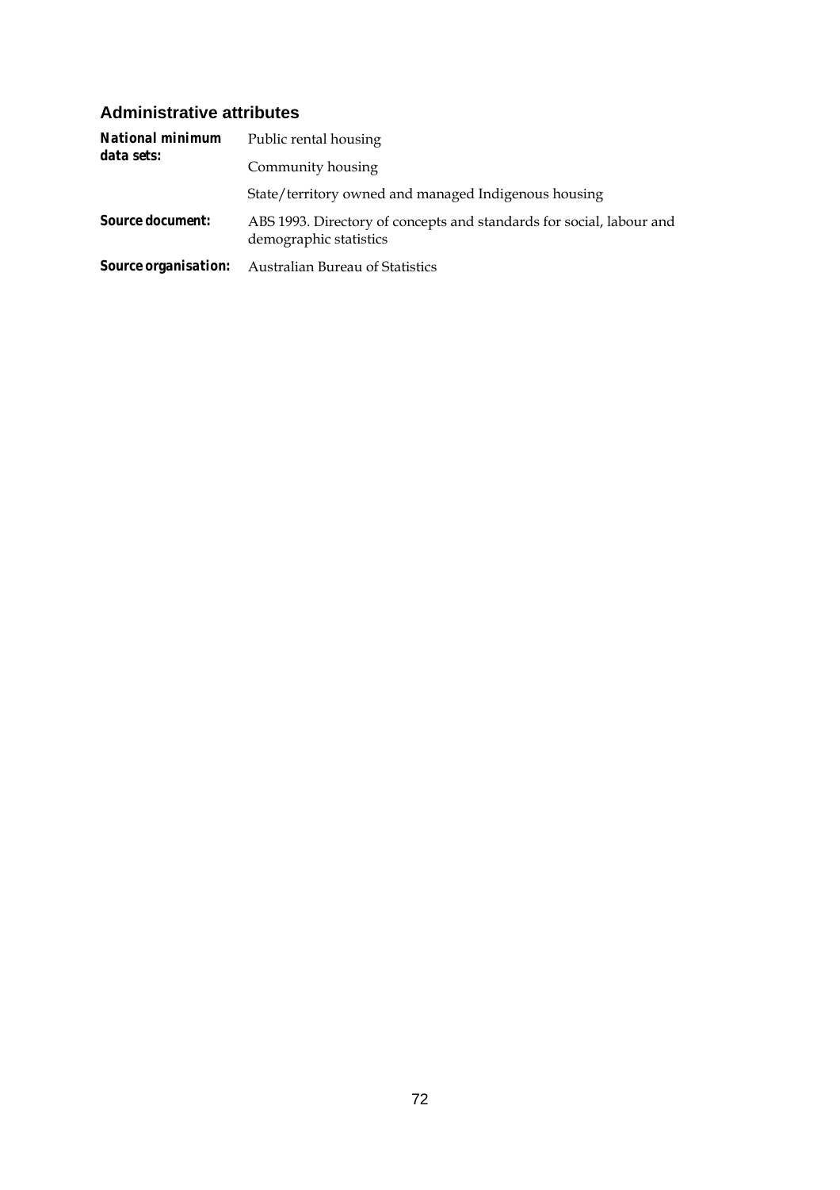### Administrative attributes

| | |
|---|---|
| ***National minimum data sets:*** | Public rental housing |
| | Community housing |
| | State/territory owned and managed Indigenous housing |
| ***Source document:*** | ABS 1993. Directory of concepts and standards for social, labour and demographic statistics |
| ***Source organisation:*** | Australian Bureau of Statistics |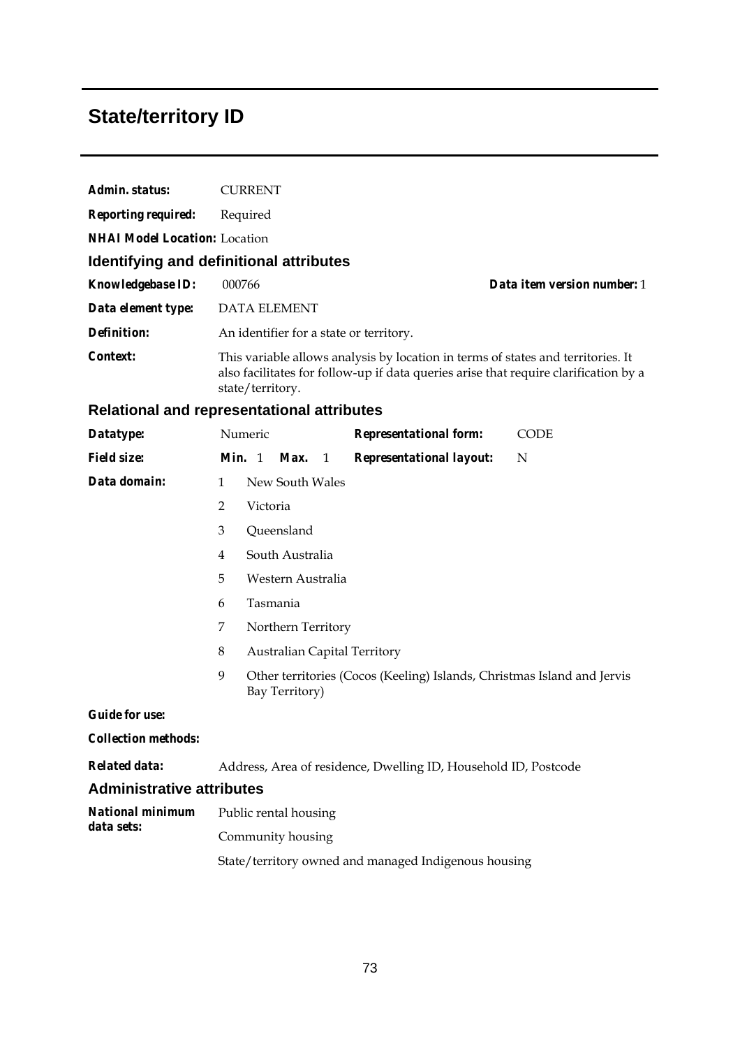# State/territory ID

**Admin. status:** CURRENT

**Reporting required:** Required

**NHAI Model Location:** Location

## Identifying and definitional attributes

**Knowledgebase ID:** 000766 **Data item version number:** 1

**Data element type:** DATA ELEMENT

**Definition:** An identifier for a state or territory.

**Context:** This variable allows analysis by location in terms of states and territories. It also facilitates for follow-up if data queries arise that require clarification by a state/territory.

## Relational and representational attributes

**Datatype:** Numeric **Representational form:** CODE

**Field size:** **Min.** 1 **Max.** 1 **Representational layout:** N

**Data domain:**

| Code | Value |
|---|---|
| 1 | New South Wales |
| 2 | Victoria |
| 3 | Queensland |
| 4 | South Australia |
| 5 | Western Australia |
| 6 | Tasmania |
| 7 | Northern Territory |
| 8 | Australian Capital Territory |
| 9 | Other territories (Cocos (Keeling) Islands, Christmas Island and Jervis Bay Territory) |

**Guide for use:**

**Collection methods:**

**Related data:** Address, Area of residence, Dwelling ID, Household ID, Postcode

## Administrative attributes

**National minimum data sets:**

Public rental housing

Community housing

State/territory owned and managed Indigenous housing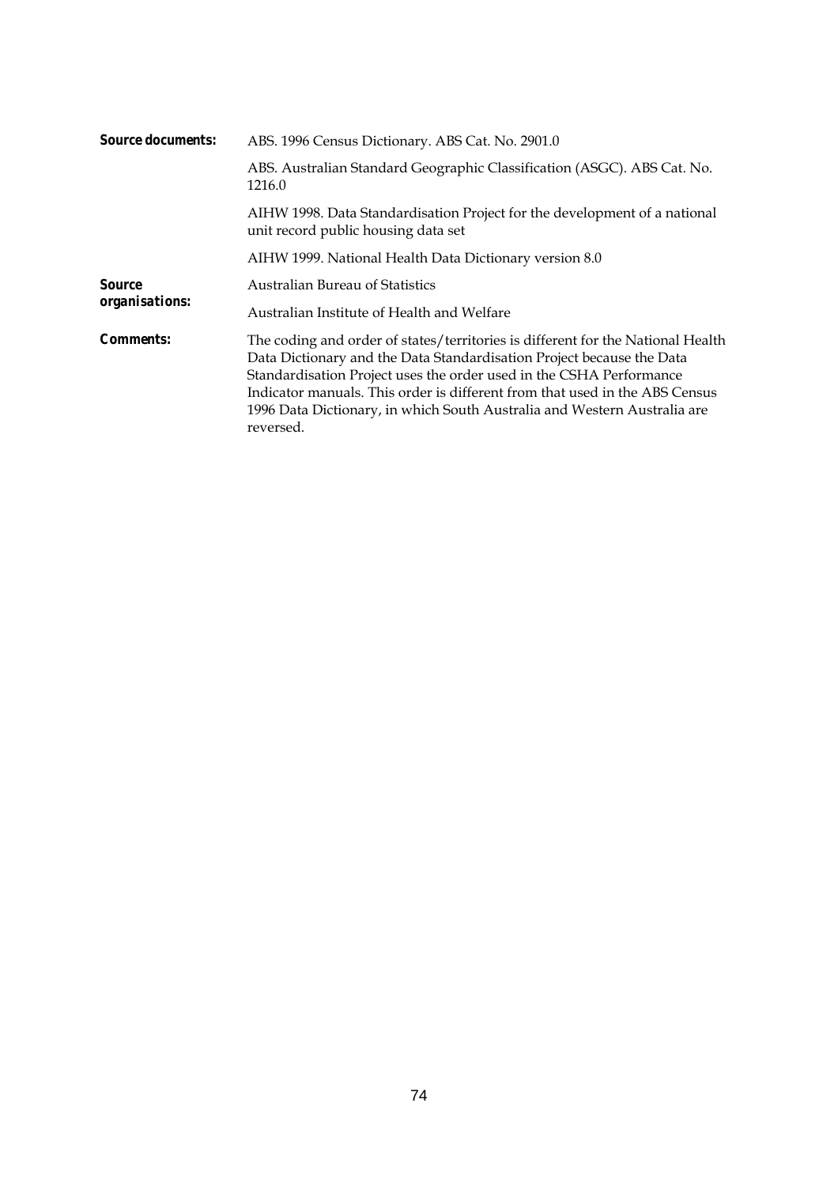**Source documents:** ABS. 1996 Census Dictionary. ABS Cat. No. 2901.0

ABS. Australian Standard Geographic Classification (ASGC). ABS Cat. No. 1216.0

AIHW 1998. Data Standardisation Project for the development of a national unit record public housing data set

AIHW 1999. National Health Data Dictionary version 8.0

**Source organisations:** Australian Bureau of Statistics

Australian Institute of Health and Welfare

**Comments:** The coding and order of states/territories is different for the National Health Data Dictionary and the Data Standardisation Project because the Data Standardisation Project uses the order used in the CSHA Performance Indicator manuals. This order is different from that used in the ABS Census 1996 Data Dictionary, in which South Australia and Western Australia are reversed.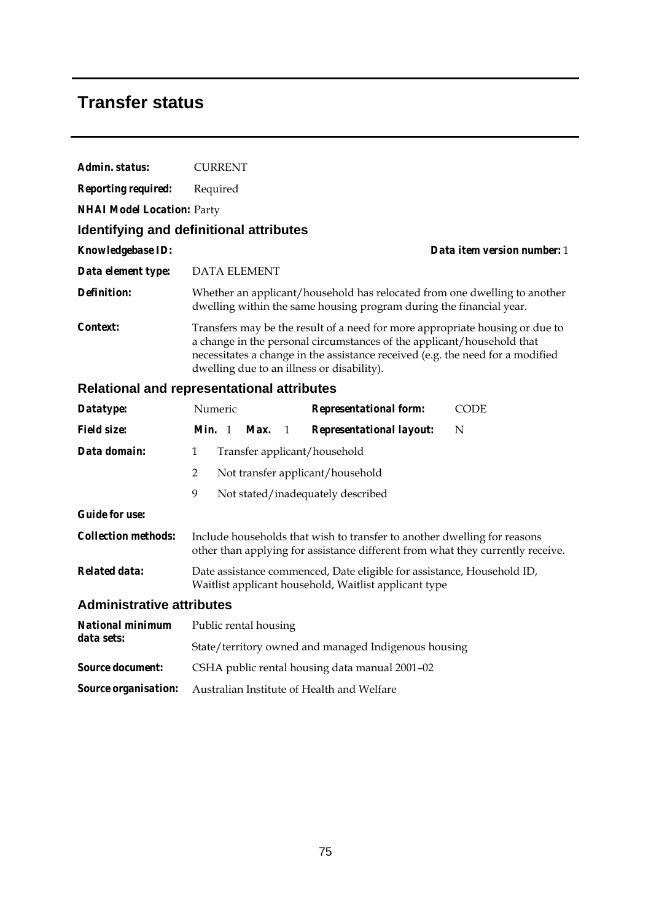# Transfer status

***Admin. status:*** CURRENT

***Reporting required:*** Required

***NHAI Model Location:*** Party

## Identifying and definitional attributes

***Knowledgebase ID:*** 

***Data item version number:*** 1

***Data element type:*** DATA ELEMENT

***Definition:*** Whether an applicant/household has relocated from one dwelling to another dwelling within the same housing program during the financial year.

***Context:*** Transfers may be the result of a need for more appropriate housing or due to a change in the personal circumstances of the applicant/household that necessitates a change in the assistance received (e.g. the need for a modified dwelling due to an illness or disability).

## Relational and representational attributes

***Datatype:*** Numeric

***Representational form:*** CODE

***Field size:*** ***Min.*** 1 ***Max.*** 1

***Representational layout:*** N

***Data domain:***

| | |
|---|---|
| 1 | Transfer applicant/household |
| 2 | Not transfer applicant/household |
| 9 | Not stated/inadequately described |

***Guide for use:***

***Collection methods:*** Include households that wish to transfer to another dwelling for reasons other than applying for assistance different from what they currently receive.

***Related data:*** Date assistance commenced, Date eligible for assistance, Household ID, Waitlist applicant household, Waitlist applicant type

## Administrative attributes

***National minimum data sets:*** Public rental housing

State/territory owned and managed Indigenous housing

***Source document:*** CSHA public rental housing data manual 2001–02

***Source organisation:*** Australian Institute of Health and Welfare